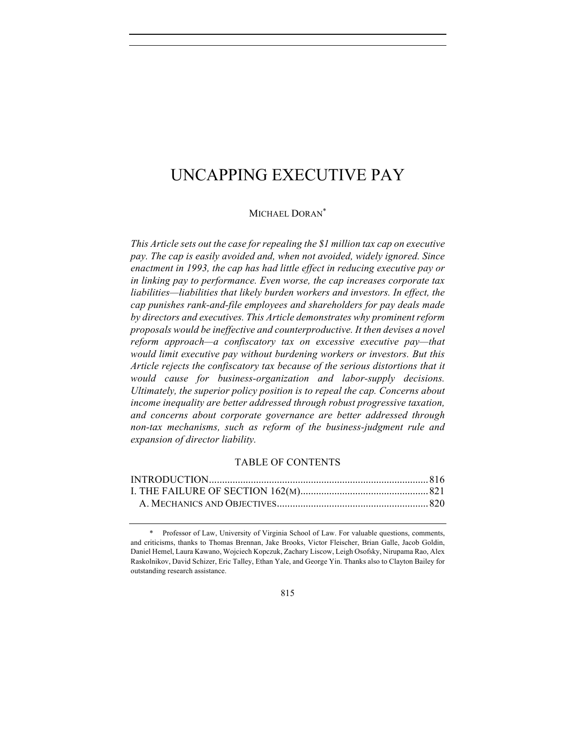# UNCAPPING EXECUTIVE PAY

MICHAEL DORAN*

*This Article sets out the case for repealing the $1 million tax cap on executive pay. The cap is easily avoided and, when not avoided, widely ignored. Since enactment in 1993, the cap has had little effect in reducing executive pay or in linking pay to performance. Even worse, the cap increases corporate tax liabilities—liabilities that likely burden workers and investors. In effect, the cap punishes rank-and-file employees and shareholders for pay deals made by directors and executives. This Article demonstrates why prominent reform proposals would be ineffective and counterproductive. It then devises a novel reform approach—a confiscatory tax on excessive executive pay—that would limit executive pay without burdening workers or investors. But this Article rejects the confiscatory tax because of the serious distortions that it would cause for business-organization and labor-supply decisions. Ultimately, the superior policy position is to repeal the cap. Concerns about income inequality are better addressed through robust progressive taxation, and concerns about corporate governance are better addressed through non-tax mechanisms, such as reform of the business-judgment rule and expansion of director liability.*

TABLE OF CONTENTS

INTRODUCTION .................................................................................. 816
I. THE FAILURE OF SECTION 162(M) ................................................. 821
  A. MECHANICS AND OBJECTIVES .......................................................... 820

---

\* Professor of Law, University of Virginia School of Law. For valuable questions, comments, and criticisms, thanks to Thomas Brennan, Jake Brooks, Victor Fleischer, Brian Galle, Jacob Goldin, Daniel Hemel, Laura Kawano, Wojciech Kopczuk, Zachary Liscow, Leigh Osofsky, Nirupama Rao, Alex Raskolnikov, David Schizer, Eric Talley, Ethan Yale, and George Yin. Thanks also to Clayton Bailey for outstanding research assistance.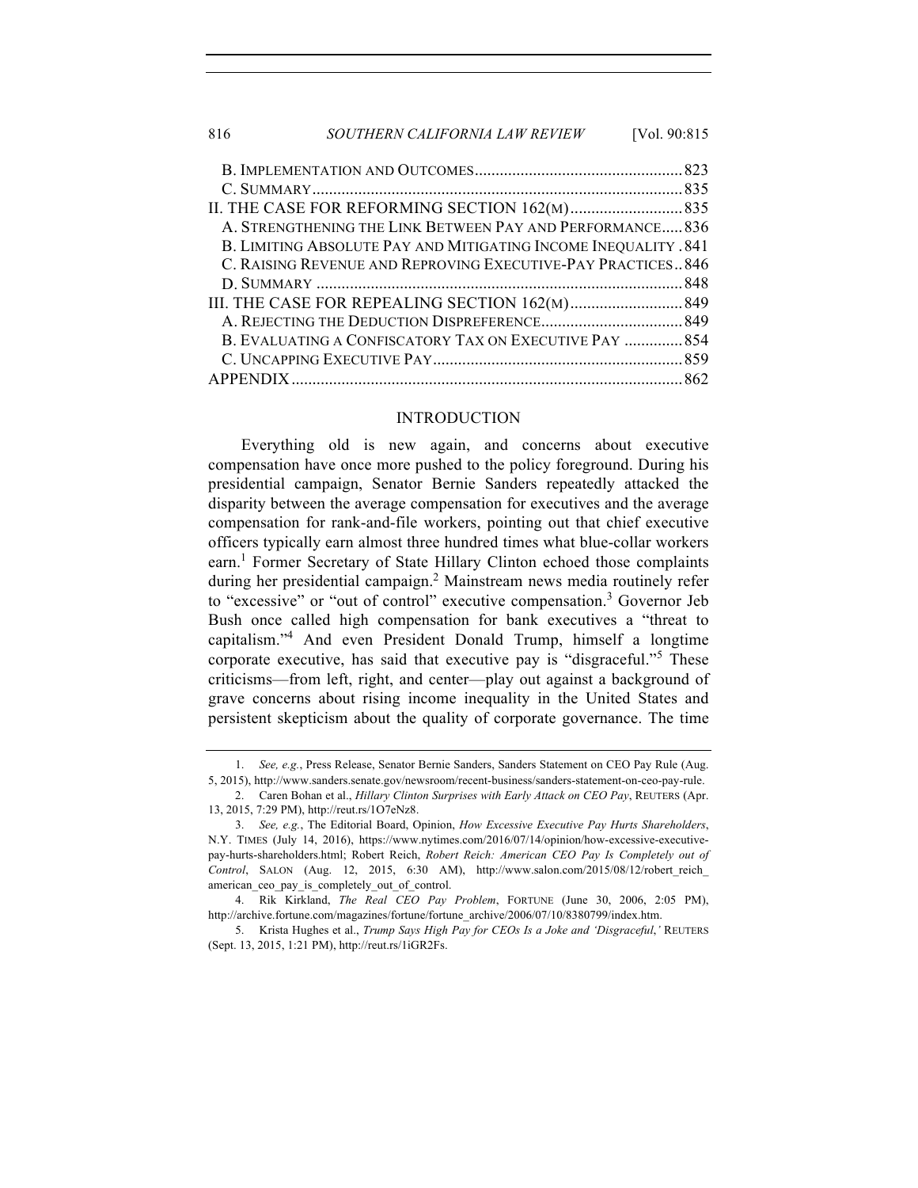B. Implementation and Outcomes .................................................. 823
C. Summary ........................................................................................ 835

II. The Case for Reforming Section 162(m) ........................... 835
A. Strengthening the Link Between Pay and Performance ..... 836
B. Limiting Absolute Pay and Mitigating Income Inequality . 841
C. Raising Revenue and Reproving Executive-Pay Practices .. 846
D. Summary ....................................................................................... 848

III. The Case for Repealing Section 162(m) ........................... 849
A. Rejecting the Deduction Dispreference .................................. 849
B. Evaluating a Confiscatory Tax on Executive Pay .............. 854
C. Uncapping Executive Pay ........................................................... 859

Appendix ............................................................................................ 862

## INTRODUCTION

Everything old is new again, and concerns about executive compensation have once more pushed to the policy foreground. During his presidential campaign, Senator Bernie Sanders repeatedly attacked the disparity between the average compensation for executives and the average compensation for rank-and-file workers, pointing out that chief executive officers typically earn almost three hundred times what blue-collar workers earn.[1] Former Secretary of State Hillary Clinton echoed those complaints during her presidential campaign.[2] Mainstream news media routinely refer to "excessive" or "out of control" executive compensation.[3] Governor Jeb Bush once called high compensation for bank executives a "threat to capitalism."[4] And even President Donald Trump, himself a longtime corporate executive, has said that executive pay is "disgraceful."[5] These criticisms—from left, right, and center—play out against a background of grave concerns about rising income inequality in the United States and persistent skepticism about the quality of corporate governance. The time

---

1. *See, e.g.*, Press Release, Senator Bernie Sanders, Sanders Statement on CEO Pay Rule (Aug. 5, 2015), http://www.sanders.senate.gov/newsroom/recent-business/sanders-statement-on-ceo-pay-rule.

2. Caren Bohan et al., *Hillary Clinton Surprises with Early Attack on CEO Pay*, REUTERS (Apr. 13, 2015, 7:29 PM), http://reut.rs/1O7eNz8.

3. *See, e.g.*, The Editorial Board, Opinion, *How Excessive Executive Pay Hurts Shareholders*, N.Y. TIMES (July 14, 2016), https://www.nytimes.com/2016/07/14/opinion/how-excessive-executive-pay-hurts-shareholders.html; Robert Reich, *Robert Reich: American CEO Pay Is Completely out of Control*, SALON (Aug. 12, 2015, 6:30 AM), http://www.salon.com/2015/08/12/robert_reich_american_ceo_pay_is_completely_out_of_control.

4. Rik Kirkland, *The Real CEO Pay Problem*, FORTUNE (June 30, 2006, 2:05 PM), http://archive.fortune.com/magazines/fortune/fortune_archive/2006/07/10/8380799/index.htm.

5. Krista Hughes et al., *Trump Says High Pay for CEOs Is a Joke and 'Disgraceful*,*'* REUTERS (Sept. 13, 2015, 1:21 PM), http://reut.rs/1iGR2Fs.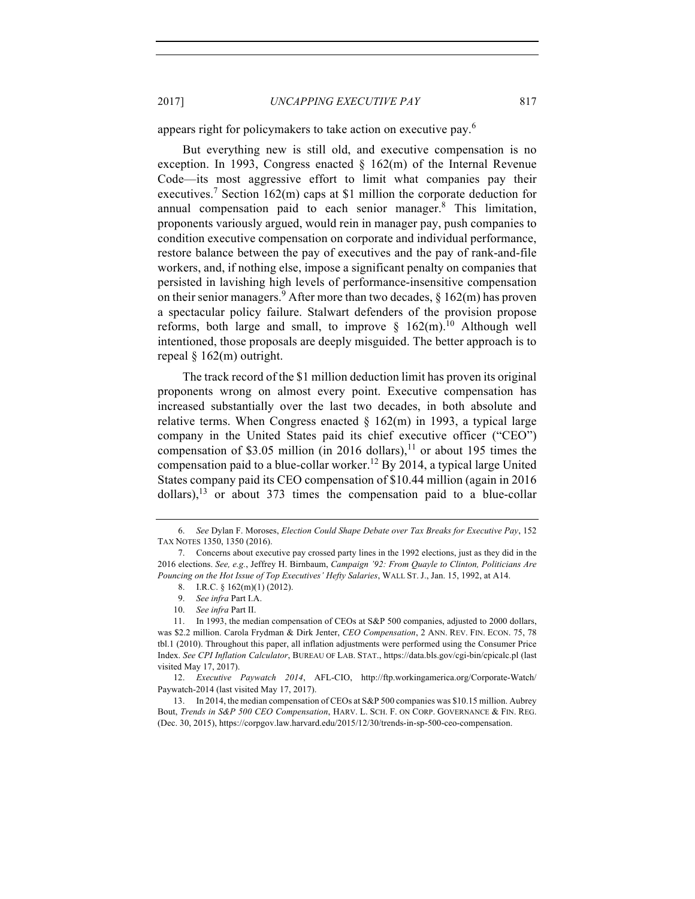appears right for policymakers to take action on executive pay.[6]

But everything new is still old, and executive compensation is no exception. In 1993, Congress enacted § 162(m) of the Internal Revenue Code—its most aggressive effort to limit what companies pay their executives.[7] Section 162(m) caps at $1 million the corporate deduction for annual compensation paid to each senior manager.[8] This limitation, proponents variously argued, would rein in manager pay, push companies to condition executive compensation on corporate and individual performance, restore balance between the pay of executives and the pay of rank-and-file workers, and, if nothing else, impose a significant penalty on companies that persisted in lavishing high levels of performance-insensitive compensation on their senior managers.[9] After more than two decades, § 162(m) has proven a spectacular policy failure. Stalwart defenders of the provision propose reforms, both large and small, to improve § 162(m).[10] Although well intentioned, those proposals are deeply misguided. The better approach is to repeal § 162(m) outright.

The track record of the $1 million deduction limit has proven its original proponents wrong on almost every point. Executive compensation has increased substantially over the last two decades, in both absolute and relative terms. When Congress enacted § 162(m) in 1993, a typical large company in the United States paid its chief executive officer ("CEO") compensation of $3.05 million (in 2016 dollars),[11] or about 195 times the compensation paid to a blue-collar worker.[12] By 2014, a typical large United States company paid its CEO compensation of $10.44 million (again in 2016 dollars),[13] or about 373 times the compensation paid to a blue-collar

---

6. *See* Dylan F. Moroses, *Election Could Shape Debate over Tax Breaks for Executive Pay*, 152 TAX NOTES 1350, 1350 (2016).

7. Concerns about executive pay crossed party lines in the 1992 elections, just as they did in the 2016 elections. *See, e.g.*, Jeffrey H. Birnbaum, *Campaign '92: From Quayle to Clinton, Politicians Are Pouncing on the Hot Issue of Top Executives' Hefty Salaries*, WALL ST. J., Jan. 15, 1992, at A14.

8. I.R.C. § 162(m)(1) (2012).

9. *See infra* Part I.A.

10. *See infra* Part II.

11. In 1993, the median compensation of CEOs at S&P 500 companies, adjusted to 2000 dollars, was $2.2 million. Carola Frydman & Dirk Jenter, *CEO Compensation*, 2 ANN. REV. FIN. ECON. 75, 78 tbl.1 (2010). Throughout this paper, all inflation adjustments were performed using the Consumer Price Index. *See CPI Inflation Calculator*, BUREAU OF LAB. STAT., https://data.bls.gov/cgi-bin/cpicalc.pl (last visited May 17, 2017).

12. *Executive Paywatch 2014*, AFL-CIO, http://ftp.workingamerica.org/Corporate-Watch/Paywatch-2014 (last visited May 17, 2017).

13. In 2014, the median compensation of CEOs at S&P 500 companies was $10.15 million. Aubrey Bout, *Trends in S&P 500 CEO Compensation*, HARV. L. SCH. F. ON CORP. GOVERNANCE & FIN. REG. (Dec. 30, 2015), https://corpgov.law.harvard.edu/2015/12/30/trends-in-sp-500-ceo-compensation.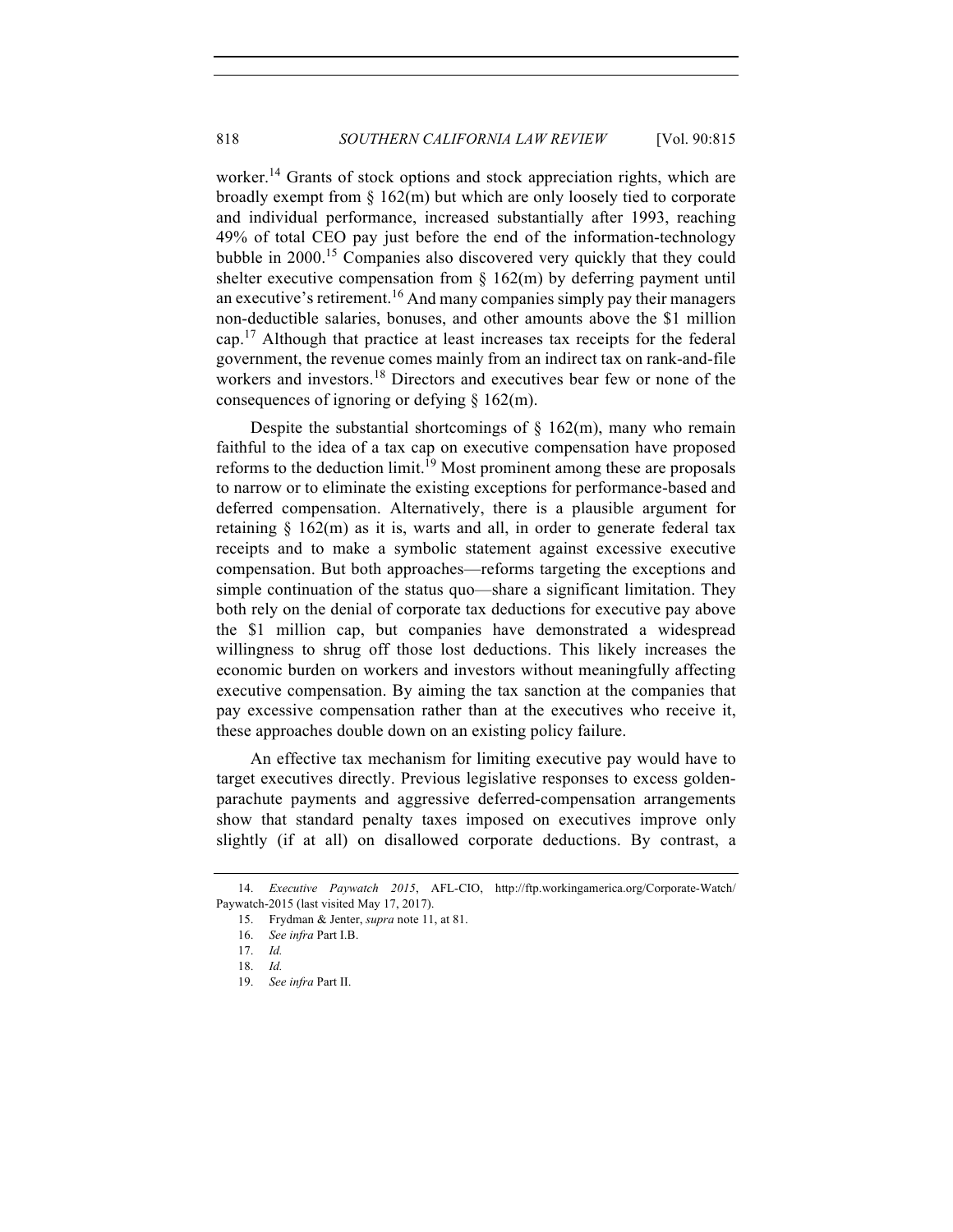worker.[14] Grants of stock options and stock appreciation rights, which are broadly exempt from § 162(m) but which are only loosely tied to corporate and individual performance, increased substantially after 1993, reaching 49% of total CEO pay just before the end of the information-technology bubble in 2000.[15] Companies also discovered very quickly that they could shelter executive compensation from § 162(m) by deferring payment until an executive's retirement.[16] And many companies simply pay their managers non-deductible salaries, bonuses, and other amounts above the $1 million cap.[17] Although that practice at least increases tax receipts for the federal government, the revenue comes mainly from an indirect tax on rank-and-file workers and investors.[18] Directors and executives bear few or none of the consequences of ignoring or defying § 162(m).

Despite the substantial shortcomings of § 162(m), many who remain faithful to the idea of a tax cap on executive compensation have proposed reforms to the deduction limit.[19] Most prominent among these are proposals to narrow or to eliminate the existing exceptions for performance-based and deferred compensation. Alternatively, there is a plausible argument for retaining § 162(m) as it is, warts and all, in order to generate federal tax receipts and to make a symbolic statement against excessive executive compensation. But both approaches—reforms targeting the exceptions and simple continuation of the status quo—share a significant limitation. They both rely on the denial of corporate tax deductions for executive pay above the $1 million cap, but companies have demonstrated a widespread willingness to shrug off those lost deductions. This likely increases the economic burden on workers and investors without meaningfully affecting executive compensation. By aiming the tax sanction at the companies that pay excessive compensation rather than at the executives who receive it, these approaches double down on an existing policy failure.

An effective tax mechanism for limiting executive pay would have to target executives directly. Previous legislative responses to excess golden-parachute payments and aggressive deferred-compensation arrangements show that standard penalty taxes imposed on executives improve only slightly (if at all) on disallowed corporate deductions. By contrast, a

14. *Executive Paywatch 2015*, AFL-CIO, http://ftp.workingamerica.org/Corporate-Watch/Paywatch-2015 (last visited May 17, 2017).

15. Frydman & Jenter, *supra* note 11, at 81.

16. *See infra* Part I.B.

17. *Id.*

18. *Id.*

19. *See infra* Part II.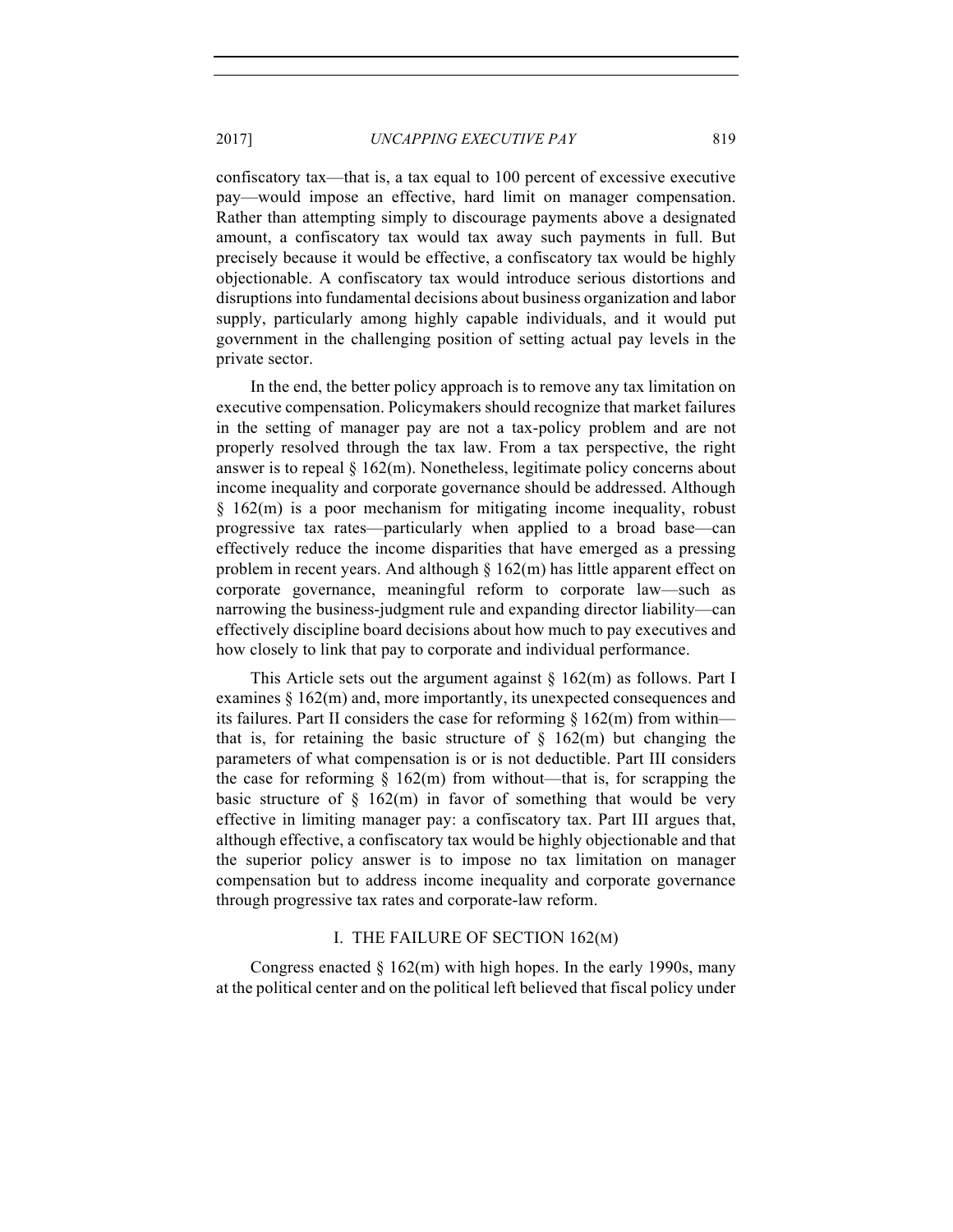confiscatory tax—that is, a tax equal to 100 percent of excessive executive pay—would impose an effective, hard limit on manager compensation. Rather than attempting simply to discourage payments above a designated amount, a confiscatory tax would tax away such payments in full. But precisely because it would be effective, a confiscatory tax would be highly objectionable. A confiscatory tax would introduce serious distortions and disruptions into fundamental decisions about business organization and labor supply, particularly among highly capable individuals, and it would put government in the challenging position of setting actual pay levels in the private sector.

In the end, the better policy approach is to remove any tax limitation on executive compensation. Policymakers should recognize that market failures in the setting of manager pay are not a tax-policy problem and are not properly resolved through the tax law. From a tax perspective, the right answer is to repeal § 162(m). Nonetheless, legitimate policy concerns about income inequality and corporate governance should be addressed. Although § 162(m) is a poor mechanism for mitigating income inequality, robust progressive tax rates—particularly when applied to a broad base—can effectively reduce the income disparities that have emerged as a pressing problem in recent years. And although § 162(m) has little apparent effect on corporate governance, meaningful reform to corporate law—such as narrowing the business-judgment rule and expanding director liability—can effectively discipline board decisions about how much to pay executives and how closely to link that pay to corporate and individual performance.

This Article sets out the argument against § 162(m) as follows. Part I examines § 162(m) and, more importantly, its unexpected consequences and its failures. Part II considers the case for reforming § 162(m) from within—that is, for retaining the basic structure of § 162(m) but changing the parameters of what compensation is or is not deductible. Part III considers the case for reforming § 162(m) from without—that is, for scrapping the basic structure of § 162(m) in favor of something that would be very effective in limiting manager pay: a confiscatory tax. Part III argues that, although effective, a confiscatory tax would be highly objectionable and that the superior policy answer is to impose no tax limitation on manager compensation but to address income inequality and corporate governance through progressive tax rates and corporate-law reform.

## I. THE FAILURE OF SECTION 162(M)

Congress enacted § 162(m) with high hopes. In the early 1990s, many at the political center and on the political left believed that fiscal policy under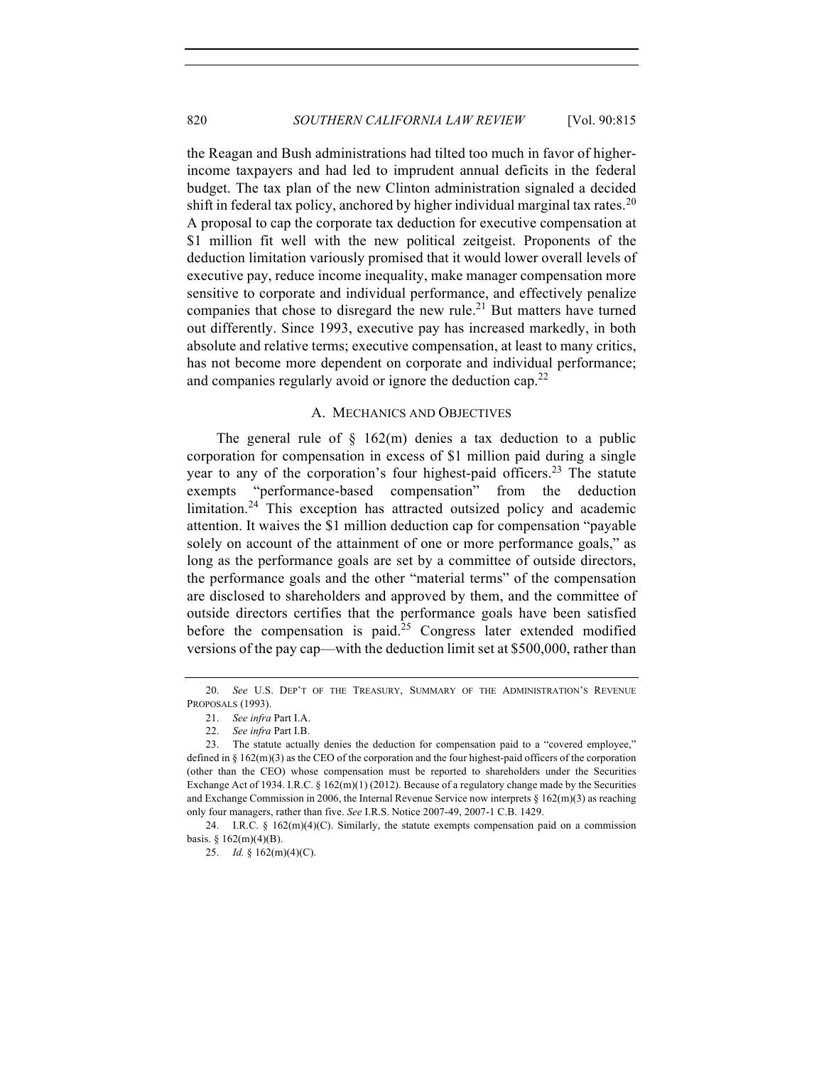the Reagan and Bush administrations had tilted too much in favor of higher-income taxpayers and had led to imprudent annual deficits in the federal budget. The tax plan of the new Clinton administration signaled a decided shift in federal tax policy, anchored by higher individual marginal tax rates.[20] A proposal to cap the corporate tax deduction for executive compensation at $1 million fit well with the new political zeitgeist. Proponents of the deduction limitation variously promised that it would lower overall levels of executive pay, reduce income inequality, make manager compensation more sensitive to corporate and individual performance, and effectively penalize companies that chose to disregard the new rule.[21] But matters have turned out differently. Since 1993, executive pay has increased markedly, in both absolute and relative terms; executive compensation, at least to many critics, has not become more dependent on corporate and individual performance; and companies regularly avoid or ignore the deduction cap.[22]

### A. MECHANICS AND OBJECTIVES

The general rule of § 162(m) denies a tax deduction to a public corporation for compensation in excess of $1 million paid during a single year to any of the corporation's four highest-paid officers.[23] The statute exempts "performance-based compensation" from the deduction limitation.[24] This exception has attracted outsized policy and academic attention. It waives the $1 million deduction cap for compensation "payable solely on account of the attainment of one or more performance goals," as long as the performance goals are set by a committee of outside directors, the performance goals and the other "material terms" of the compensation are disclosed to shareholders and approved by them, and the committee of outside directors certifies that the performance goals have been satisfied before the compensation is paid.[25] Congress later extended modified versions of the pay cap—with the deduction limit set at $500,000, rather than

---

20. *See* U.S. DEP'T OF THE TREASURY, SUMMARY OF THE ADMINISTRATION'S REVENUE PROPOSALS (1993).

21. *See infra* Part I.A.

22. *See infra* Part I.B.

23. The statute actually denies the deduction for compensation paid to a "covered employee," defined in § 162(m)(3) as the CEO of the corporation and the four highest-paid officers of the corporation (other than the CEO) whose compensation must be reported to shareholders under the Securities Exchange Act of 1934. I.R.C. § 162(m)(1) (2012). Because of a regulatory change made by the Securities and Exchange Commission in 2006, the Internal Revenue Service now interprets § 162(m)(3) as reaching only four managers, rather than five. *See* I.R.S. Notice 2007-49, 2007-1 C.B. 1429.

24. I.R.C. § 162(m)(4)(C). Similarly, the statute exempts compensation paid on a commission basis. § 162(m)(4)(B).

25. *Id.* § 162(m)(4)(C).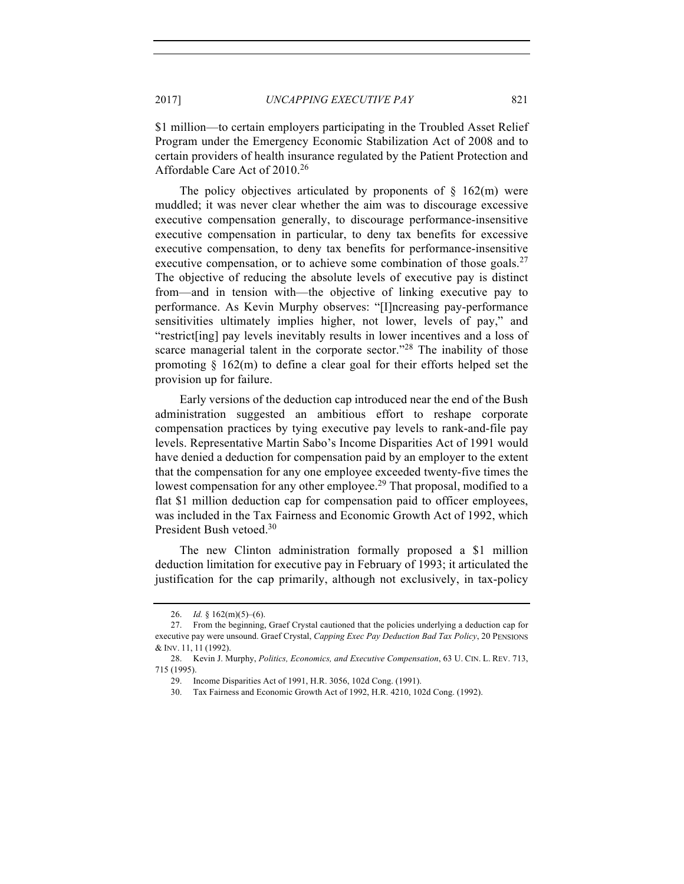$1 million—to certain employers participating in the Troubled Asset Relief Program under the Emergency Economic Stabilization Act of 2008 and to certain providers of health insurance regulated by the Patient Protection and Affordable Care Act of 2010.[26]

The policy objectives articulated by proponents of § 162(m) were muddled; it was never clear whether the aim was to discourage excessive executive compensation generally, to discourage performance-insensitive executive compensation in particular, to deny tax benefits for excessive executive compensation, to deny tax benefits for performance-insensitive executive compensation, or to achieve some combination of those goals.[27] The objective of reducing the absolute levels of executive pay is distinct from—and in tension with—the objective of linking executive pay to performance. As Kevin Murphy observes: "[I]ncreasing pay-performance sensitivities ultimately implies higher, not lower, levels of pay," and "restrict[ing] pay levels inevitably results in lower incentives and a loss of scarce managerial talent in the corporate sector."[28] The inability of those promoting § 162(m) to define a clear goal for their efforts helped set the provision up for failure.

Early versions of the deduction cap introduced near the end of the Bush administration suggested an ambitious effort to reshape corporate compensation practices by tying executive pay levels to rank-and-file pay levels. Representative Martin Sabo's Income Disparities Act of 1991 would have denied a deduction for compensation paid by an employer to the extent that the compensation for any one employee exceeded twenty-five times the lowest compensation for any other employee.[29] That proposal, modified to a flat $1 million deduction cap for compensation paid to officer employees, was included in the Tax Fairness and Economic Growth Act of 1992, which President Bush vetoed.[30]

The new Clinton administration formally proposed a $1 million deduction limitation for executive pay in February of 1993; it articulated the justification for the cap primarily, although not exclusively, in tax-policy

---

26. *Id.* § 162(m)(5)–(6).

27. From the beginning, Graef Crystal cautioned that the policies underlying a deduction cap for executive pay were unsound. Graef Crystal, *Capping Exec Pay Deduction Bad Tax Policy*, 20 PENSIONS & INV. 11, 11 (1992).

28. Kevin J. Murphy, *Politics, Economics, and Executive Compensation*, 63 U. CIN. L. REV. 713, 715 (1995).

29. Income Disparities Act of 1991, H.R. 3056, 102d Cong. (1991).

30. Tax Fairness and Economic Growth Act of 1992, H.R. 4210, 102d Cong. (1992).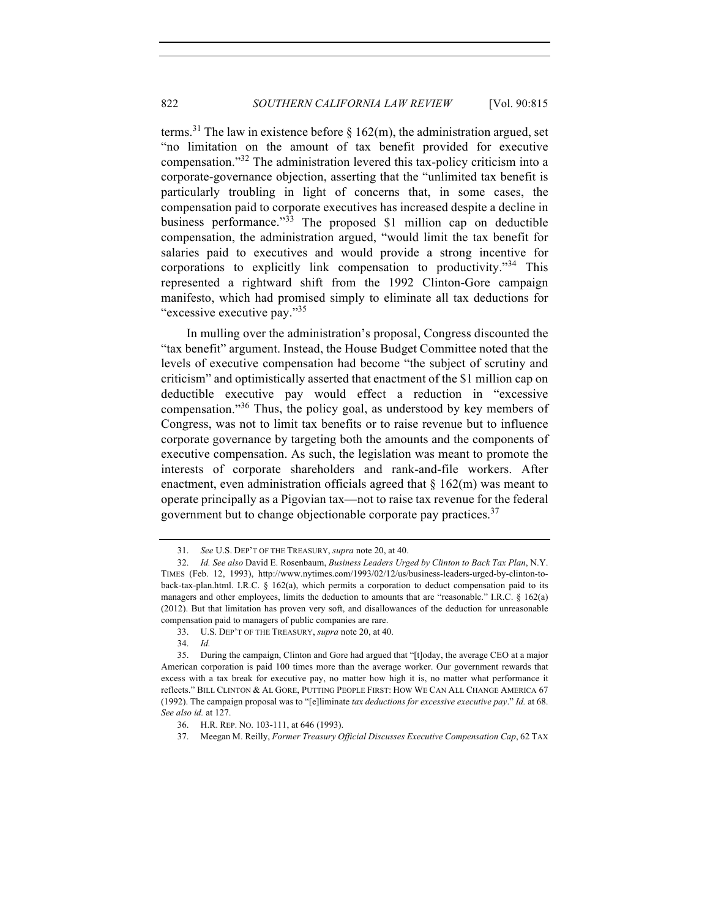terms.[31] The law in existence before § 162(m), the administration argued, set "no limitation on the amount of tax benefit provided for executive compensation."[32] The administration levered this tax-policy criticism into a corporate-governance objection, asserting that the "unlimited tax benefit is particularly troubling in light of concerns that, in some cases, the compensation paid to corporate executives has increased despite a decline in business performance."[33] The proposed $1 million cap on deductible compensation, the administration argued, "would limit the tax benefit for salaries paid to executives and would provide a strong incentive for corporations to explicitly link compensation to productivity."[34] This represented a rightward shift from the 1992 Clinton-Gore campaign manifesto, which had promised simply to eliminate all tax deductions for "excessive executive pay."[35]

In mulling over the administration's proposal, Congress discounted the "tax benefit" argument. Instead, the House Budget Committee noted that the levels of executive compensation had become "the subject of scrutiny and criticism" and optimistically asserted that enactment of the $1 million cap on deductible executive pay would effect a reduction in "excessive compensation."[36] Thus, the policy goal, as understood by key members of Congress, was not to limit tax benefits or to raise revenue but to influence corporate governance by targeting both the amounts and the components of executive compensation. As such, the legislation was meant to promote the interests of corporate shareholders and rank-and-file workers. After enactment, even administration officials agreed that § 162(m) was meant to operate principally as a Pigovian tax—not to raise tax revenue for the federal government but to change objectionable corporate pay practices.[37]

---

31. *See* U.S. DEP'T OF THE TREASURY, *supra* note 20, at 40.

32. *Id. See also* David E. Rosenbaum, *Business Leaders Urged by Clinton to Back Tax Plan*, N.Y. TIMES (Feb. 12, 1993), http://www.nytimes.com/1993/02/12/us/business-leaders-urged-by-clinton-to-back-tax-plan.html. I.R.C. § 162(a), which permits a corporation to deduct compensation paid to its managers and other employees, limits the deduction to amounts that are "reasonable." I.R.C. § 162(a) (2012). But that limitation has proven very soft, and disallowances of the deduction for unreasonable compensation paid to managers of public companies are rare.

33. U.S. DEP'T OF THE TREASURY, *supra* note 20, at 40.

34. *Id.*

35. During the campaign, Clinton and Gore had argued that "[t]oday, the average CEO at a major American corporation is paid 100 times more than the average worker. Our government rewards that excess with a tax break for executive pay, no matter how high it is, no matter what performance it reflects." BILL CLINTON & AL GORE, PUTTING PEOPLE FIRST: HOW WE CAN ALL CHANGE AMERICA 67 (1992). The campaign proposal was to "[e]liminate *tax deductions for excessive executive pay*." *Id.* at 68. *See also id.* at 127.

36. H.R. REP. NO. 103-111, at 646 (1993).

37. Meegan M. Reilly, *Former Treasury Official Discusses Executive Compensation Cap*, 62 TAX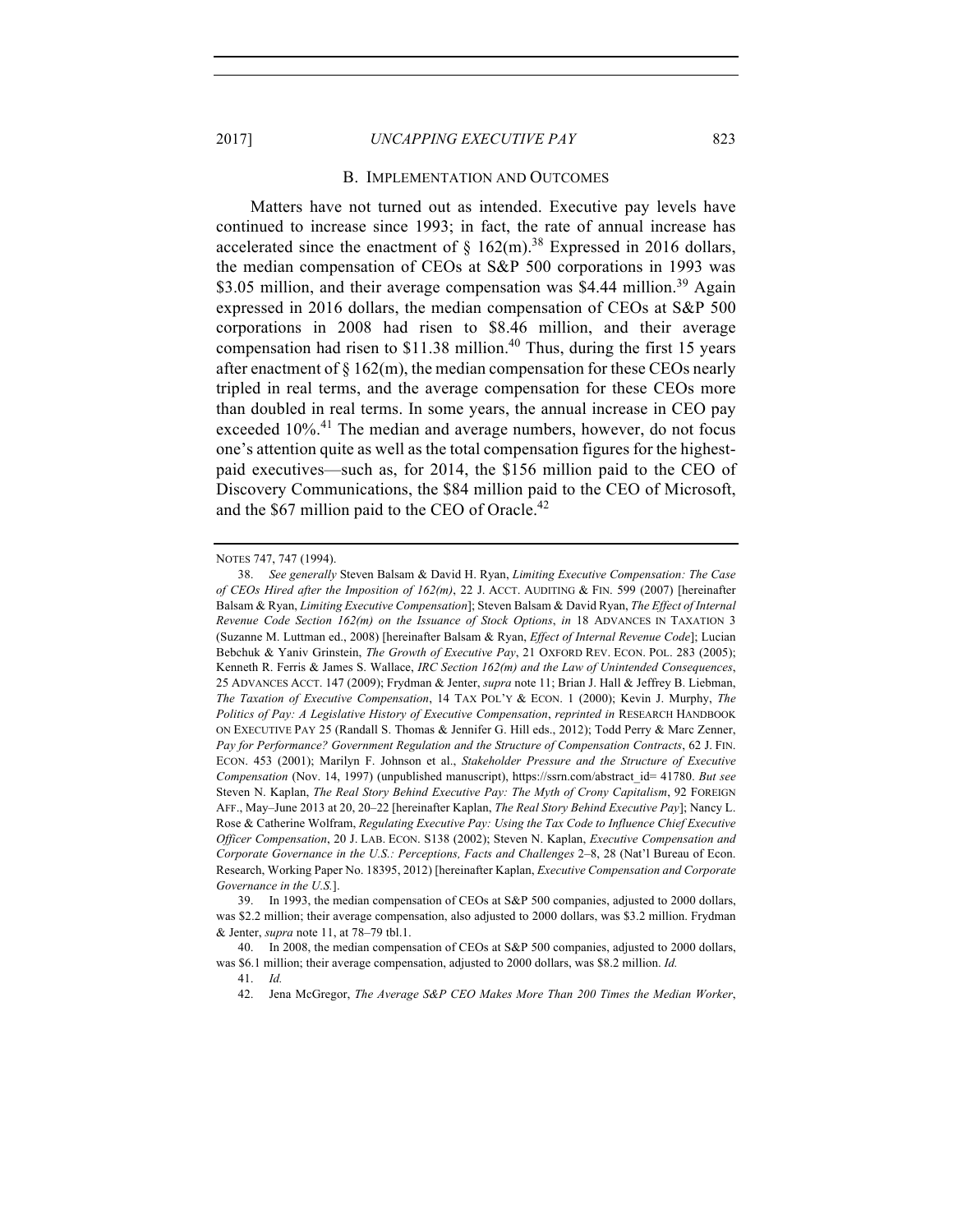### B. IMPLEMENTATION AND OUTCOMES

Matters have not turned out as intended. Executive pay levels have continued to increase since 1993; in fact, the rate of annual increase has accelerated since the enactment of § 162(m).[38] Expressed in 2016 dollars, the median compensation of CEOs at S&P 500 corporations in 1993 was $3.05 million, and their average compensation was $4.44 million.[39] Again expressed in 2016 dollars, the median compensation of CEOs at S&P 500 corporations in 2008 had risen to $8.46 million, and their average compensation had risen to $11.38 million.[40] Thus, during the first 15 years after enactment of § 162(m), the median compensation for these CEOs nearly tripled in real terms, and the average compensation for these CEOs more than doubled in real terms. In some years, the annual increase in CEO pay exceeded 10%.[41] The median and average numbers, however, do not focus one's attention quite as well as the total compensation figures for the highest-paid executives—such as, for 2014, the $156 million paid to the CEO of Discovery Communications, the $84 million paid to the CEO of Microsoft, and the $67 million paid to the CEO of Oracle.[42]

---

NOTES 747, 747 (1994).

38. *See generally* Steven Balsam & David H. Ryan, *Limiting Executive Compensation: The Case of CEOs Hired after the Imposition of 162(m)*, 22 J. ACCT. AUDITING & FIN. 599 (2007) [hereinafter Balsam & Ryan, *Limiting Executive Compensation*]; Steven Balsam & David Ryan, *The Effect of Internal Revenue Code Section 162(m) on the Issuance of Stock Options*, *in* 18 ADVANCES IN TAXATION 3 (Suzanne M. Luttman ed., 2008) [hereinafter Balsam & Ryan, *Effect of Internal Revenue Code*]; Lucian Bebchuk & Yaniv Grinstein, *The Growth of Executive Pay*, 21 OXFORD REV. ECON. POL. 283 (2005); Kenneth R. Ferris & James S. Wallace, *IRC Section 162(m) and the Law of Unintended Consequences*, 25 ADVANCES ACCT. 147 (2009); Frydman & Jenter, *supra* note 11; Brian J. Hall & Jeffrey B. Liebman, *The Taxation of Executive Compensation*, 14 TAX POL'Y & ECON. 1 (2000); Kevin J. Murphy, *The Politics of Pay: A Legislative History of Executive Compensation*, *reprinted in* RESEARCH HANDBOOK ON EXECUTIVE PAY 25 (Randall S. Thomas & Jennifer G. Hill eds., 2012); Todd Perry & Marc Zenner, *Pay for Performance? Government Regulation and the Structure of Compensation Contracts*, 62 J. FIN. ECON. 453 (2001); Marilyn F. Johnson et al., *Stakeholder Pressure and the Structure of Executive Compensation* (Nov. 14, 1997) (unpublished manuscript), https://ssrn.com/abstract_id= 41780. *But see* Steven N. Kaplan, *The Real Story Behind Executive Pay: The Myth of Crony Capitalism*, 92 FOREIGN AFF., May–June 2013 at 20, 20–22 [hereinafter Kaplan, *The Real Story Behind Executive Pay*]; Nancy L. Rose & Catherine Wolfram, *Regulating Executive Pay: Using the Tax Code to Influence Chief Executive Officer Compensation*, 20 J. LAB. ECON. S138 (2002); Steven N. Kaplan, *Executive Compensation and Corporate Governance in the U.S.: Perceptions, Facts and Challenges* 2–8, 28 (Nat'l Bureau of Econ. Research, Working Paper No. 18395, 2012) [hereinafter Kaplan, *Executive Compensation and Corporate Governance in the U.S.*].

39. In 1993, the median compensation of CEOs at S&P 500 companies, adjusted to 2000 dollars, was $2.2 million; their average compensation, also adjusted to 2000 dollars, was $3.2 million. Frydman & Jenter, *supra* note 11, at 78–79 tbl.1.

40. In 2008, the median compensation of CEOs at S&P 500 companies, adjusted to 2000 dollars, was $6.1 million; their average compensation, adjusted to 2000 dollars, was $8.2 million. *Id.*

41. *Id.*

42. Jena McGregor, *The Average S&P CEO Makes More Than 200 Times the Median Worker*,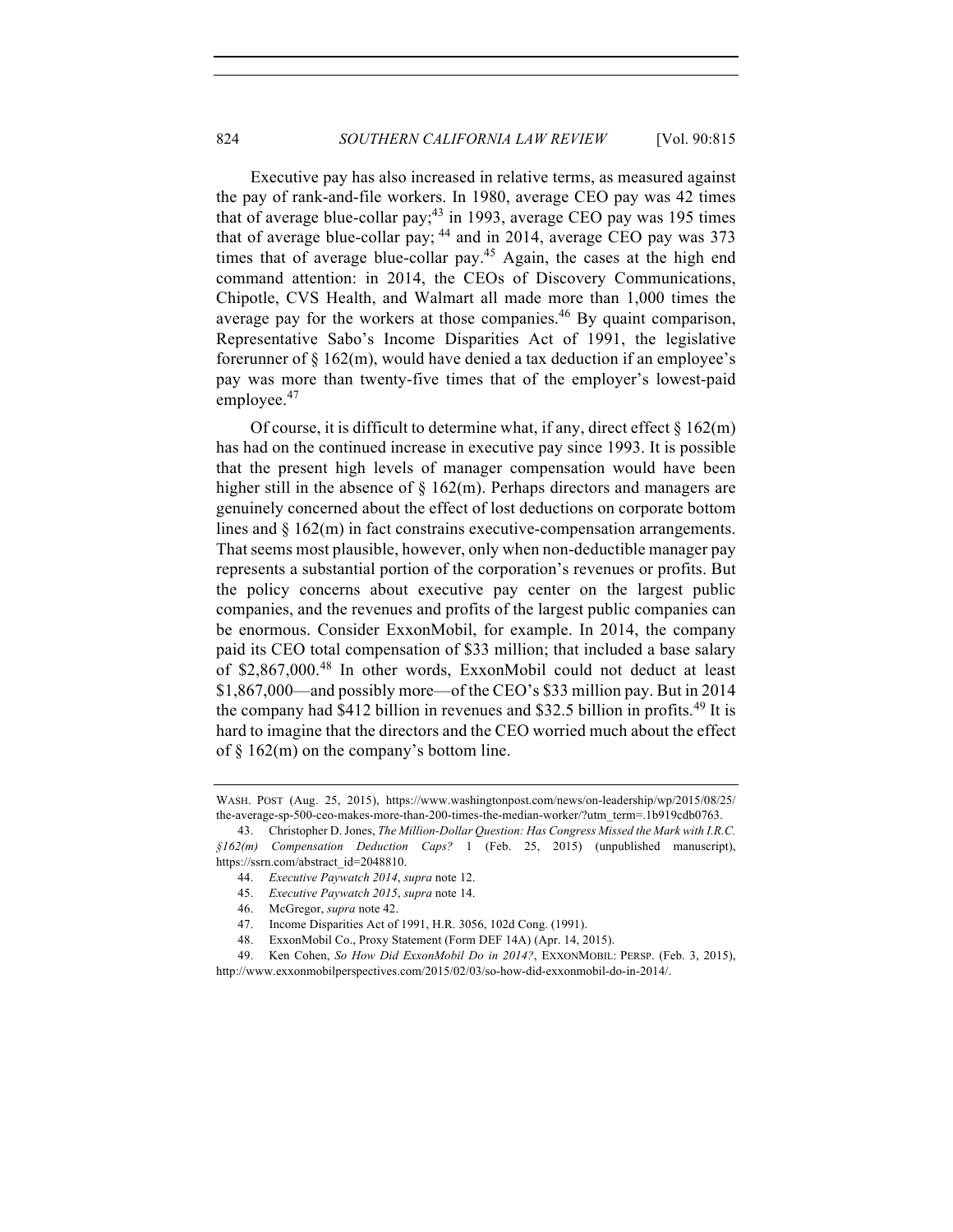Executive pay has also increased in relative terms, as measured against the pay of rank-and-file workers. In 1980, average CEO pay was 42 times that of average blue-collar pay;[43] in 1993, average CEO pay was 195 times that of average blue-collar pay; [44] and in 2014, average CEO pay was 373 times that of average blue-collar pay.[45] Again, the cases at the high end command attention: in 2014, the CEOs of Discovery Communications, Chipotle, CVS Health, and Walmart all made more than 1,000 times the average pay for the workers at those companies.[46] By quaint comparison, Representative Sabo's Income Disparities Act of 1991, the legislative forerunner of § 162(m), would have denied a tax deduction if an employee's pay was more than twenty-five times that of the employer's lowest-paid employee.[47]

Of course, it is difficult to determine what, if any, direct effect § 162(m) has had on the continued increase in executive pay since 1993. It is possible that the present high levels of manager compensation would have been higher still in the absence of § 162(m). Perhaps directors and managers are genuinely concerned about the effect of lost deductions on corporate bottom lines and § 162(m) in fact constrains executive-compensation arrangements. That seems most plausible, however, only when non-deductible manager pay represents a substantial portion of the corporation's revenues or profits. But the policy concerns about executive pay center on the largest public companies, and the revenues and profits of the largest public companies can be enormous. Consider ExxonMobil, for example. In 2014, the company paid its CEO total compensation of $33 million; that included a base salary of $2,867,000.[48] In other words, ExxonMobil could not deduct at least $1,867,000—and possibly more—of the CEO's $33 million pay. But in 2014 the company had $412 billion in revenues and $32.5 billion in profits.[49] It is hard to imagine that the directors and the CEO worried much about the effect of § 162(m) on the company's bottom line.

---

WASH. POST (Aug. 25, 2015), https://www.washingtonpost.com/news/on-leadership/wp/2015/08/25/the-average-sp-500-ceo-makes-more-than-200-times-the-median-worker/?utm_term=.1b919cdb0763.

43. Christopher D. Jones, *The Million-Dollar Question: Has Congress Missed the Mark with I.R.C. §162(m) Compensation Deduction Caps?* 1 (Feb. 25, 2015) (unpublished manuscript), https://ssrn.com/abstract_id=2048810.

44. *Executive Paywatch 2014*, *supra* note 12.

45. *Executive Paywatch 2015*, *supra* note 14.

46. McGregor, *supra* note 42.

47. Income Disparities Act of 1991, H.R. 3056, 102d Cong. (1991).

48. ExxonMobil Co., Proxy Statement (Form DEF 14A) (Apr. 14, 2015).

49. Ken Cohen, *So How Did ExxonMobil Do in 2014?*, EXXONMOBIL: PERSP. (Feb. 3, 2015), http://www.exxonmobilperspectives.com/2015/02/03/so-how-did-exxonmobil-do-in-2014/.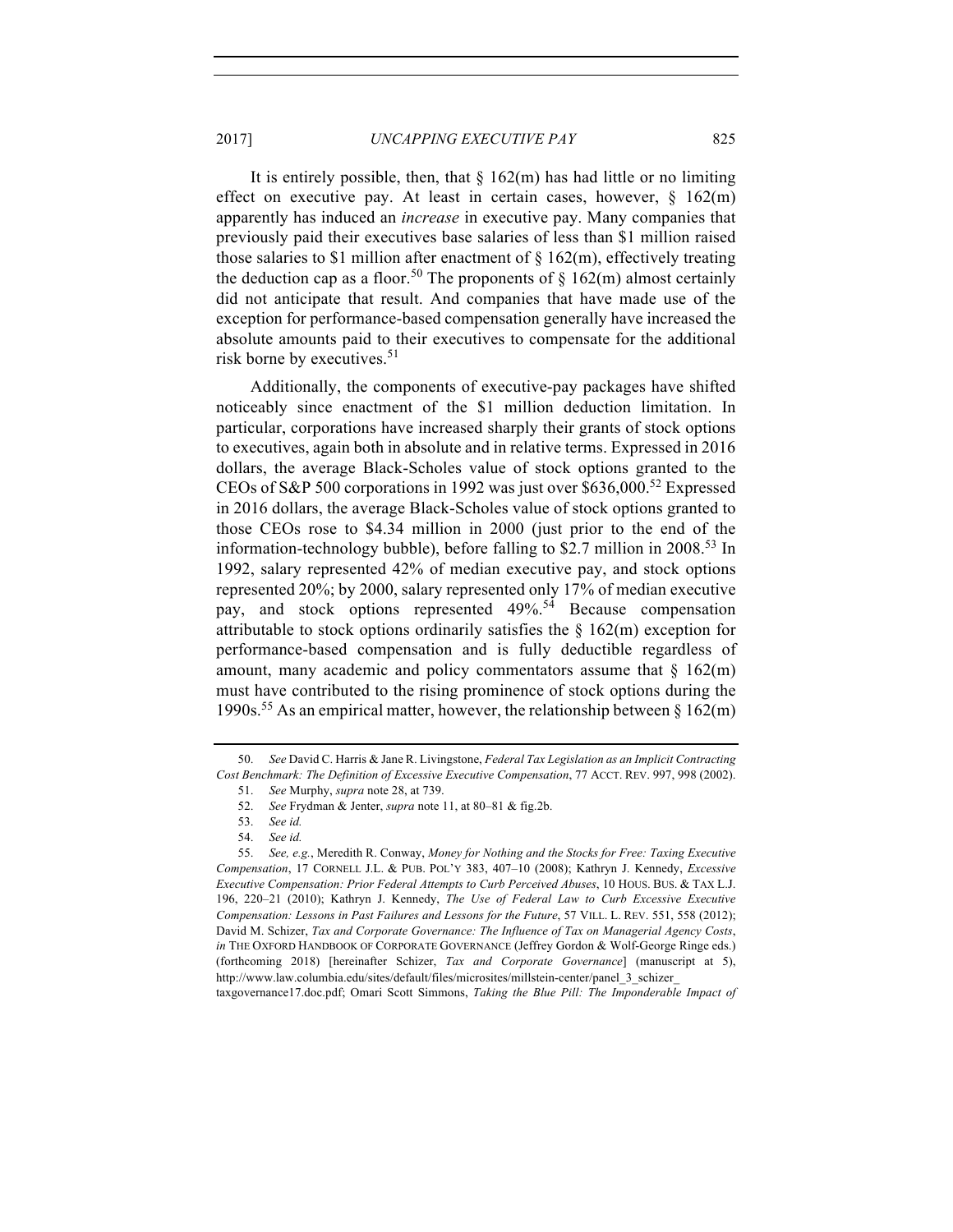It is entirely possible, then, that § 162(m) has had little or no limiting effect on executive pay. At least in certain cases, however, § 162(m) apparently has induced an *increase* in executive pay. Many companies that previously paid their executives base salaries of less than $1 million raised those salaries to $1 million after enactment of § 162(m), effectively treating the deduction cap as a floor.[50] The proponents of § 162(m) almost certainly did not anticipate that result. And companies that have made use of the exception for performance-based compensation generally have increased the absolute amounts paid to their executives to compensate for the additional risk borne by executives.[51]

Additionally, the components of executive-pay packages have shifted noticeably since enactment of the $1 million deduction limitation. In particular, corporations have increased sharply their grants of stock options to executives, again both in absolute and in relative terms. Expressed in 2016 dollars, the average Black-Scholes value of stock options granted to the CEOs of S&P 500 corporations in 1992 was just over $636,000.[52] Expressed in 2016 dollars, the average Black-Scholes value of stock options granted to those CEOs rose to $4.34 million in 2000 (just prior to the end of the information-technology bubble), before falling to $2.7 million in 2008.[53] In 1992, salary represented 42% of median executive pay, and stock options represented 20%; by 2000, salary represented only 17% of median executive pay, and stock options represented 49%.[54] Because compensation attributable to stock options ordinarily satisfies the § 162(m) exception for performance-based compensation and is fully deductible regardless of amount, many academic and policy commentators assume that § 162(m) must have contributed to the rising prominence of stock options during the 1990s.[55] As an empirical matter, however, the relationship between § 162(m)

---

50. *See* David C. Harris & Jane R. Livingstone, *Federal Tax Legislation as an Implicit Contracting Cost Benchmark: The Definition of Excessive Executive Compensation*, 77 ACCT. REV. 997, 998 (2002).

51. *See* Murphy, *supra* note 28, at 739.

52. *See* Frydman & Jenter, *supra* note 11, at 80–81 & fig.2b.

53. *See id.*

54. *See id.*

55. *See, e.g.*, Meredith R. Conway, *Money for Nothing and the Stocks for Free: Taxing Executive Compensation*, 17 CORNELL J.L. & PUB. POL'Y 383, 407–10 (2008); Kathryn J. Kennedy, *Excessive Executive Compensation: Prior Federal Attempts to Curb Perceived Abuses*, 10 HOUS. BUS. & TAX L.J. 196, 220–21 (2010); Kathryn J. Kennedy, *The Use of Federal Law to Curb Excessive Executive Compensation: Lessons in Past Failures and Lessons for the Future*, 57 VILL. L. REV. 551, 558 (2012); David M. Schizer, *Tax and Corporate Governance: The Influence of Tax on Managerial Agency Costs*, *in* THE OXFORD HANDBOOK OF CORPORATE GOVERNANCE (Jeffrey Gordon & Wolf-George Ringe eds.) (forthcoming 2018) [hereinafter Schizer, *Tax and Corporate Governance*] (manuscript at 5), http://www.law.columbia.edu/sites/default/files/microsites/millstein-center/panel_3_schizer_taxgovernance17.doc.pdf; Omari Scott Simmons, *Taking the Blue Pill: The Imponderable Impact of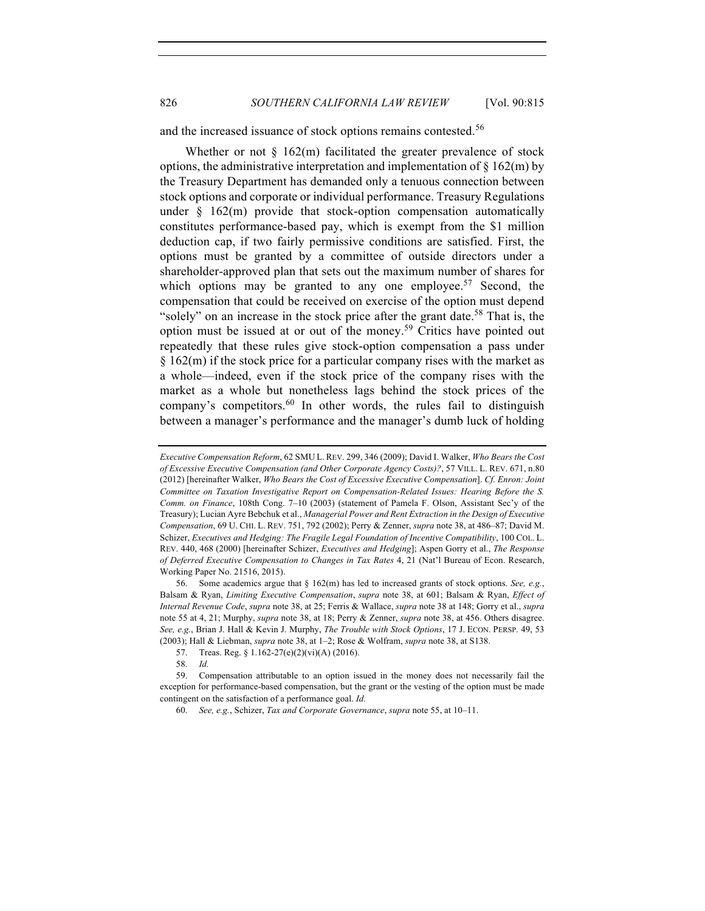and the increased issuance of stock options remains contested.[56]

Whether or not § 162(m) facilitated the greater prevalence of stock options, the administrative interpretation and implementation of § 162(m) by the Treasury Department has demanded only a tenuous connection between stock options and corporate or individual performance. Treasury Regulations under § 162(m) provide that stock-option compensation automatically constitutes performance-based pay, which is exempt from the $1 million deduction cap, if two fairly permissive conditions are satisfied. First, the options must be granted by a committee of outside directors under a shareholder-approved plan that sets out the maximum number of shares for which options may be granted to any one employee.[57] Second, the compensation that could be received on exercise of the option must depend "solely" on an increase in the stock price after the grant date.[58] That is, the option must be issued at or out of the money.[59] Critics have pointed out repeatedly that these rules give stock-option compensation a pass under § 162(m) if the stock price for a particular company rises with the market as a whole—indeed, even if the stock price of the company rises with the market as a whole but nonetheless lags behind the stock prices of the company's competitors.[60] In other words, the rules fail to distinguish between a manager's performance and the manager's dumb luck of holding

---

*Executive Compensation Reform*, 62 SMU L. REV. 299, 346 (2009); David I. Walker, *Who Bears the Cost of Excessive Executive Compensation (and Other Corporate Agency Costs)?*, 57 VILL. L. REV. 671, n.80 (2012) [hereinafter Walker, *Who Bears the Cost of Excessive Executive Compensation*]. *Cf. Enron: Joint Committee on Taxation Investigative Report on Compensation-Related Issues: Hearing Before the S. Comm. on Finance*, 108th Cong. 7–10 (2003) (statement of Pamela F. Olson, Assistant Sec'y of the Treasury); Lucian Ayre Bebchuk et al., *Managerial Power and Rent Extraction in the Design of Executive Compensation*, 69 U. CHI. L. REV. 751, 792 (2002); Perry & Zenner, *supra* note 38, at 486–87; David M. Schizer, *Executives and Hedging: The Fragile Legal Foundation of Incentive Compatibility*, 100 COL. L. REV. 440, 468 (2000) [hereinafter Schizer, *Executives and Hedging*]; Aspen Gorry et al., *The Response of Deferred Executive Compensation to Changes in Tax Rates* 4, 21 (Nat'l Bureau of Econ. Research, Working Paper No. 21516, 2015).

56. Some academics argue that § 162(m) has led to increased grants of stock options. *See, e.g.*, Balsam & Ryan, *Limiting Executive Compensation*, *supra* note 38, at 601; Balsam & Ryan, *Effect of Internal Revenue Code*, *supra* note 38, at 25; Ferris & Wallace, *supra* note 38 at 148; Gorry et al., *supra* note 55 at 4, 21; Murphy, *supra* note 38, at 18; Perry & Zenner, *supra* note 38, at 456. Others disagree. *See, e.g.*, Brian J. Hall & Kevin J. Murphy, *The Trouble with Stock Options*, 17 J. ECON. PERSP. 49, 53 (2003); Hall & Liebman, *supra* note 38, at 1–2; Rose & Wolfram, *supra* note 38, at S138.

57. Treas. Reg. § 1.162-27(e)(2)(vi)(A) (2016).

58. *Id.*

59. Compensation attributable to an option issued in the money does not necessarily fail the exception for performance-based compensation, but the grant or the vesting of the option must be made contingent on the satisfaction of a performance goal. *Id.*

60. *See, e.g.*, Schizer, *Tax and Corporate Governance*, *supra* note 55, at 10–11.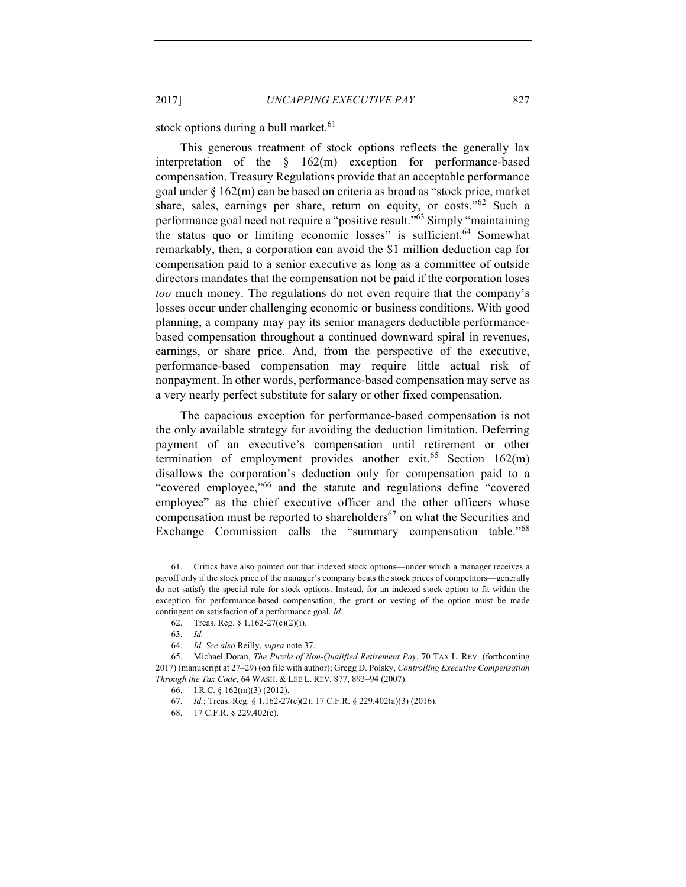stock options during a bull market.[61]

This generous treatment of stock options reflects the generally lax interpretation of the § 162(m) exception for performance-based compensation. Treasury Regulations provide that an acceptable performance goal under § 162(m) can be based on criteria as broad as "stock price, market share, sales, earnings per share, return on equity, or costs."[62] Such a performance goal need not require a "positive result."[63] Simply "maintaining the status quo or limiting economic losses" is sufficient.[64] Somewhat remarkably, then, a corporation can avoid the $1 million deduction cap for compensation paid to a senior executive as long as a committee of outside directors mandates that the compensation not be paid if the corporation loses *too* much money. The regulations do not even require that the company's losses occur under challenging economic or business conditions. With good planning, a company may pay its senior managers deductible performance-based compensation throughout a continued downward spiral in revenues, earnings, or share price. And, from the perspective of the executive, performance-based compensation may require little actual risk of nonpayment. In other words, performance-based compensation may serve as a very nearly perfect substitute for salary or other fixed compensation.

The capacious exception for performance-based compensation is not the only available strategy for avoiding the deduction limitation. Deferring payment of an executive's compensation until retirement or other termination of employment provides another exit.[65] Section 162(m) disallows the corporation's deduction only for compensation paid to a "covered employee,"[66] and the statute and regulations define "covered employee" as the chief executive officer and the other officers whose compensation must be reported to shareholders[67] on what the Securities and Exchange Commission calls the "summary compensation table."[68]

---

61. Critics have also pointed out that indexed stock options—under which a manager receives a payoff only if the stock price of the manager's company beats the stock prices of competitors—generally do not satisfy the special rule for stock options. Instead, for an indexed stock option to fit within the exception for performance-based compensation, the grant or vesting of the option must be made contingent on satisfaction of a performance goal. *Id.*

62. Treas. Reg. § 1.162-27(e)(2)(i).

63. *Id.*

64. *Id. See also* Reilly, *supra* note 37.

65. Michael Doran, *The Puzzle of Non-Qualified Retirement Pay*, 70 TAX L. REV. (forthcoming 2017) (manuscript at 27–29) (on file with author); Gregg D. Polsky, *Controlling Executive Compensation Through the Tax Code*, 64 WASH. & LEE L. REV. 877, 893–94 (2007).

66. I.R.C. § 162(m)(3) (2012).

67. *Id.*; Treas. Reg. § 1.162-27(c)(2); 17 C.F.R. § 229.402(a)(3) (2016).

68. 17 C.F.R. § 229.402(c).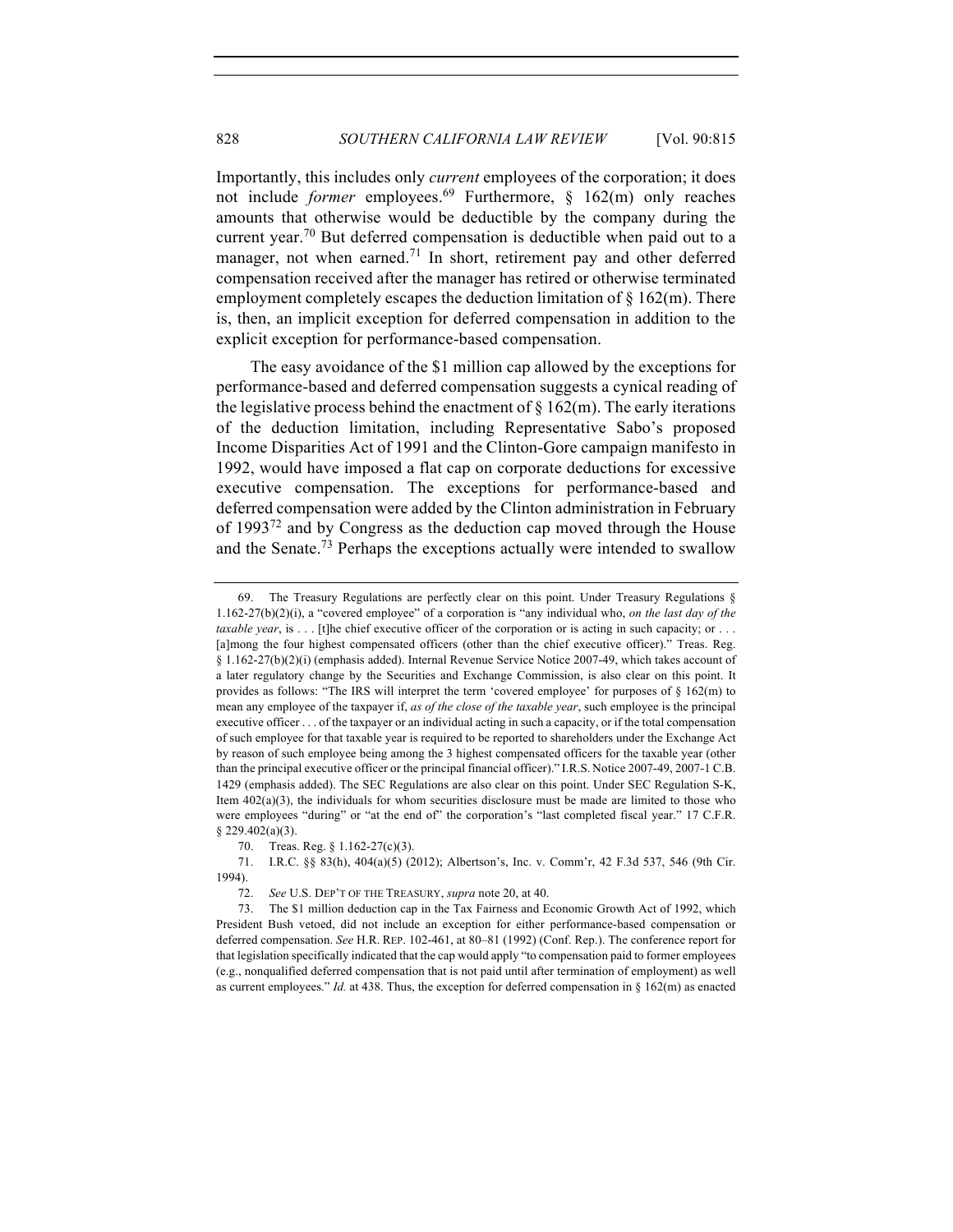Importantly, this includes only *current* employees of the corporation; it does not include *former* employees.[69] Furthermore, § 162(m) only reaches amounts that otherwise would be deductible by the company during the current year.[70] But deferred compensation is deductible when paid out to a manager, not when earned.[71] In short, retirement pay and other deferred compensation received after the manager has retired or otherwise terminated employment completely escapes the deduction limitation of § 162(m). There is, then, an implicit exception for deferred compensation in addition to the explicit exception for performance-based compensation.

The easy avoidance of the $1 million cap allowed by the exceptions for performance-based and deferred compensation suggests a cynical reading of the legislative process behind the enactment of § 162(m). The early iterations of the deduction limitation, including Representative Sabo's proposed Income Disparities Act of 1991 and the Clinton-Gore campaign manifesto in 1992, would have imposed a flat cap on corporate deductions for excessive executive compensation. The exceptions for performance-based and deferred compensation were added by the Clinton administration in February of 1993[72] and by Congress as the deduction cap moved through the House and the Senate.[73] Perhaps the exceptions actually were intended to swallow

---

69. The Treasury Regulations are perfectly clear on this point. Under Treasury Regulations § 1.162-27(b)(2)(i), a "covered employee" of a corporation is "any individual who, *on the last day of the taxable year*, is . . . [t]he chief executive officer of the corporation or is acting in such capacity; or . . . [a]mong the four highest compensated officers (other than the chief executive officer)." Treas. Reg. § 1.162-27(b)(2)(i) (emphasis added). Internal Revenue Service Notice 2007-49, which takes account of a later regulatory change by the Securities and Exchange Commission, is also clear on this point. It provides as follows: "The IRS will interpret the term 'covered employee' for purposes of § 162(m) to mean any employee of the taxpayer if, *as of the close of the taxable year*, such employee is the principal executive officer . . . of the taxpayer or an individual acting in such a capacity, or if the total compensation of such employee for that taxable year is required to be reported to shareholders under the Exchange Act by reason of such employee being among the 3 highest compensated officers for the taxable year (other than the principal executive officer or the principal financial officer)." I.R.S. Notice 2007-49, 2007-1 C.B. 1429 (emphasis added). The SEC Regulations are also clear on this point. Under SEC Regulation S-K, Item 402(a)(3), the individuals for whom securities disclosure must be made are limited to those who were employees "during" or "at the end of" the corporation's "last completed fiscal year." 17 C.F.R. § 229.402(a)(3).

70. Treas. Reg. § 1.162-27(c)(3).

71. I.R.C. §§ 83(h), 404(a)(5) (2012); Albertson's, Inc. v. Comm'r, 42 F.3d 537, 546 (9th Cir. 1994).

72. *See* U.S. DEP'T OF THE TREASURY, *supra* note 20, at 40.

73. The $1 million deduction cap in the Tax Fairness and Economic Growth Act of 1992, which President Bush vetoed, did not include an exception for either performance-based compensation or deferred compensation. *See* H.R. REP. 102-461, at 80–81 (1992) (Conf. Rep.). The conference report for that legislation specifically indicated that the cap would apply "to compensation paid to former employees (e.g., nonqualified deferred compensation that is not paid until after termination of employment) as well as current employees." *Id.* at 438. Thus, the exception for deferred compensation in § 162(m) as enacted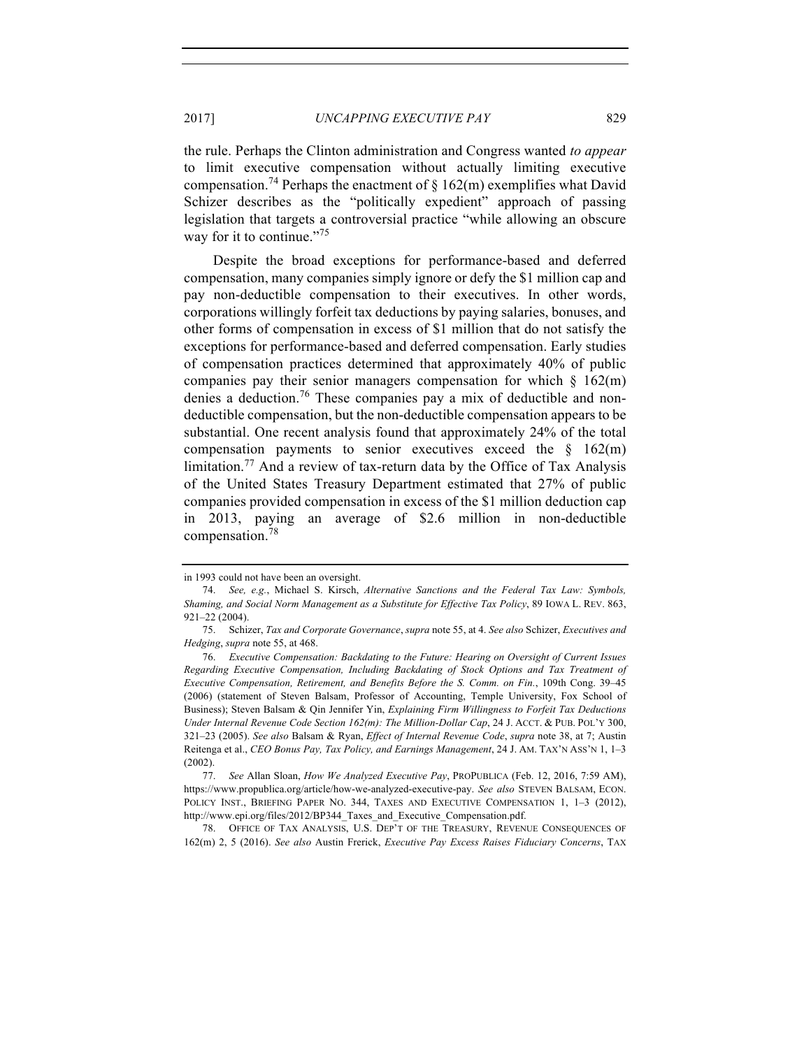the rule. Perhaps the Clinton administration and Congress wanted *to appear* to limit executive compensation without actually limiting executive compensation.[74] Perhaps the enactment of § 162(m) exemplifies what David Schizer describes as the "politically expedient" approach of passing legislation that targets a controversial practice "while allowing an obscure way for it to continue."[75]

Despite the broad exceptions for performance-based and deferred compensation, many companies simply ignore or defy the $1 million cap and pay non-deductible compensation to their executives. In other words, corporations willingly forfeit tax deductions by paying salaries, bonuses, and other forms of compensation in excess of $1 million that do not satisfy the exceptions for performance-based and deferred compensation. Early studies of compensation practices determined that approximately 40% of public companies pay their senior managers compensation for which § 162(m) denies a deduction.[76] These companies pay a mix of deductible and non-deductible compensation, but the non-deductible compensation appears to be substantial. One recent analysis found that approximately 24% of the total compensation payments to senior executives exceed the § 162(m) limitation.[77] And a review of tax-return data by the Office of Tax Analysis of the United States Treasury Department estimated that 27% of public companies provided compensation in excess of the $1 million deduction cap in 2013, paying an average of $2.6 million in non-deductible compensation.[78]

---

in 1993 could not have been an oversight.

74. *See, e.g.*, Michael S. Kirsch, *Alternative Sanctions and the Federal Tax Law: Symbols, Shaming, and Social Norm Management as a Substitute for Effective Tax Policy*, 89 IOWA L. REV. 863, 921–22 (2004).

75. Schizer, *Tax and Corporate Governance*, *supra* note 55, at 4. *See also* Schizer, *Executives and Hedging*, *supra* note 55, at 468.

76. *Executive Compensation: Backdating to the Future: Hearing on Oversight of Current Issues Regarding Executive Compensation, Including Backdating of Stock Options and Tax Treatment of Executive Compensation, Retirement, and Benefits Before the S. Comm. on Fin.*, 109th Cong. 39–45 (2006) (statement of Steven Balsam, Professor of Accounting, Temple University, Fox School of Business); Steven Balsam & Qin Jennifer Yin, *Explaining Firm Willingness to Forfeit Tax Deductions Under Internal Revenue Code Section 162(m): The Million-Dollar Cap*, 24 J. ACCT. & PUB. POL'Y 300, 321–23 (2005). *See also* Balsam & Ryan, *Effect of Internal Revenue Code*, *supra* note 38, at 7; Austin Reitenga et al., *CEO Bonus Pay, Tax Policy, and Earnings Management*, 24 J. AM. TAX'N ASS'N 1, 1–3 (2002).

77. *See* Allan Sloan, *How We Analyzed Executive Pay*, PROPUBLICA (Feb. 12, 2016, 7:59 AM), https://www.propublica.org/article/how-we-analyzed-executive-pay. *See also* STEVEN BALSAM, ECON. POLICY INST., BRIEFING PAPER NO. 344, TAXES AND EXECUTIVE COMPENSATION 1, 1–3 (2012), http://www.epi.org/files/2012/BP344_Taxes_and_Executive_Compensation.pdf.

78. OFFICE OF TAX ANALYSIS, U.S. DEP'T OF THE TREASURY, REVENUE CONSEQUENCES OF 162(m) 2, 5 (2016). *See also* Austin Frerick, *Executive Pay Excess Raises Fiduciary Concerns*, TAX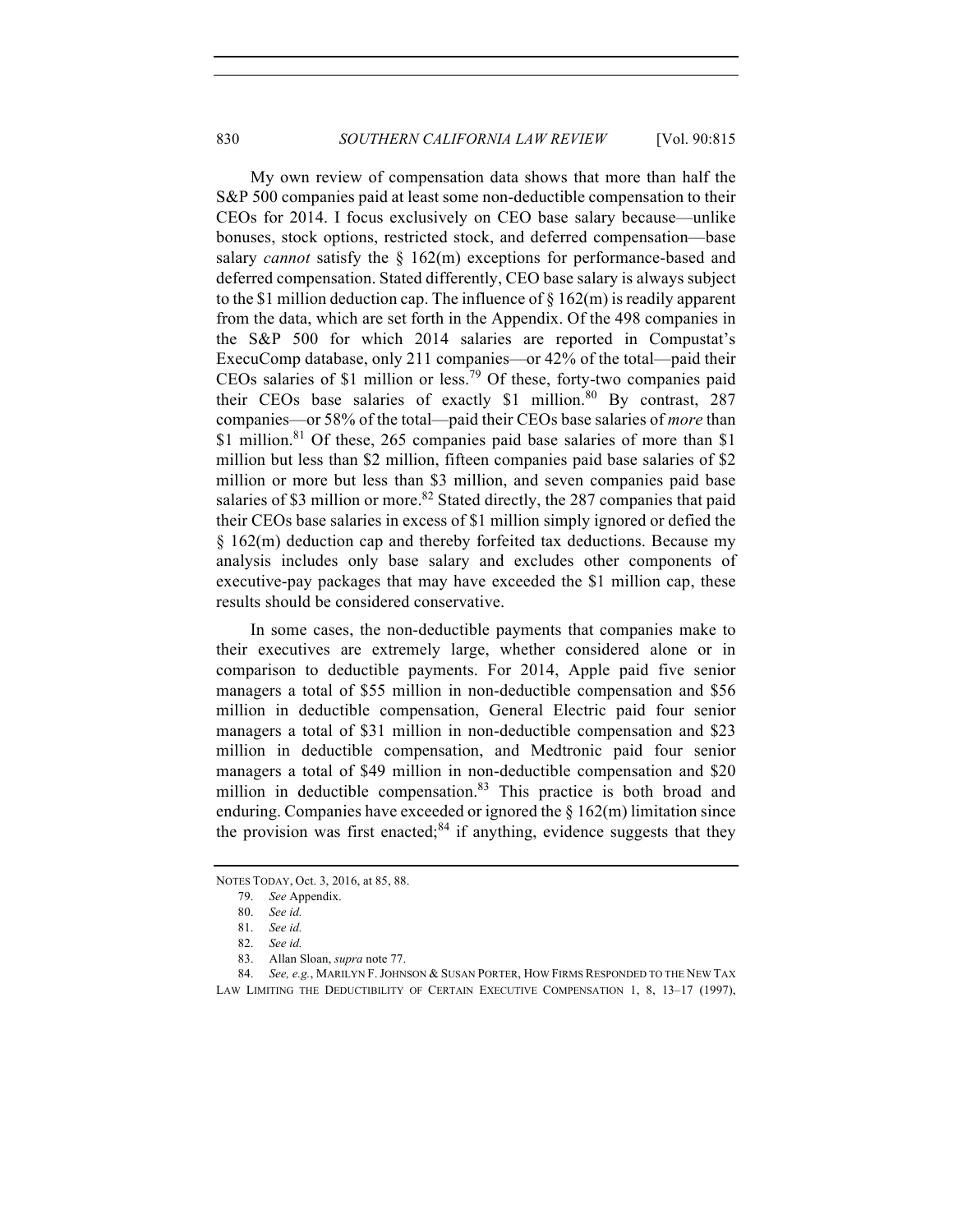My own review of compensation data shows that more than half the S&P 500 companies paid at least some non-deductible compensation to their CEOs for 2014. I focus exclusively on CEO base salary because—unlike bonuses, stock options, restricted stock, and deferred compensation—base salary *cannot* satisfy the § 162(m) exceptions for performance-based and deferred compensation. Stated differently, CEO base salary is always subject to the $1 million deduction cap. The influence of § 162(m) is readily apparent from the data, which are set forth in the Appendix. Of the 498 companies in the S&P 500 for which 2014 salaries are reported in Compustat's ExecuComp database, only 211 companies—or 42% of the total—paid their CEOs salaries of $1 million or less.[79] Of these, forty-two companies paid their CEOs base salaries of exactly $1 million.[80] By contrast, 287 companies—or 58% of the total—paid their CEOs base salaries of *more* than $1 million.[81] Of these, 265 companies paid base salaries of more than $1 million but less than $2 million, fifteen companies paid base salaries of $2 million or more but less than $3 million, and seven companies paid base salaries of $3 million or more.[82] Stated directly, the 287 companies that paid their CEOs base salaries in excess of $1 million simply ignored or defied the § 162(m) deduction cap and thereby forfeited tax deductions. Because my analysis includes only base salary and excludes other components of executive-pay packages that may have exceeded the $1 million cap, these results should be considered conservative.

In some cases, the non-deductible payments that companies make to their executives are extremely large, whether considered alone or in comparison to deductible payments. For 2014, Apple paid five senior managers a total of $55 million in non-deductible compensation and $56 million in deductible compensation, General Electric paid four senior managers a total of $31 million in non-deductible compensation and $23 million in deductible compensation, and Medtronic paid four senior managers a total of $49 million in non-deductible compensation and $20 million in deductible compensation.[83] This practice is both broad and enduring. Companies have exceeded or ignored the § 162(m) limitation since the provision was first enacted;[84] if anything, evidence suggests that they

NOTES TODAY, Oct. 3, 2016, at 85, 88.

79. *See* Appendix.

80. *See id.*

81. *See id.*

82. *See id.*

83. Allan Sloan, *supra* note 77.

84. *See, e.g.*, MARILYN F. JOHNSON & SUSAN PORTER, HOW FIRMS RESPONDED TO THE NEW TAX LAW LIMITING THE DEDUCTIBILITY OF CERTAIN EXECUTIVE COMPENSATION 1, 8, 13–17 (1997),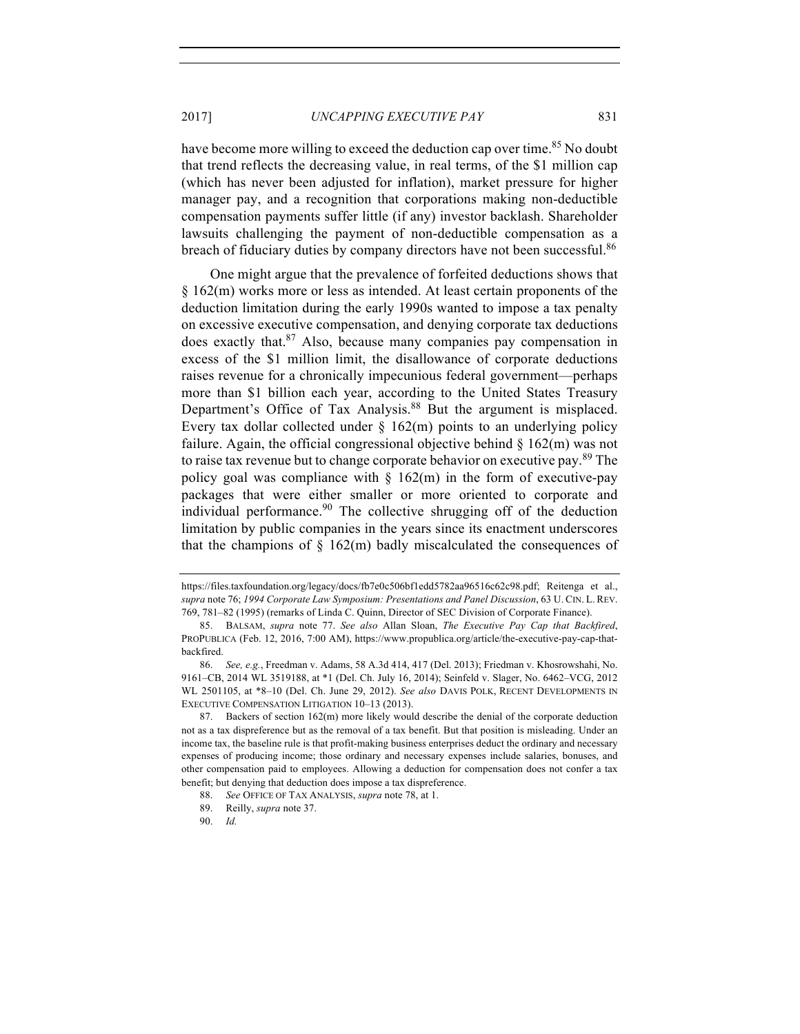have become more willing to exceed the deduction cap over time.[85] No doubt that trend reflects the decreasing value, in real terms, of the $1 million cap (which has never been adjusted for inflation), market pressure for higher manager pay, and a recognition that corporations making non-deductible compensation payments suffer little (if any) investor backlash. Shareholder lawsuits challenging the payment of non-deductible compensation as a breach of fiduciary duties by company directors have not been successful.[86]

One might argue that the prevalence of forfeited deductions shows that § 162(m) works more or less as intended. At least certain proponents of the deduction limitation during the early 1990s wanted to impose a tax penalty on excessive executive compensation, and denying corporate tax deductions does exactly that.[87] Also, because many companies pay compensation in excess of the $1 million limit, the disallowance of corporate deductions raises revenue for a chronically impecunious federal government—perhaps more than $1 billion each year, according to the United States Treasury Department's Office of Tax Analysis.[88] But the argument is misplaced. Every tax dollar collected under § 162(m) points to an underlying policy failure. Again, the official congressional objective behind § 162(m) was not to raise tax revenue but to change corporate behavior on executive pay.[89] The policy goal was compliance with § 162(m) in the form of executive-pay packages that were either smaller or more oriented to corporate and individual performance.[90] The collective shrugging off of the deduction limitation by public companies in the years since its enactment underscores that the champions of § 162(m) badly miscalculated the consequences of

---

https://files.taxfoundation.org/legacy/docs/fb7e0c506bf1edd5782aa96516c62c98.pdf; Reitenga et al., *supra* note 76; *1994 Corporate Law Symposium: Presentations and Panel Discussion*, 63 U. CIN. L. REV. 769, 781–82 (1995) (remarks of Linda C. Quinn, Director of SEC Division of Corporate Finance).

85. BALSAM, *supra* note 77. *See also* Allan Sloan, *The Executive Pay Cap that Backfired*, PROPUBLICA (Feb. 12, 2016, 7:00 AM), https://www.propublica.org/article/the-executive-pay-cap-that-backfired.

86. *See, e.g.*, Freedman v. Adams, 58 A.3d 414, 417 (Del. 2013); Friedman v. Khosrowshahi, No. 9161–CB, 2014 WL 3519188, at *1 (Del. Ch. July 16, 2014); Seinfeld v. Slager, No. 6462–VCG, 2012 WL 2501105, at *8–10 (Del. Ch. June 29, 2012). *See also* DAVIS POLK, RECENT DEVELOPMENTS IN EXECUTIVE COMPENSATION LITIGATION 10–13 (2013).

87. Backers of section 162(m) more likely would describe the denial of the corporate deduction not as a tax dispreference but as the removal of a tax benefit. But that position is misleading. Under an income tax, the baseline rule is that profit-making business enterprises deduct the ordinary and necessary expenses of producing income; those ordinary and necessary expenses include salaries, bonuses, and other compensation paid to employees. Allowing a deduction for compensation does not confer a tax benefit; but denying that deduction does impose a tax dispreference.

88. *See* OFFICE OF TAX ANALYSIS, *supra* note 78, at 1.

89. Reilly, *supra* note 37.

90. *Id.*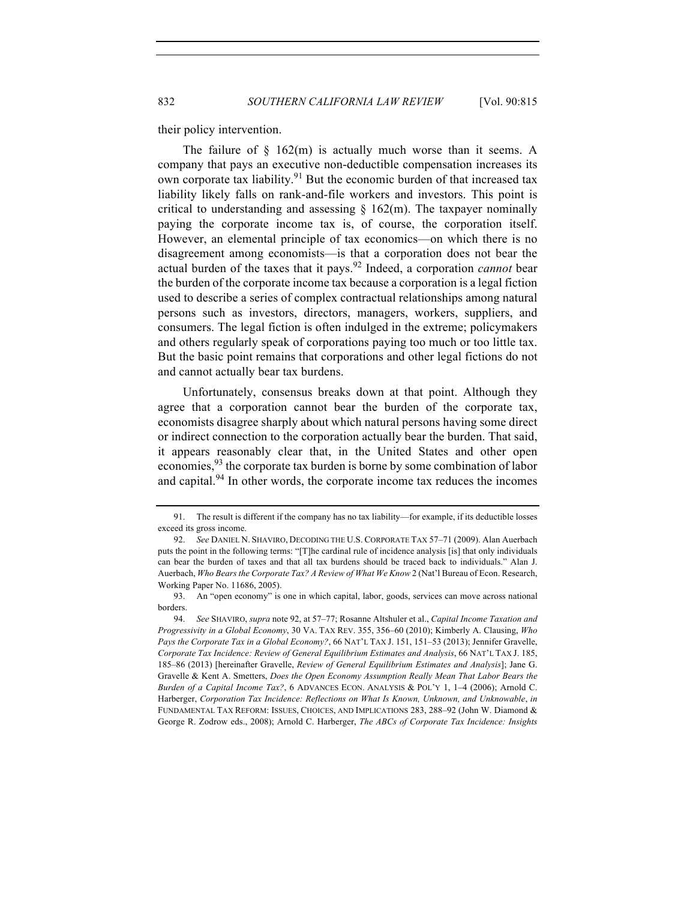their policy intervention.

The failure of § 162(m) is actually much worse than it seems. A company that pays an executive non-deductible compensation increases its own corporate tax liability.[91] But the economic burden of that increased tax liability likely falls on rank-and-file workers and investors. This point is critical to understanding and assessing § 162(m). The taxpayer nominally paying the corporate income tax is, of course, the corporation itself. However, an elemental principle of tax economics—on which there is no disagreement among economists—is that a corporation does not bear the actual burden of the taxes that it pays.[92] Indeed, a corporation *cannot* bear the burden of the corporate income tax because a corporation is a legal fiction used to describe a series of complex contractual relationships among natural persons such as investors, directors, managers, workers, suppliers, and consumers. The legal fiction is often indulged in the extreme; policymakers and others regularly speak of corporations paying too much or too little tax. But the basic point remains that corporations and other legal fictions do not and cannot actually bear tax burdens.

Unfortunately, consensus breaks down at that point. Although they agree that a corporation cannot bear the burden of the corporate tax, economists disagree sharply about which natural persons having some direct or indirect connection to the corporation actually bear the burden. That said, it appears reasonably clear that, in the United States and other open economies,[93] the corporate tax burden is borne by some combination of labor and capital.[94] In other words, the corporate income tax reduces the incomes

---

91. The result is different if the company has no tax liability—for example, if its deductible losses exceed its gross income.

92. *See* DANIEL N. SHAVIRO, DECODING THE U.S. CORPORATE TAX 57–71 (2009). Alan Auerbach puts the point in the following terms: "[T]he cardinal rule of incidence analysis [is] that only individuals can bear the burden of taxes and that all tax burdens should be traced back to individuals." Alan J. Auerbach, *Who Bears the Corporate Tax? A Review of What We Know* 2 (Nat'l Bureau of Econ. Research, Working Paper No. 11686, 2005).

93. An "open economy" is one in which capital, labor, goods, services can move across national borders.

94. *See* SHAVIRO, *supra* note 92, at 57–77; Rosanne Altshuler et al., *Capital Income Taxation and Progressivity in a Global Economy*, 30 VA. TAX REV. 355, 356–60 (2010); Kimberly A. Clausing, *Who Pays the Corporate Tax in a Global Economy?*, 66 NAT'L TAX J. 151, 151–53 (2013); Jennifer Gravelle, *Corporate Tax Incidence: Review of General Equilibrium Estimates and Analysis*, 66 NAT'L TAX J. 185, 185–86 (2013) [hereinafter Gravelle, *Review of General Equilibrium Estimates and Analysis*]; Jane G. Gravelle & Kent A. Smetters, *Does the Open Economy Assumption Really Mean That Labor Bears the Burden of a Capital Income Tax?*, 6 ADVANCES ECON. ANALYSIS & POL'Y 1, 1–4 (2006); Arnold C. Harberger, *Corporation Tax Incidence: Reflections on What Is Known, Unknown, and Unknowable*, *in* FUNDAMENTAL TAX REFORM: ISSUES, CHOICES, AND IMPLICATIONS 283, 288–92 (John W. Diamond & George R. Zodrow eds., 2008); Arnold C. Harberger, *The ABCs of Corporate Tax Incidence: Insights*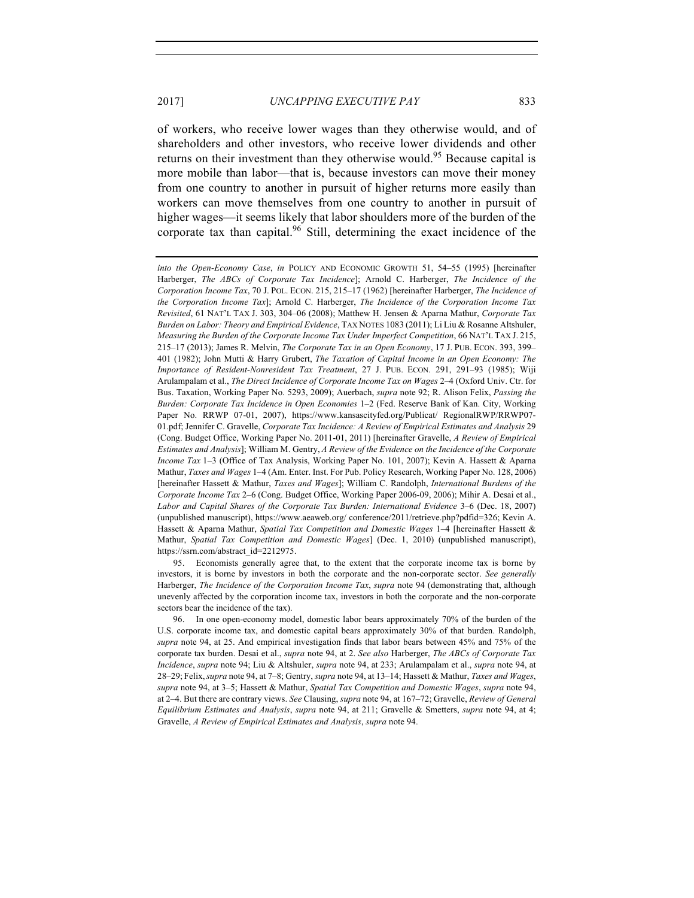of workers, who receive lower wages than they otherwise would, and of shareholders and other investors, who receive lower dividends and other returns on their investment than they otherwise would.[95] Because capital is more mobile than labor—that is, because investors can move their money from one country to another in pursuit of higher returns more easily than workers can move themselves from one country to another in pursuit of higher wages—it seems likely that labor shoulders more of the burden of the corporate tax than capital.[96] Still, determining the exact incidence of the

---

*into the Open-Economy Case*, *in* POLICY AND ECONOMIC GROWTH 51, 54–55 (1995) [hereinafter Harberger, *The ABCs of Corporate Tax Incidence*]; Arnold C. Harberger, *The Incidence of the Corporation Income Tax*, 70 J. POL. ECON. 215, 215–17 (1962) [hereinafter Harberger, *The Incidence of the Corporation Income Tax*]; Arnold C. Harberger, *The Incidence of the Corporation Income Tax Revisited*, 61 NAT'L TAX J. 303, 304–06 (2008); Matthew H. Jensen & Aparna Mathur, *Corporate Tax Burden on Labor: Theory and Empirical Evidence*, TAX NOTES 1083 (2011); Li Liu & Rosanne Altshuler, *Measuring the Burden of the Corporate Income Tax Under Imperfect Competition*, 66 NAT'L TAX J. 215, 215–17 (2013); James R. Melvin, *The Corporate Tax in an Open Economy*, 17 J. PUB. ECON. 393, 399–401 (1982); John Mutti & Harry Grubert, *The Taxation of Capital Income in an Open Economy: The Importance of Resident-Nonresident Tax Treatment*, 27 J. PUB. ECON. 291, 291–93 (1985); Wiji Arulampalam et al., *The Direct Incidence of Corporate Income Tax on Wages* 2–4 (Oxford Univ. Ctr. for Bus. Taxation, Working Paper No. 5293, 2009); Auerbach, *supra* note 92; R. Alison Felix, *Passing the Burden: Corporate Tax Incidence in Open Economies* 1–2 (Fed. Reserve Bank of Kan. City, Working Paper No. RRWP 07-01, 2007), https://www.kansascityfed.org/Publicat/ RegionalRWP/RRWP07-01.pdf; Jennifer C. Gravelle, *Corporate Tax Incidence: A Review of Empirical Estimates and Analysis* 29 (Cong. Budget Office, Working Paper No. 2011-01, 2011) [hereinafter Gravelle, *A Review of Empirical Estimates and Analysis*]; William M. Gentry, *A Review of the Evidence on the Incidence of the Corporate Income Tax* 1–3 (Office of Tax Analysis, Working Paper No. 101, 2007); Kevin A. Hassett & Aparna Mathur, *Taxes and Wages* 1–4 (Am. Enter. Inst. For Pub. Policy Research, Working Paper No. 128, 2006) [hereinafter Hassett & Mathur, *Taxes and Wages*]; William C. Randolph, *International Burdens of the Corporate Income Tax* 2–6 (Cong. Budget Office, Working Paper 2006-09, 2006); Mihir A. Desai et al., *Labor and Capital Shares of the Corporate Tax Burden: International Evidence* 3–6 (Dec. 18, 2007) (unpublished manuscript), https://www.aeaweb.org/ conference/2011/retrieve.php?pdfid=326; Kevin A. Hassett & Aparna Mathur, *Spatial Tax Competition and Domestic Wages* 1–4 [hereinafter Hassett & Mathur, *Spatial Tax Competition and Domestic Wages*] (Dec. 1, 2010) (unpublished manuscript), https://ssrn.com/abstract_id=2212975.

95. Economists generally agree that, to the extent that the corporate income tax is borne by investors, it is borne by investors in both the corporate and the non-corporate sector. *See generally* Harberger, *The Incidence of the Corporation Income Tax*, *supra* note 94 (demonstrating that, although unevenly affected by the corporation income tax, investors in both the corporate and the non-corporate sectors bear the incidence of the tax).

96. In one open-economy model, domestic labor bears approximately 70% of the burden of the U.S. corporate income tax, and domestic capital bears approximately 30% of that burden. Randolph, *supra* note 94, at 25. And empirical investigation finds that labor bears between 45% and 75% of the corporate tax burden. Desai et al., *supra* note 94, at 2. *See also* Harberger, *The ABCs of Corporate Tax Incidence*, *supra* note 94; Liu & Altshuler, *supra* note 94, at 233; Arulampalam et al., *supra* note 94, at 28–29; Felix, *supra* note 94, at 7–8; Gentry, *supra* note 94, at 13–14; Hassett & Mathur, *Taxes and Wages*, *supra* note 94, at 3–5; Hassett & Mathur, *Spatial Tax Competition and Domestic Wages*, *supra* note 94, at 2–4. But there are contrary views. *See* Clausing, *supra* note 94, at 167–72; Gravelle, *Review of General Equilibrium Estimates and Analysis*, *supra* note 94, at 211; Gravelle & Smetters, *supra* note 94, at 4; Gravelle, *A Review of Empirical Estimates and Analysis*, *supra* note 94.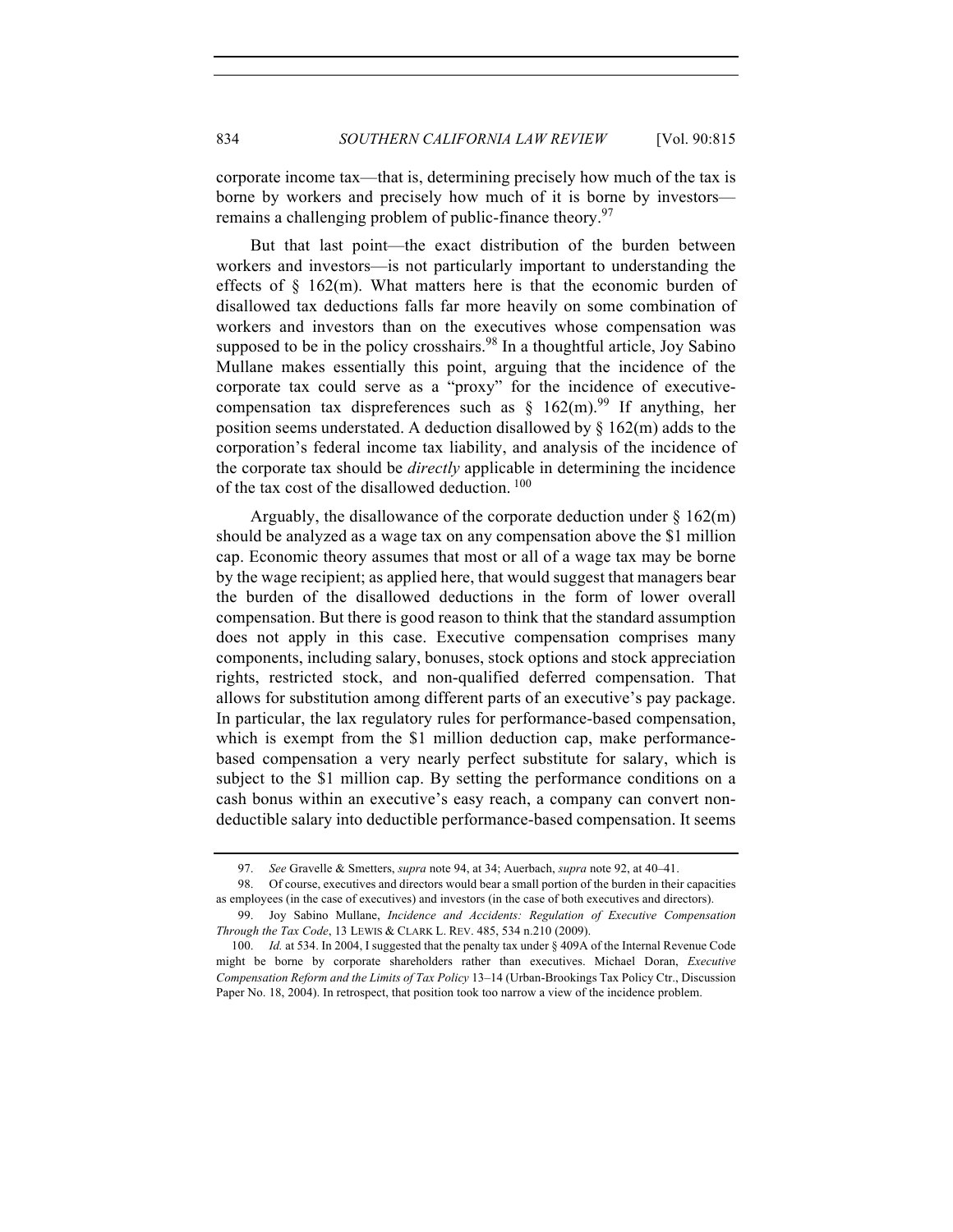corporate income tax—that is, determining precisely how much of the tax is borne by workers and precisely how much of it is borne by investors—remains a challenging problem of public-finance theory.[97]

But that last point—the exact distribution of the burden between workers and investors—is not particularly important to understanding the effects of § 162(m). What matters here is that the economic burden of disallowed tax deductions falls far more heavily on some combination of workers and investors than on the executives whose compensation was supposed to be in the policy crosshairs.[98] In a thoughtful article, Joy Sabino Mullane makes essentially this point, arguing that the incidence of the corporate tax could serve as a "proxy" for the incidence of executive-compensation tax dispreferences such as § 162(m).[99] If anything, her position seems understated. A deduction disallowed by § 162(m) adds to the corporation's federal income tax liability, and analysis of the incidence of the corporate tax should be *directly* applicable in determining the incidence of the tax cost of the disallowed deduction.[100]

Arguably, the disallowance of the corporate deduction under § 162(m) should be analyzed as a wage tax on any compensation above the $1 million cap. Economic theory assumes that most or all of a wage tax may be borne by the wage recipient; as applied here, that would suggest that managers bear the burden of the disallowed deductions in the form of lower overall compensation. But there is good reason to think that the standard assumption does not apply in this case. Executive compensation comprises many components, including salary, bonuses, stock options and stock appreciation rights, restricted stock, and non-qualified deferred compensation. That allows for substitution among different parts of an executive's pay package. In particular, the lax regulatory rules for performance-based compensation, which is exempt from the $1 million deduction cap, make performance-based compensation a very nearly perfect substitute for salary, which is subject to the $1 million cap. By setting the performance conditions on a cash bonus within an executive's easy reach, a company can convert non-deductible salary into deductible performance-based compensation. It seems

---

97. *See* Gravelle & Smetters, *supra* note 94, at 34; Auerbach, *supra* note 92, at 40–41.

98. Of course, executives and directors would bear a small portion of the burden in their capacities as employees (in the case of executives) and investors (in the case of both executives and directors).

99. Joy Sabino Mullane, *Incidence and Accidents: Regulation of Executive Compensation Through the Tax Code*, 13 LEWIS & CLARK L. REV. 485, 534 n.210 (2009).

100. *Id.* at 534. In 2004, I suggested that the penalty tax under § 409A of the Internal Revenue Code might be borne by corporate shareholders rather than executives. Michael Doran, *Executive Compensation Reform and the Limits of Tax Policy* 13–14 (Urban-Brookings Tax Policy Ctr., Discussion Paper No. 18, 2004). In retrospect, that position took too narrow a view of the incidence problem.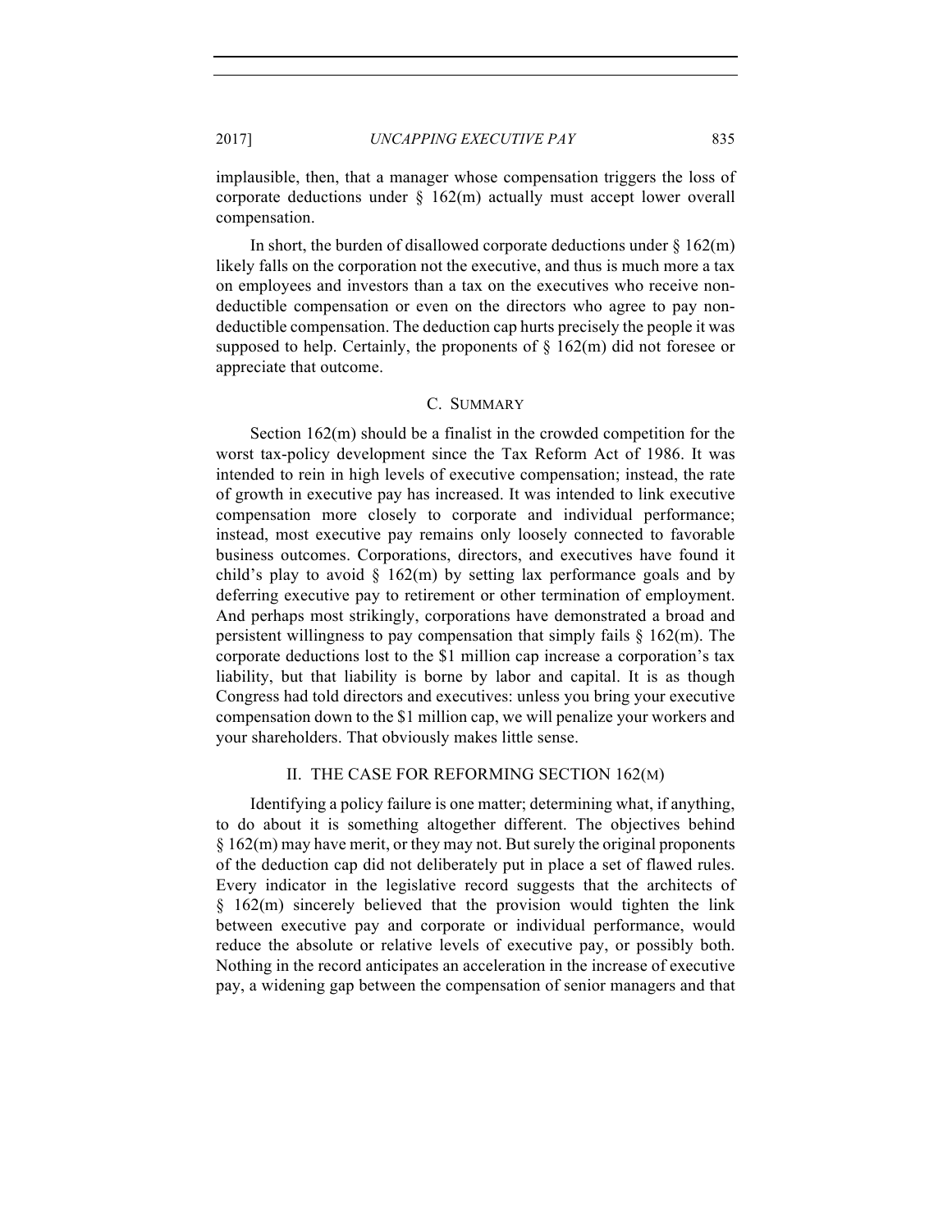implausible, then, that a manager whose compensation triggers the loss of corporate deductions under § 162(m) actually must accept lower overall compensation.

In short, the burden of disallowed corporate deductions under § 162(m) likely falls on the corporation not the executive, and thus is much more a tax on employees and investors than a tax on the executives who receive non-deductible compensation or even on the directors who agree to pay non-deductible compensation. The deduction cap hurts precisely the people it was supposed to help. Certainly, the proponents of § 162(m) did not foresee or appreciate that outcome.

### C. SUMMARY

Section 162(m) should be a finalist in the crowded competition for the worst tax-policy development since the Tax Reform Act of 1986. It was intended to rein in high levels of executive compensation; instead, the rate of growth in executive pay has increased. It was intended to link executive compensation more closely to corporate and individual performance; instead, most executive pay remains only loosely connected to favorable business outcomes. Corporations, directors, and executives have found it child's play to avoid § 162(m) by setting lax performance goals and by deferring executive pay to retirement or other termination of employment. And perhaps most strikingly, corporations have demonstrated a broad and persistent willingness to pay compensation that simply fails § 162(m). The corporate deductions lost to the $1 million cap increase a corporation's tax liability, but that liability is borne by labor and capital. It is as though Congress had told directors and executives: unless you bring your executive compensation down to the $1 million cap, we will penalize your workers and your shareholders. That obviously makes little sense.

## II. THE CASE FOR REFORMING SECTION 162(M)

Identifying a policy failure is one matter; determining what, if anything, to do about it is something altogether different. The objectives behind § 162(m) may have merit, or they may not. But surely the original proponents of the deduction cap did not deliberately put in place a set of flawed rules. Every indicator in the legislative record suggests that the architects of § 162(m) sincerely believed that the provision would tighten the link between executive pay and corporate or individual performance, would reduce the absolute or relative levels of executive pay, or possibly both. Nothing in the record anticipates an acceleration in the increase of executive pay, a widening gap between the compensation of senior managers and that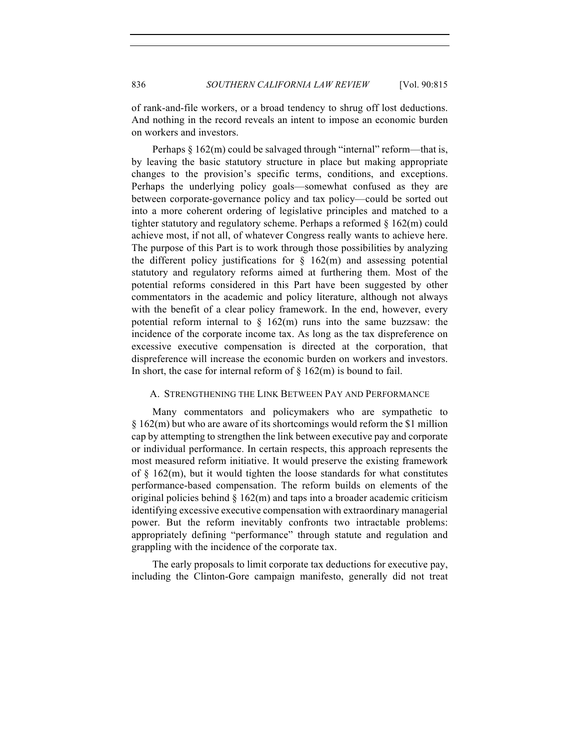of rank-and-file workers, or a broad tendency to shrug off lost deductions. And nothing in the record reveals an intent to impose an economic burden on workers and investors.

Perhaps § 162(m) could be salvaged through "internal" reform—that is, by leaving the basic statutory structure in place but making appropriate changes to the provision's specific terms, conditions, and exceptions. Perhaps the underlying policy goals—somewhat confused as they are between corporate-governance policy and tax policy—could be sorted out into a more coherent ordering of legislative principles and matched to a tighter statutory and regulatory scheme. Perhaps a reformed § 162(m) could achieve most, if not all, of whatever Congress really wants to achieve here. The purpose of this Part is to work through those possibilities by analyzing the different policy justifications for § 162(m) and assessing potential statutory and regulatory reforms aimed at furthering them. Most of the potential reforms considered in this Part have been suggested by other commentators in the academic and policy literature, although not always with the benefit of a clear policy framework. In the end, however, every potential reform internal to § 162(m) runs into the same buzzsaw: the incidence of the corporate income tax. As long as the tax dispreference on excessive executive compensation is directed at the corporation, that dispreference will increase the economic burden on workers and investors. In short, the case for internal reform of § 162(m) is bound to fail.

## A. Strengthening the Link Between Pay and Performance

Many commentators and policymakers who are sympathetic to § 162(m) but who are aware of its shortcomings would reform the $1 million cap by attempting to strengthen the link between executive pay and corporate or individual performance. In certain respects, this approach represents the most measured reform initiative. It would preserve the existing framework of § 162(m), but it would tighten the loose standards for what constitutes performance-based compensation. The reform builds on elements of the original policies behind § 162(m) and taps into a broader academic criticism identifying excessive executive compensation with extraordinary managerial power. But the reform inevitably confronts two intractable problems: appropriately defining "performance" through statute and regulation and grappling with the incidence of the corporate tax.

The early proposals to limit corporate tax deductions for executive pay, including the Clinton-Gore campaign manifesto, generally did not treat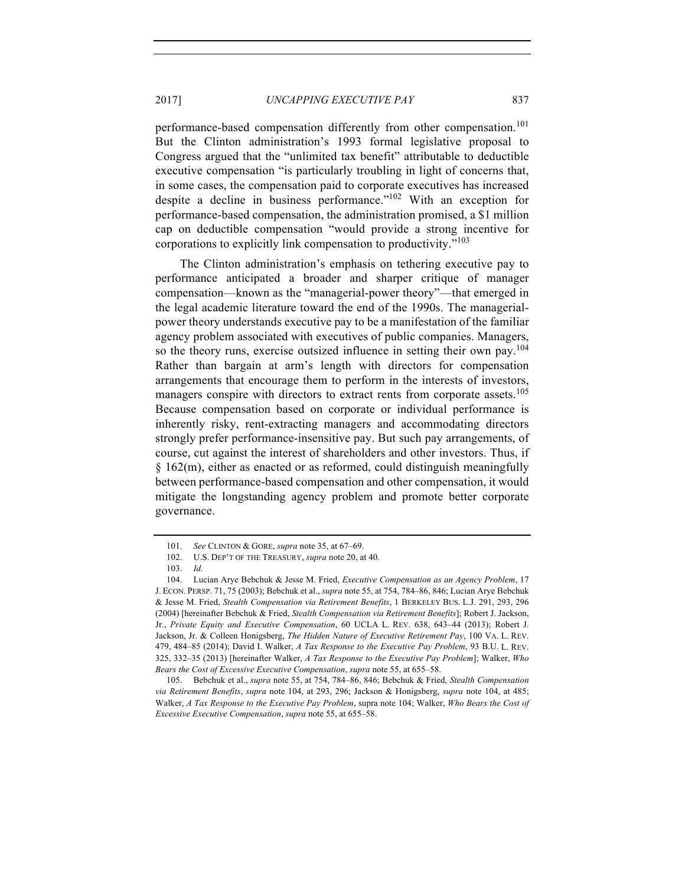performance-based compensation differently from other compensation.[101] But the Clinton administration's 1993 formal legislative proposal to Congress argued that the "unlimited tax benefit" attributable to deductible executive compensation "is particularly troubling in light of concerns that, in some cases, the compensation paid to corporate executives has increased despite a decline in business performance."[102] With an exception for performance-based compensation, the administration promised, a $1 million cap on deductible compensation "would provide a strong incentive for corporations to explicitly link compensation to productivity."[103]

The Clinton administration's emphasis on tethering executive pay to performance anticipated a broader and sharper critique of manager compensation—known as the "managerial-power theory"—that emerged in the legal academic literature toward the end of the 1990s. The managerial-power theory understands executive pay to be a manifestation of the familiar agency problem associated with executives of public companies. Managers, so the theory runs, exercise outsized influence in setting their own pay.[104] Rather than bargain at arm's length with directors for compensation arrangements that encourage them to perform in the interests of investors, managers conspire with directors to extract rents from corporate assets.[105] Because compensation based on corporate or individual performance is inherently risky, rent-extracting managers and accommodating directors strongly prefer performance-insensitive pay. But such pay arrangements, of course, cut against the interest of shareholders and other investors. Thus, if § 162(m), either as enacted or as reformed, could distinguish meaningfully between performance-based compensation and other compensation, it would mitigate the longstanding agency problem and promote better corporate governance.

---

101. *See* CLINTON & GORE, *supra* note 35, at 67–69.

102. U.S. DEP'T OF THE TREASURY, *supra* note 20, at 40.

103. *Id.*

104. Lucian Arye Bebchuk & Jesse M. Fried, *Executive Compensation as an Agency Problem*, 17 J. ECON. PERSP. 71, 75 (2003); Bebchuk et al., *supra* note 55, at 754, 784–86, 846; Lucian Arye Bebchuk & Jesse M. Fried, *Stealth Compensation via Retirement Benefits*, 1 BERKELEY BUS. L.J. 291, 293, 296 (2004) [hereinafter Bebchuk & Fried, *Stealth Compensation via Retirement Benefits*]; Robert J. Jackson, Jr., *Private Equity and Executive Compensation*, 60 UCLA L. REV. 638, 643–44 (2013); Robert J. Jackson, Jr. & Colleen Honigsberg, *The Hidden Nature of Executive Retirement Pay*, 100 VA. L. REV. 479, 484–85 (2014); David I. Walker, *A Tax Response to the Executive Pay Problem*, 93 B.U. L. REV. 325, 332–35 (2013) [hereinafter Walker, *A Tax Response to the Executive Pay Problem*]; Walker, *Who Bears the Cost of Excessive Executive Compensation*, *supra* note 55, at 655–58.

105. Bebchuk et al., *supra* note 55, at 754, 784–86, 846; Bebchuk & Fried, *Stealth Compensation via Retirement Benefits*, *supra* note 104, at 293, 296; Jackson & Honigsberg, *supra* note 104, at 485; Walker, *A Tax Response to the Executive Pay Problem*, supra note 104; Walker, *Who Bears the Cost of Excessive Executive Compensation*, *supra* note 55, at 655–58.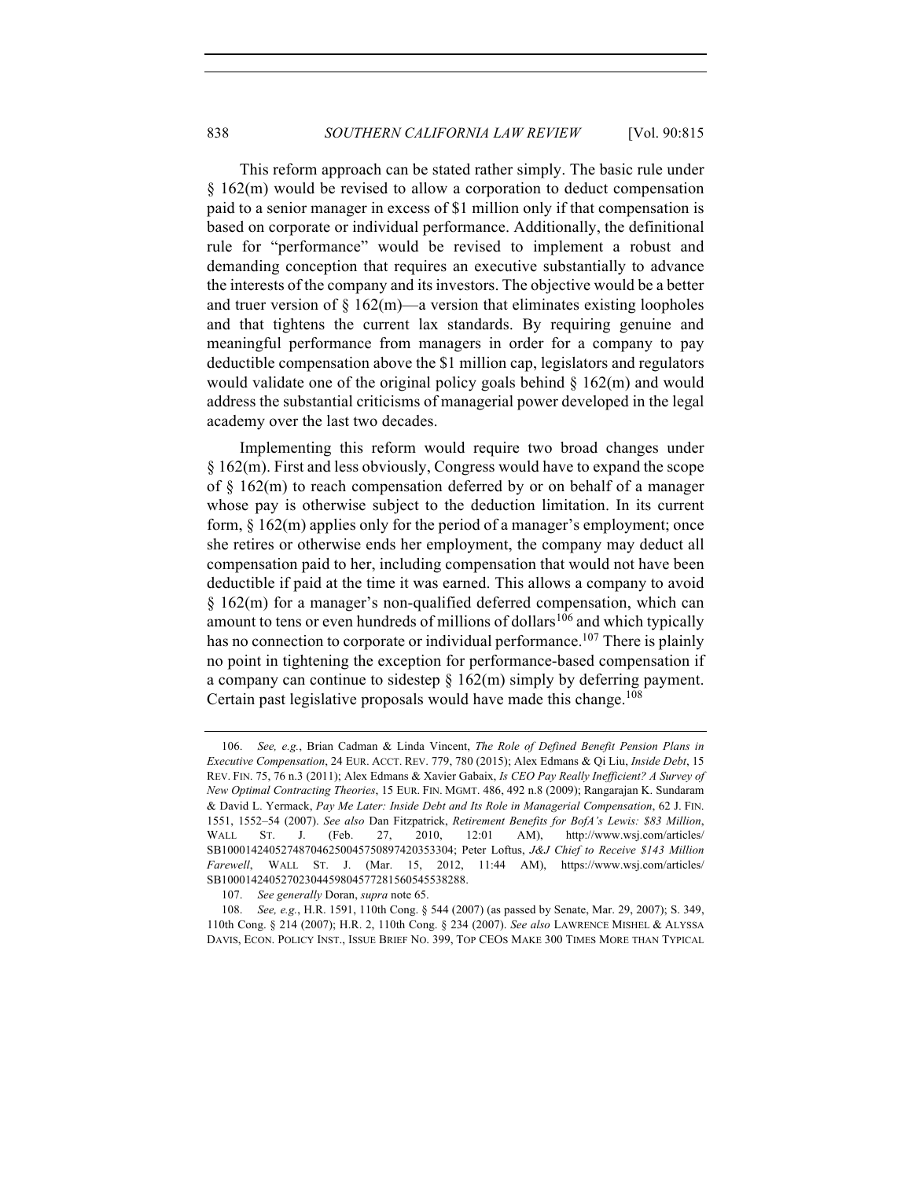This reform approach can be stated rather simply. The basic rule under § 162(m) would be revised to allow a corporation to deduct compensation paid to a senior manager in excess of $1 million only if that compensation is based on corporate or individual performance. Additionally, the definitional rule for "performance" would be revised to implement a robust and demanding conception that requires an executive substantially to advance the interests of the company and its investors. The objective would be a better and truer version of § 162(m)—a version that eliminates existing loopholes and that tightens the current lax standards. By requiring genuine and meaningful performance from managers in order for a company to pay deductible compensation above the $1 million cap, legislators and regulators would validate one of the original policy goals behind § 162(m) and would address the substantial criticisms of managerial power developed in the legal academy over the last two decades.

Implementing this reform would require two broad changes under § 162(m). First and less obviously, Congress would have to expand the scope of § 162(m) to reach compensation deferred by or on behalf of a manager whose pay is otherwise subject to the deduction limitation. In its current form, § 162(m) applies only for the period of a manager's employment; once she retires or otherwise ends her employment, the company may deduct all compensation paid to her, including compensation that would not have been deductible if paid at the time it was earned. This allows a company to avoid § 162(m) for a manager's non-qualified deferred compensation, which can amount to tens or even hundreds of millions of dollars[106] and which typically has no connection to corporate or individual performance.[107] There is plainly no point in tightening the exception for performance-based compensation if a company can continue to sidestep § 162(m) simply by deferring payment. Certain past legislative proposals would have made this change.[108]

---

106. *See, e.g.*, Brian Cadman & Linda Vincent, *The Role of Defined Benefit Pension Plans in Executive Compensation*, 24 EUR. ACCT. REV. 779, 780 (2015); Alex Edmans & Qi Liu, *Inside Debt*, 15 REV. FIN. 75, 76 n.3 (2011); Alex Edmans & Xavier Gabaix, *Is CEO Pay Really Inefficient? A Survey of New Optimal Contracting Theories*, 15 EUR. FIN. MGMT. 486, 492 n.8 (2009); Rangarajan K. Sundaram & David L. Yermack, *Pay Me Later: Inside Debt and Its Role in Managerial Compensation*, 62 J. FIN. 1551, 1552–54 (2007). *See also* Dan Fitzpatrick, *Retirement Benefits for BofA's Lewis: $83 Million*, WALL ST. J. (Feb. 27, 2010, 12:01 AM), http://www.wsj.com/articles/SB10001424052748704625004575089742035330​4; Peter Loftus, *J&J Chief to Receive $143 Million Farewell*, WALL ST. J. (Mar. 15, 2012, 11:44 AM), https://www.wsj.com/articles/SB10001424052702304459804577281560545538288.

107. *See generally* Doran, *supra* note 65.

108. *See, e.g.*, H.R. 1591, 110th Cong. § 544 (2007) (as passed by Senate, Mar. 29, 2007); S. 349, 110th Cong. § 214 (2007); H.R. 2, 110th Cong. § 234 (2007). *See also* LAWRENCE MISHEL & ALYSSA DAVIS, ECON. POLICY INST., ISSUE BRIEF NO. 399, TOP CEOS MAKE 300 TIMES MORE THAN TYPICAL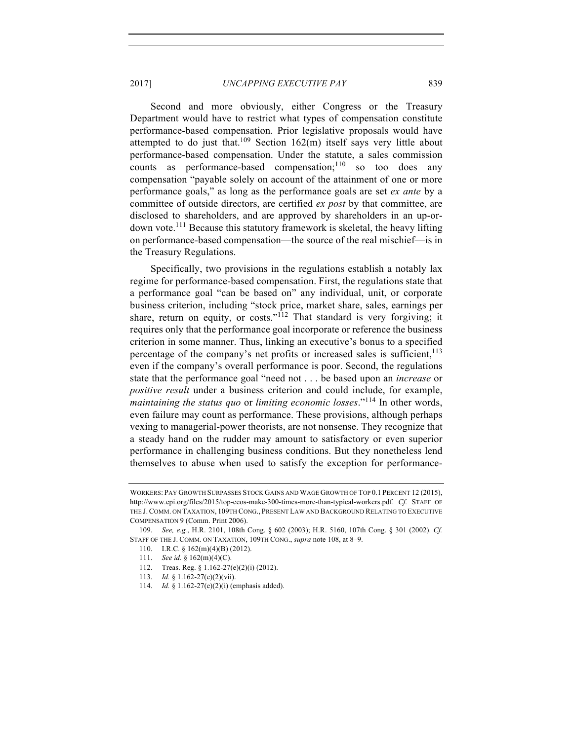Second and more obviously, either Congress or the Treasury Department would have to restrict what types of compensation constitute performance-based compensation. Prior legislative proposals would have attempted to do just that.[109] Section 162(m) itself says very little about performance-based compensation. Under the statute, a sales commission counts as performance-based compensation;[110] so too does any compensation "payable solely on account of the attainment of one or more performance goals," as long as the performance goals are set *ex ante* by a committee of outside directors, are certified *ex post* by that committee, are disclosed to shareholders, and are approved by shareholders in an up-or-down vote.[111] Because this statutory framework is skeletal, the heavy lifting on performance-based compensation—the source of the real mischief—is in the Treasury Regulations.

Specifically, two provisions in the regulations establish a notably lax regime for performance-based compensation. First, the regulations state that a performance goal "can be based on" any individual, unit, or corporate business criterion, including "stock price, market share, sales, earnings per share, return on equity, or costs."[112] That standard is very forgiving; it requires only that the performance goal incorporate or reference the business criterion in some manner. Thus, linking an executive's bonus to a specified percentage of the company's net profits or increased sales is sufficient,[113] even if the company's overall performance is poor. Second, the regulations state that the performance goal "need not . . . be based upon an *increase* or *positive result* under a business criterion and could include, for example, *maintaining the status quo* or *limiting economic losses*."[114] In other words, even failure may count as performance. These provisions, although perhaps vexing to managerial-power theorists, are not nonsense. They recognize that a steady hand on the rudder may amount to satisfactory or even superior performance in challenging business conditions. But they nonetheless lend themselves to abuse when used to satisfy the exception for performance-

WORKERS: PAY GROWTH SURPASSES STOCK GAINS AND WAGE GROWTH OF TOP 0.1 PERCENT 12 (2015), http://www.epi.org/files/2015/top-ceos-make-300-times-more-than-typical-workers.pdf. *Cf.* STAFF OF THE J. COMM. ON TAXATION, 109TH CONG., PRESENT LAW AND BACKGROUND RELATING TO EXECUTIVE COMPENSATION 9 (Comm. Print 2006).

109. *See, e.g.*, H.R. 2101, 108th Cong. § 602 (2003); H.R. 5160, 107th Cong. § 301 (2002). *Cf.* STAFF OF THE J. COMM. ON TAXATION, 109TH CONG., *supra* note 108, at 8–9.

110. I.R.C. § 162(m)(4)(B) (2012).

111. *See id.* § 162(m)(4)(C).

112. Treas. Reg. § 1.162-27(e)(2)(i) (2012).

113. *Id.* § 1.162-27(e)(2)(vii).

114. *Id.* § 1.162-27(e)(2)(i) (emphasis added).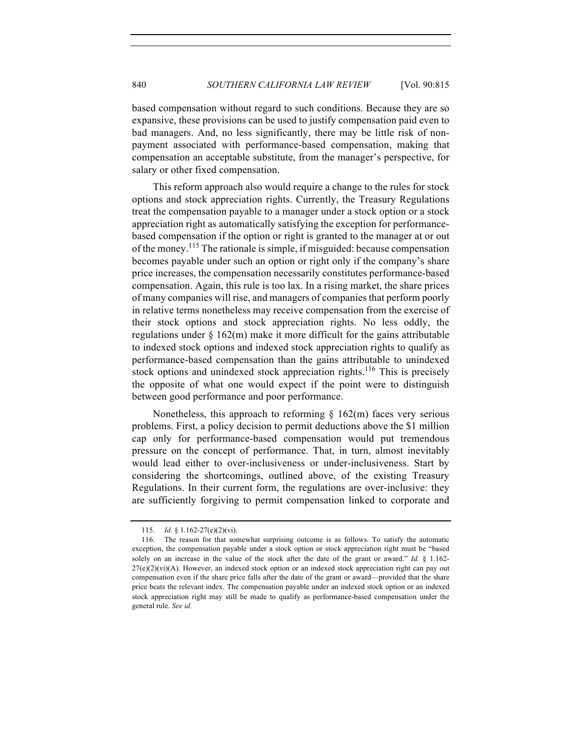based compensation without regard to such conditions. Because they are so expansive, these provisions can be used to justify compensation paid even to bad managers. And, no less significantly, there may be little risk of non-payment associated with performance-based compensation, making that compensation an acceptable substitute, from the manager's perspective, for salary or other fixed compensation.

This reform approach also would require a change to the rules for stock options and stock appreciation rights. Currently, the Treasury Regulations treat the compensation payable to a manager under a stock option or a stock appreciation right as automatically satisfying the exception for performance-based compensation if the option or right is granted to the manager at or out of the money.[115] The rationale is simple, if misguided: because compensation becomes payable under such an option or right only if the company's share price increases, the compensation necessarily constitutes performance-based compensation. Again, this rule is too lax. In a rising market, the share prices of many companies will rise, and managers of companies that perform poorly in relative terms nonetheless may receive compensation from the exercise of their stock options and stock appreciation rights. No less oddly, the regulations under § 162(m) make it more difficult for the gains attributable to indexed stock options and indexed stock appreciation rights to qualify as performance-based compensation than the gains attributable to unindexed stock options and unindexed stock appreciation rights.[116] This is precisely the opposite of what one would expect if the point were to distinguish between good performance and poor performance.

Nonetheless, this approach to reforming § 162(m) faces very serious problems. First, a policy decision to permit deductions above the $1 million cap only for performance-based compensation would put tremendous pressure on the concept of performance. That, in turn, almost inevitably would lead either to over-inclusiveness or under-inclusiveness. Start by considering the shortcomings, outlined above, of the existing Treasury Regulations. In their current form, the regulations are over-inclusive: they are sufficiently forgiving to permit compensation linked to corporate and

---

115. *Id.* § 1.162-27(e)(2)(vi).

116. The reason for that somewhat surprising outcome is as follows. To satisfy the automatic exception, the compensation payable under a stock option or stock appreciation right must be "based solely on an increase in the value of the stock after the date of the grant or award." *Id.* § 1.162-27(e)(2)(vi)(A). However, an indexed stock option or an indexed stock appreciation right can pay out compensation even if the share price falls after the date of the grant or award—provided that the share price beats the relevant index. The compensation payable under an indexed stock option or an indexed stock appreciation right may still be made to qualify as performance-based compensation under the general rule. *See id.*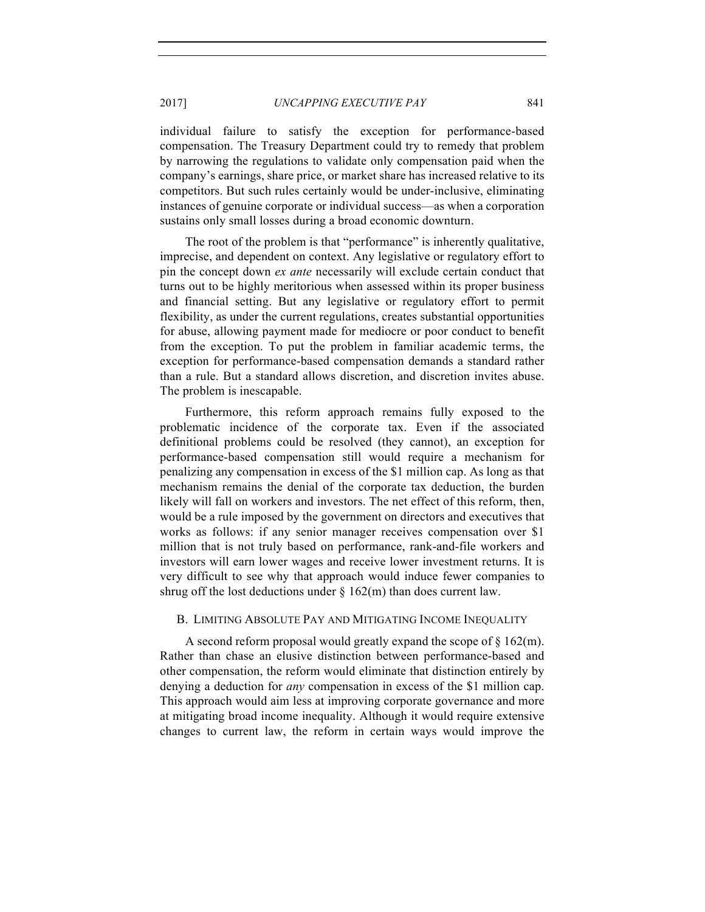individual failure to satisfy the exception for performance-based compensation. The Treasury Department could try to remedy that problem by narrowing the regulations to validate only compensation paid when the company's earnings, share price, or market share has increased relative to its competitors. But such rules certainly would be under-inclusive, eliminating instances of genuine corporate or individual success—as when a corporation sustains only small losses during a broad economic downturn.

The root of the problem is that "performance" is inherently qualitative, imprecise, and dependent on context. Any legislative or regulatory effort to pin the concept down *ex ante* necessarily will exclude certain conduct that turns out to be highly meritorious when assessed within its proper business and financial setting. But any legislative or regulatory effort to permit flexibility, as under the current regulations, creates substantial opportunities for abuse, allowing payment made for mediocre or poor conduct to benefit from the exception. To put the problem in familiar academic terms, the exception for performance-based compensation demands a standard rather than a rule. But a standard allows discretion, and discretion invites abuse. The problem is inescapable.

Furthermore, this reform approach remains fully exposed to the problematic incidence of the corporate tax. Even if the associated definitional problems could be resolved (they cannot), an exception for performance-based compensation still would require a mechanism for penalizing any compensation in excess of the $1 million cap. As long as that mechanism remains the denial of the corporate tax deduction, the burden likely will fall on workers and investors. The net effect of this reform, then, would be a rule imposed by the government on directors and executives that works as follows: if any senior manager receives compensation over $1 million that is not truly based on performance, rank-and-file workers and investors will earn lower wages and receive lower investment returns. It is very difficult to see why that approach would induce fewer companies to shrug off the lost deductions under § 162(m) than does current law.

## B. Limiting Absolute Pay and Mitigating Income Inequality

A second reform proposal would greatly expand the scope of § 162(m). Rather than chase an elusive distinction between performance-based and other compensation, the reform would eliminate that distinction entirely by denying a deduction for *any* compensation in excess of the $1 million cap. This approach would aim less at improving corporate governance and more at mitigating broad income inequality. Although it would require extensive changes to current law, the reform in certain ways would improve the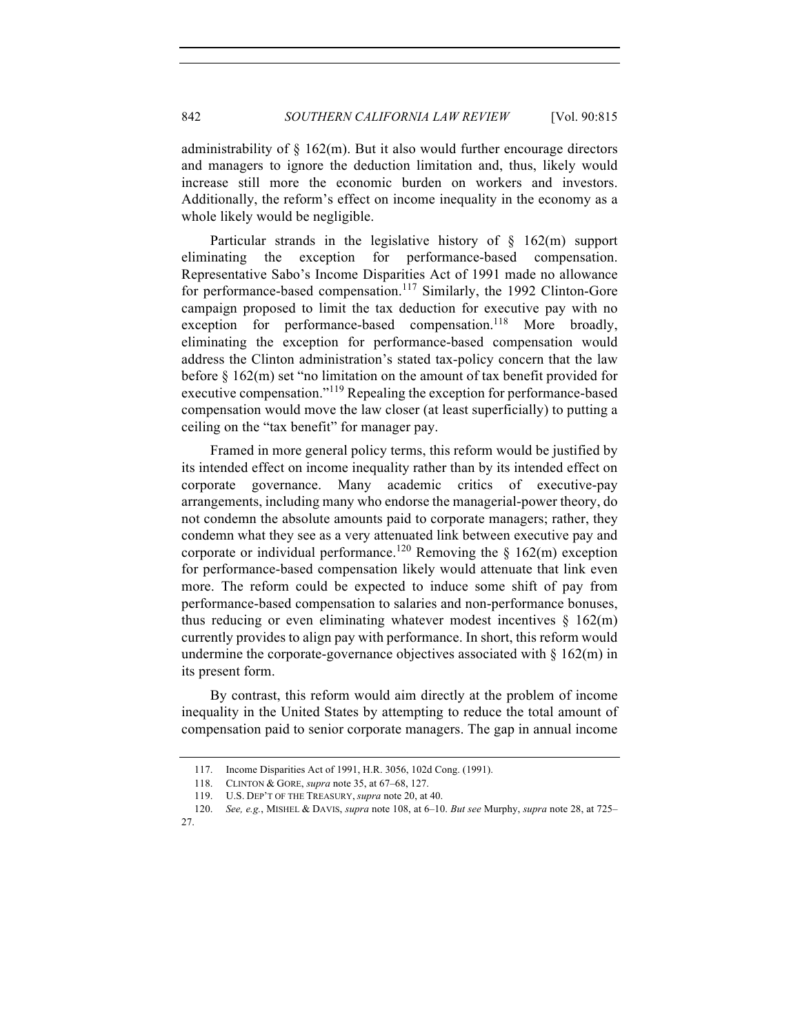administrability of § 162(m). But it also would further encourage directors and managers to ignore the deduction limitation and, thus, likely would increase still more the economic burden on workers and investors. Additionally, the reform's effect on income inequality in the economy as a whole likely would be negligible.

Particular strands in the legislative history of § 162(m) support eliminating the exception for performance-based compensation. Representative Sabo's Income Disparities Act of 1991 made no allowance for performance-based compensation.[117] Similarly, the 1992 Clinton-Gore campaign proposed to limit the tax deduction for executive pay with no exception for performance-based compensation.[118] More broadly, eliminating the exception for performance-based compensation would address the Clinton administration's stated tax-policy concern that the law before § 162(m) set "no limitation on the amount of tax benefit provided for executive compensation."[119] Repealing the exception for performance-based compensation would move the law closer (at least superficially) to putting a ceiling on the "tax benefit" for manager pay.

Framed in more general policy terms, this reform would be justified by its intended effect on income inequality rather than by its intended effect on corporate governance. Many academic critics of executive-pay arrangements, including many who endorse the managerial-power theory, do not condemn the absolute amounts paid to corporate managers; rather, they condemn what they see as a very attenuated link between executive pay and corporate or individual performance.[120] Removing the § 162(m) exception for performance-based compensation likely would attenuate that link even more. The reform could be expected to induce some shift of pay from performance-based compensation to salaries and non-performance bonuses, thus reducing or even eliminating whatever modest incentives § 162(m) currently provides to align pay with performance. In short, this reform would undermine the corporate-governance objectives associated with § 162(m) in its present form.

By contrast, this reform would aim directly at the problem of income inequality in the United States by attempting to reduce the total amount of compensation paid to senior corporate managers. The gap in annual income

117. Income Disparities Act of 1991, H.R. 3056, 102d Cong. (1991).

118. CLINTON & GORE, *supra* note 35, at 67–68, 127.

119. U.S. DEP'T OF THE TREASURY, *supra* note 20, at 40.

120. *See, e.g.*, MISHEL & DAVIS, *supra* note 108, at 6–10. *But see* Murphy, *supra* note 28, at 725–27.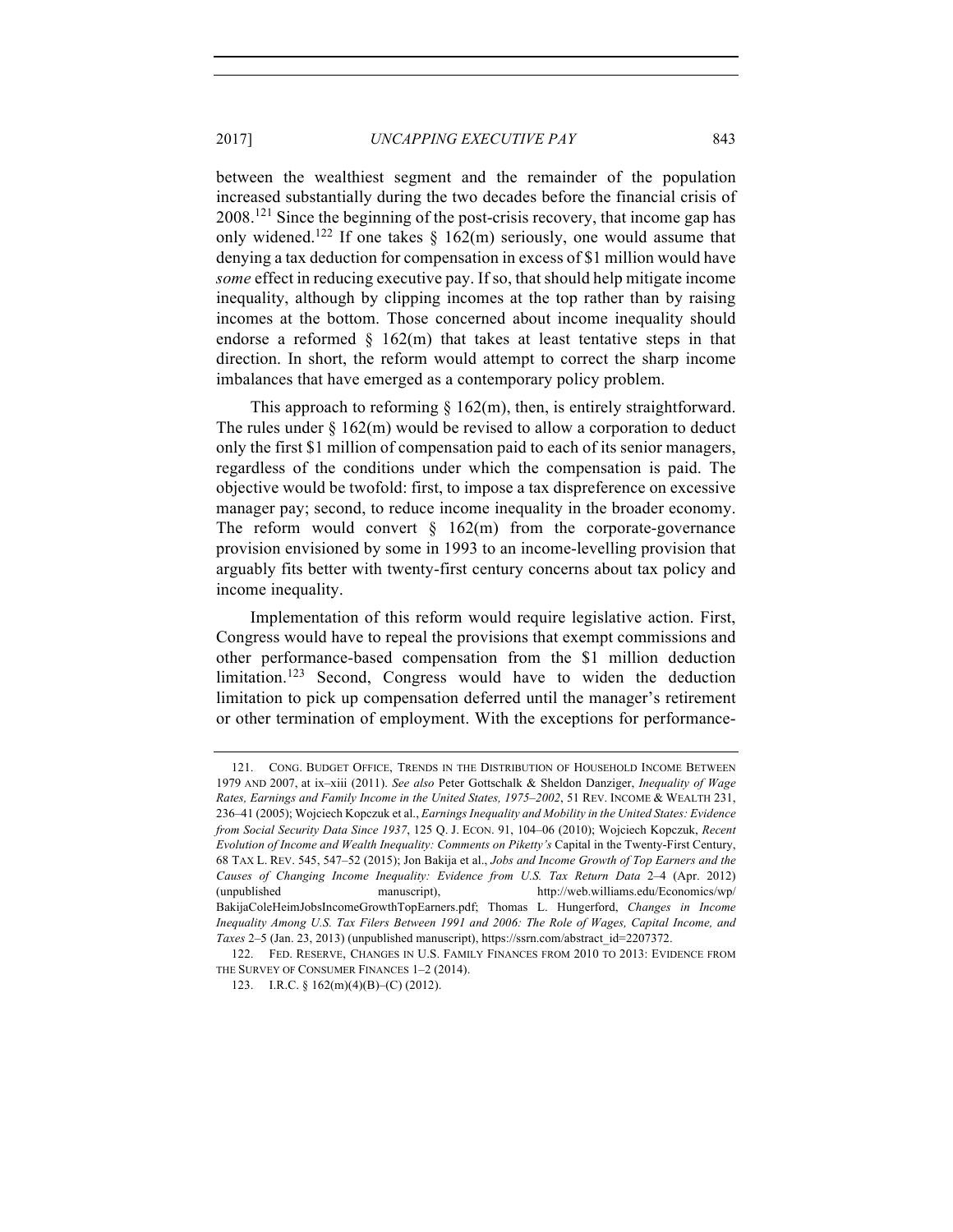between the wealthiest segment and the remainder of the population increased substantially during the two decades before the financial crisis of 2008.[121] Since the beginning of the post-crisis recovery, that income gap has only widened.[122] If one takes § 162(m) seriously, one would assume that denying a tax deduction for compensation in excess of $1 million would have *some* effect in reducing executive pay. If so, that should help mitigate income inequality, although by clipping incomes at the top rather than by raising incomes at the bottom. Those concerned about income inequality should endorse a reformed § 162(m) that takes at least tentative steps in that direction. In short, the reform would attempt to correct the sharp income imbalances that have emerged as a contemporary policy problem.

This approach to reforming § 162(m), then, is entirely straightforward. The rules under § 162(m) would be revised to allow a corporation to deduct only the first $1 million of compensation paid to each of its senior managers, regardless of the conditions under which the compensation is paid. The objective would be twofold: first, to impose a tax dispreference on excessive manager pay; second, to reduce income inequality in the broader economy. The reform would convert § 162(m) from the corporate-governance provision envisioned by some in 1993 to an income-levelling provision that arguably fits better with twenty-first century concerns about tax policy and income inequality.

Implementation of this reform would require legislative action. First, Congress would have to repeal the provisions that exempt commissions and other performance-based compensation from the $1 million deduction limitation.[123] Second, Congress would have to widen the deduction limitation to pick up compensation deferred until the manager's retirement or other termination of employment. With the exceptions for performance-

---

121. CONG. BUDGET OFFICE, TRENDS IN THE DISTRIBUTION OF HOUSEHOLD INCOME BETWEEN 1979 AND 2007, at ix–xiii (2011). *See also* Peter Gottschalk & Sheldon Danziger, *Inequality of Wage Rates, Earnings and Family Income in the United States, 1975–2002*, 51 REV. INCOME & WEALTH 231, 236–41 (2005); Wojciech Kopczuk et al., *Earnings Inequality and Mobility in the United States: Evidence from Social Security Data Since 1937*, 125 Q. J. ECON. 91, 104–06 (2010); Wojciech Kopczuk, *Recent Evolution of Income and Wealth Inequality: Comments on Piketty's* Capital in the Twenty-First Century, 68 TAX L. REV. 545, 547–52 (2015); Jon Bakija et al., *Jobs and Income Growth of Top Earners and the Causes of Changing Income Inequality: Evidence from U.S. Tax Return Data* 2–4 (Apr. 2012) (unpublished manuscript), http://web.williams.edu/Economics/wp/BakijaColeHeimJobsIncomeGrowthTopEarners.pdf; Thomas L. Hungerford, *Changes in Income Inequality Among U.S. Tax Filers Between 1991 and 2006: The Role of Wages, Capital Income, and Taxes* 2–5 (Jan. 23, 2013) (unpublished manuscript), https://ssrn.com/abstract_id=2207372.

122. FED. RESERVE, CHANGES IN U.S. FAMILY FINANCES FROM 2010 TO 2013: EVIDENCE FROM THE SURVEY OF CONSUMER FINANCES 1–2 (2014).

123. I.R.C. § 162(m)(4)(B)–(C) (2012).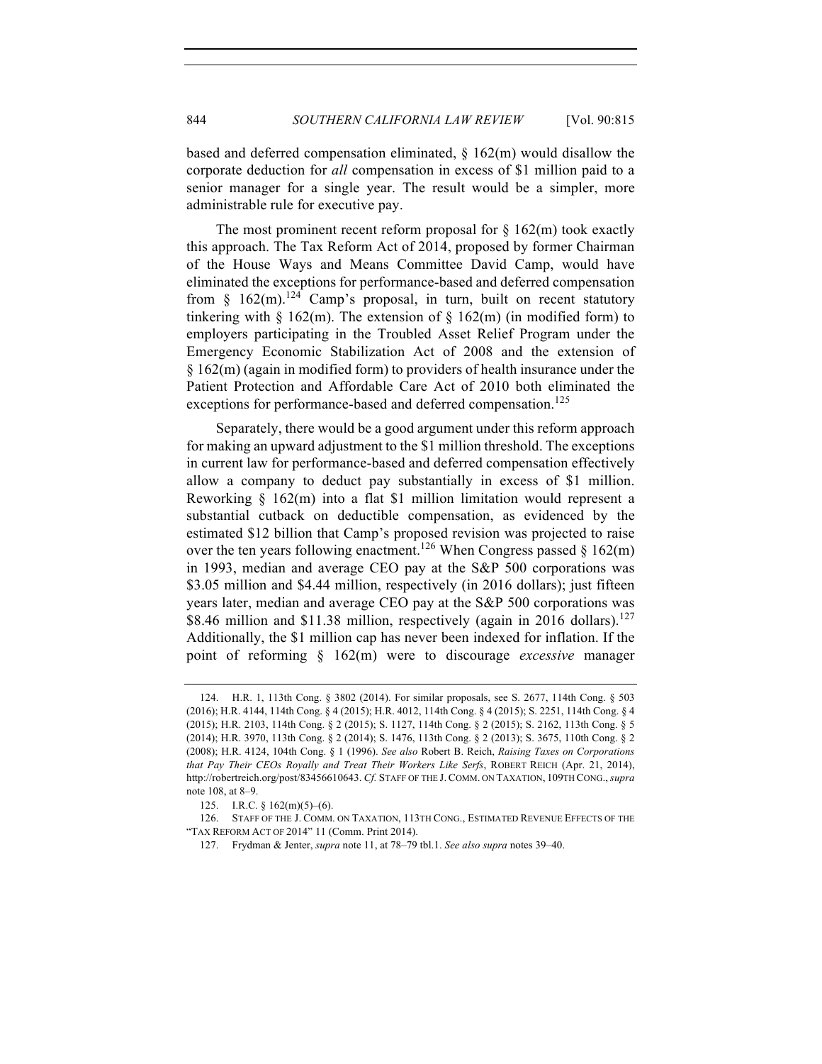based and deferred compensation eliminated, § 162(m) would disallow the corporate deduction for *all* compensation in excess of $1 million paid to a senior manager for a single year. The result would be a simpler, more administrable rule for executive pay.

The most prominent recent reform proposal for § 162(m) took exactly this approach. The Tax Reform Act of 2014, proposed by former Chairman of the House Ways and Means Committee David Camp, would have eliminated the exceptions for performance-based and deferred compensation from § 162(m).[124] Camp's proposal, in turn, built on recent statutory tinkering with § 162(m). The extension of § 162(m) (in modified form) to employers participating in the Troubled Asset Relief Program under the Emergency Economic Stabilization Act of 2008 and the extension of § 162(m) (again in modified form) to providers of health insurance under the Patient Protection and Affordable Care Act of 2010 both eliminated the exceptions for performance-based and deferred compensation.[125]

Separately, there would be a good argument under this reform approach for making an upward adjustment to the $1 million threshold. The exceptions in current law for performance-based and deferred compensation effectively allow a company to deduct pay substantially in excess of $1 million. Reworking § 162(m) into a flat $1 million limitation would represent a substantial cutback on deductible compensation, as evidenced by the estimated $12 billion that Camp's proposed revision was projected to raise over the ten years following enactment.[126] When Congress passed § 162(m) in 1993, median and average CEO pay at the S&P 500 corporations was $3.05 million and $4.44 million, respectively (in 2016 dollars); just fifteen years later, median and average CEO pay at the S&P 500 corporations was $8.46 million and $11.38 million, respectively (again in 2016 dollars).[127] Additionally, the $1 million cap has never been indexed for inflation. If the point of reforming § 162(m) were to discourage *excessive* manager

---

124. H.R. 1, 113th Cong. § 3802 (2014). For similar proposals, see S. 2677, 114th Cong. § 503 (2016); H.R. 4144, 114th Cong. § 4 (2015); H.R. 4012, 114th Cong. § 4 (2015); S. 2251, 114th Cong. § 4 (2015); H.R. 2103, 114th Cong. § 2 (2015); S. 1127, 114th Cong. § 2 (2015); S. 2162, 113th Cong. § 5 (2014); H.R. 3970, 113th Cong. § 2 (2014); S. 1476, 113th Cong. § 2 (2013); S. 3675, 110th Cong. § 2 (2008); H.R. 4124, 104th Cong. § 1 (1996). *See also* Robert B. Reich, *Raising Taxes on Corporations that Pay Their CEOs Royally and Treat Their Workers Like Serfs*, ROBERT REICH (Apr. 21, 2014), http://robertreich.org/post/83456610643. *Cf.* STAFF OF THE J. COMM. ON TAXATION, 109TH CONG., *supra* note 108, at 8–9.

125. I.R.C. § 162(m)(5)–(6).

126. STAFF OF THE J. COMM. ON TAXATION, 113TH CONG., ESTIMATED REVENUE EFFECTS OF THE "TAX REFORM ACT OF 2014" 11 (Comm. Print 2014).

127. Frydman & Jenter, *supra* note 11, at 78–79 tbl.1. *See also supra* notes 39–40.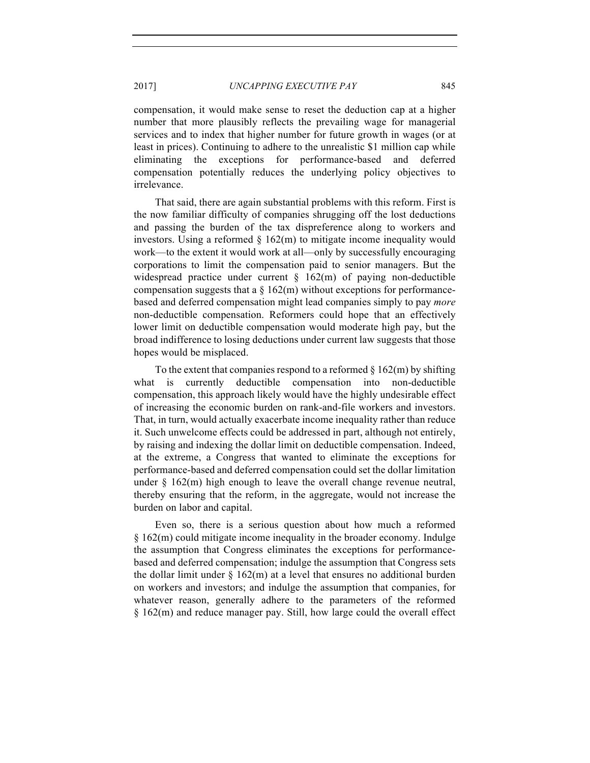compensation, it would make sense to reset the deduction cap at a higher number that more plausibly reflects the prevailing wage for managerial services and to index that higher number for future growth in wages (or at least in prices). Continuing to adhere to the unrealistic $1 million cap while eliminating the exceptions for performance-based and deferred compensation potentially reduces the underlying policy objectives to irrelevance.

That said, there are again substantial problems with this reform. First is the now familiar difficulty of companies shrugging off the lost deductions and passing the burden of the tax dispreference along to workers and investors. Using a reformed § 162(m) to mitigate income inequality would work—to the extent it would work at all—only by successfully encouraging corporations to limit the compensation paid to senior managers. But the widespread practice under current § 162(m) of paying non-deductible compensation suggests that a § 162(m) without exceptions for performance-based and deferred compensation might lead companies simply to pay *more* non-deductible compensation. Reformers could hope that an effectively lower limit on deductible compensation would moderate high pay, but the broad indifference to losing deductions under current law suggests that those hopes would be misplaced.

To the extent that companies respond to a reformed § 162(m) by shifting what is currently deductible compensation into non-deductible compensation, this approach likely would have the highly undesirable effect of increasing the economic burden on rank-and-file workers and investors. That, in turn, would actually exacerbate income inequality rather than reduce it. Such unwelcome effects could be addressed in part, although not entirely, by raising and indexing the dollar limit on deductible compensation. Indeed, at the extreme, a Congress that wanted to eliminate the exceptions for performance-based and deferred compensation could set the dollar limitation under § 162(m) high enough to leave the overall change revenue neutral, thereby ensuring that the reform, in the aggregate, would not increase the burden on labor and capital.

Even so, there is a serious question about how much a reformed § 162(m) could mitigate income inequality in the broader economy. Indulge the assumption that Congress eliminates the exceptions for performance-based and deferred compensation; indulge the assumption that Congress sets the dollar limit under § 162(m) at a level that ensures no additional burden on workers and investors; and indulge the assumption that companies, for whatever reason, generally adhere to the parameters of the reformed § 162(m) and reduce manager pay. Still, how large could the overall effect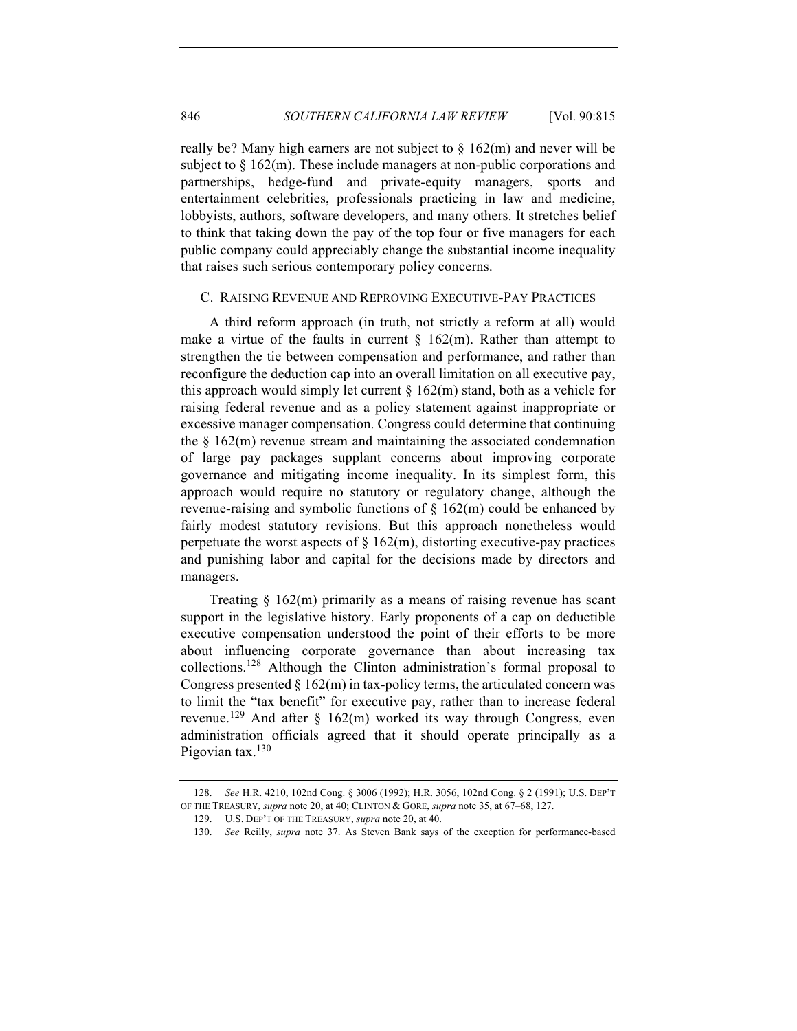really be? Many high earners are not subject to § 162(m) and never will be subject to § 162(m). These include managers at non-public corporations and partnerships, hedge-fund and private-equity managers, sports and entertainment celebrities, professionals practicing in law and medicine, lobbyists, authors, software developers, and many others. It stretches belief to think that taking down the pay of the top four or five managers for each public company could appreciably change the substantial income inequality that raises such serious contemporary policy concerns.

### C. RAISING REVENUE AND REPROVING EXECUTIVE-PAY PRACTICES

A third reform approach (in truth, not strictly a reform at all) would make a virtue of the faults in current § 162(m). Rather than attempt to strengthen the tie between compensation and performance, and rather than reconfigure the deduction cap into an overall limitation on all executive pay, this approach would simply let current § 162(m) stand, both as a vehicle for raising federal revenue and as a policy statement against inappropriate or excessive manager compensation. Congress could determine that continuing the § 162(m) revenue stream and maintaining the associated condemnation of large pay packages supplant concerns about improving corporate governance and mitigating income inequality. In its simplest form, this approach would require no statutory or regulatory change, although the revenue-raising and symbolic functions of § 162(m) could be enhanced by fairly modest statutory revisions. But this approach nonetheless would perpetuate the worst aspects of § 162(m), distorting executive-pay practices and punishing labor and capital for the decisions made by directors and managers.

Treating § 162(m) primarily as a means of raising revenue has scant support in the legislative history. Early proponents of a cap on deductible executive compensation understood the point of their efforts to be more about influencing corporate governance than about increasing tax collections.[128] Although the Clinton administration's formal proposal to Congress presented § 162(m) in tax-policy terms, the articulated concern was to limit the "tax benefit" for executive pay, rather than to increase federal revenue.[129] And after § 162(m) worked its way through Congress, even administration officials agreed that it should operate principally as a Pigovian tax.[130]

---

128. *See* H.R. 4210, 102nd Cong. § 3006 (1992); H.R. 3056, 102nd Cong. § 2 (1991); U.S. DEP'T OF THE TREASURY, *supra* note 20, at 40; CLINTON & GORE, *supra* note 35, at 67–68, 127.

129. U.S. DEP'T OF THE TREASURY, *supra* note 20, at 40.

130. *See* Reilly, *supra* note 37. As Steven Bank says of the exception for performance-based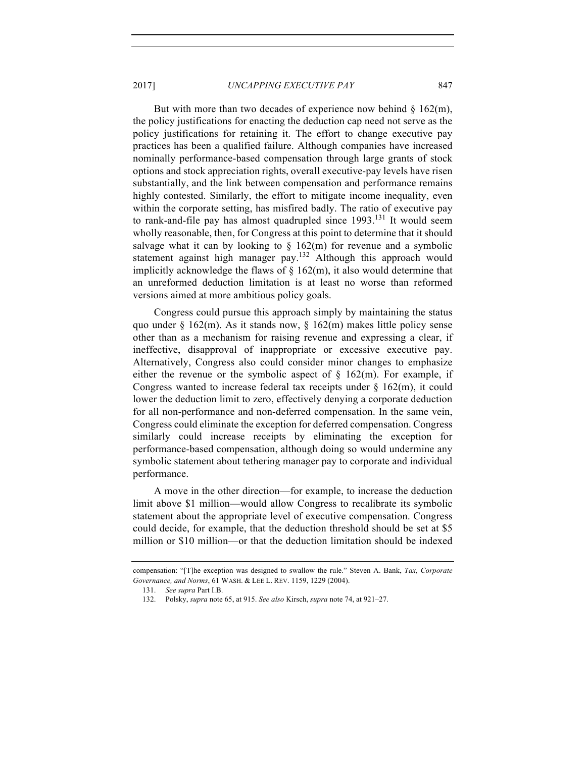But with more than two decades of experience now behind § 162(m), the policy justifications for enacting the deduction cap need not serve as the policy justifications for retaining it. The effort to change executive pay practices has been a qualified failure. Although companies have increased nominally performance-based compensation through large grants of stock options and stock appreciation rights, overall executive-pay levels have risen substantially, and the link between compensation and performance remains highly contested. Similarly, the effort to mitigate income inequality, even within the corporate setting, has misfired badly. The ratio of executive pay to rank-and-file pay has almost quadrupled since 1993.[131] It would seem wholly reasonable, then, for Congress at this point to determine that it should salvage what it can by looking to § 162(m) for revenue and a symbolic statement against high manager pay.[132] Although this approach would implicitly acknowledge the flaws of § 162(m), it also would determine that an unreformed deduction limitation is at least no worse than reformed versions aimed at more ambitious policy goals.

Congress could pursue this approach simply by maintaining the status quo under § 162(m). As it stands now, § 162(m) makes little policy sense other than as a mechanism for raising revenue and expressing a clear, if ineffective, disapproval of inappropriate or excessive executive pay. Alternatively, Congress also could consider minor changes to emphasize either the revenue or the symbolic aspect of § 162(m). For example, if Congress wanted to increase federal tax receipts under § 162(m), it could lower the deduction limit to zero, effectively denying a corporate deduction for all non-performance and non-deferred compensation. In the same vein, Congress could eliminate the exception for deferred compensation. Congress similarly could increase receipts by eliminating the exception for performance-based compensation, although doing so would undermine any symbolic statement about tethering manager pay to corporate and individual performance.

A move in the other direction—for example, to increase the deduction limit above $1 million—would allow Congress to recalibrate its symbolic statement about the appropriate level of executive compensation. Congress could decide, for example, that the deduction threshold should be set at $5 million or $10 million—or that the deduction limitation should be indexed

---

compensation: "[T]he exception was designed to swallow the rule." Steven A. Bank, *Tax, Corporate Governance, and Norms*, 61 WASH. & LEE L. REV. 1159, 1229 (2004).

131. *See supra* Part I.B.

132. Polsky, *supra* note 65, at 915. *See also* Kirsch, *supra* note 74, at 921–27.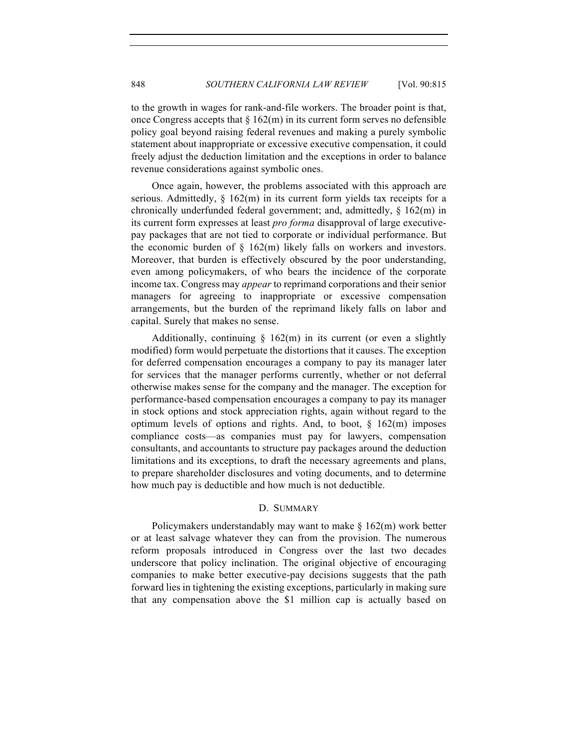to the growth in wages for rank-and-file workers. The broader point is that, once Congress accepts that § 162(m) in its current form serves no defensible policy goal beyond raising federal revenues and making a purely symbolic statement about inappropriate or excessive executive compensation, it could freely adjust the deduction limitation and the exceptions in order to balance revenue considerations against symbolic ones.

Once again, however, the problems associated with this approach are serious. Admittedly, § 162(m) in its current form yields tax receipts for a chronically underfunded federal government; and, admittedly, § 162(m) in its current form expresses at least *pro forma* disapproval of large executive-pay packages that are not tied to corporate or individual performance. But the economic burden of § 162(m) likely falls on workers and investors. Moreover, that burden is effectively obscured by the poor understanding, even among policymakers, of who bears the incidence of the corporate income tax. Congress may *appear* to reprimand corporations and their senior managers for agreeing to inappropriate or excessive compensation arrangements, but the burden of the reprimand likely falls on labor and capital. Surely that makes no sense.

Additionally, continuing § 162(m) in its current (or even a slightly modified) form would perpetuate the distortions that it causes. The exception for deferred compensation encourages a company to pay its manager later for services that the manager performs currently, whether or not deferral otherwise makes sense for the company and the manager. The exception for performance-based compensation encourages a company to pay its manager in stock options and stock appreciation rights, again without regard to the optimum levels of options and rights. And, to boot, § 162(m) imposes compliance costs—as companies must pay for lawyers, compensation consultants, and accountants to structure pay packages around the deduction limitations and its exceptions, to draft the necessary agreements and plans, to prepare shareholder disclosures and voting documents, and to determine how much pay is deductible and how much is not deductible.

### D. SUMMARY

Policymakers understandably may want to make § 162(m) work better or at least salvage whatever they can from the provision. The numerous reform proposals introduced in Congress over the last two decades underscore that policy inclination. The original objective of encouraging companies to make better executive-pay decisions suggests that the path forward lies in tightening the existing exceptions, particularly in making sure that any compensation above the $1 million cap is actually based on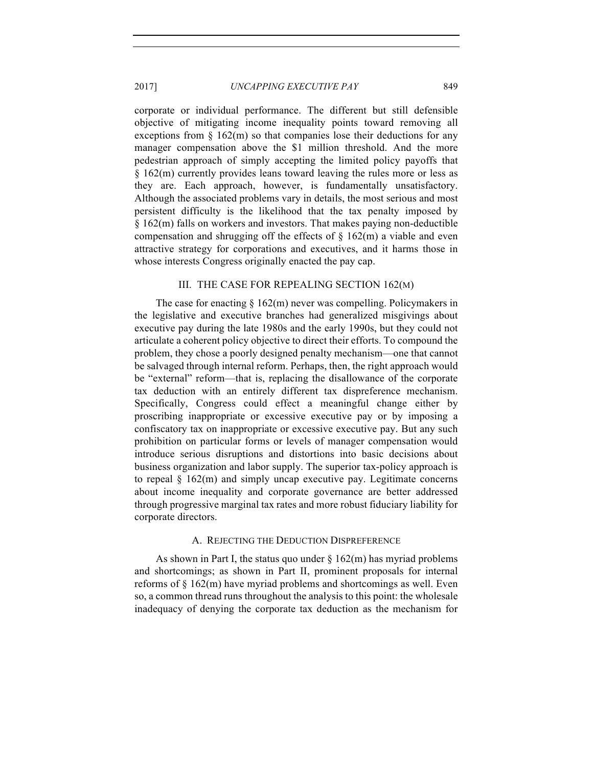corporate or individual performance. The different but still defensible objective of mitigating income inequality points toward removing all exceptions from § 162(m) so that companies lose their deductions for any manager compensation above the $1 million threshold. And the more pedestrian approach of simply accepting the limited policy payoffs that § 162(m) currently provides leans toward leaving the rules more or less as they are. Each approach, however, is fundamentally unsatisfactory. Although the associated problems vary in details, the most serious and most persistent difficulty is the likelihood that the tax penalty imposed by § 162(m) falls on workers and investors. That makes paying non-deductible compensation and shrugging off the effects of § 162(m) a viable and even attractive strategy for corporations and executives, and it harms those in whose interests Congress originally enacted the pay cap.

## III. THE CASE FOR REPEALING SECTION 162(M)

The case for enacting § 162(m) never was compelling. Policymakers in the legislative and executive branches had generalized misgivings about executive pay during the late 1980s and the early 1990s, but they could not articulate a coherent policy objective to direct their efforts. To compound the problem, they chose a poorly designed penalty mechanism—one that cannot be salvaged through internal reform. Perhaps, then, the right approach would be "external" reform—that is, replacing the disallowance of the corporate tax deduction with an entirely different tax dispreference mechanism. Specifically, Congress could effect a meaningful change either by proscribing inappropriate or excessive executive pay or by imposing a confiscatory tax on inappropriate or excessive executive pay. But any such prohibition on particular forms or levels of manager compensation would introduce serious disruptions and distortions into basic decisions about business organization and labor supply. The superior tax-policy approach is to repeal § 162(m) and simply uncap executive pay. Legitimate concerns about income inequality and corporate governance are better addressed through progressive marginal tax rates and more robust fiduciary liability for corporate directors.

### A. REJECTING THE DEDUCTION DISPREFERENCE

As shown in Part I, the status quo under § 162(m) has myriad problems and shortcomings; as shown in Part II, prominent proposals for internal reforms of § 162(m) have myriad problems and shortcomings as well. Even so, a common thread runs throughout the analysis to this point: the wholesale inadequacy of denying the corporate tax deduction as the mechanism for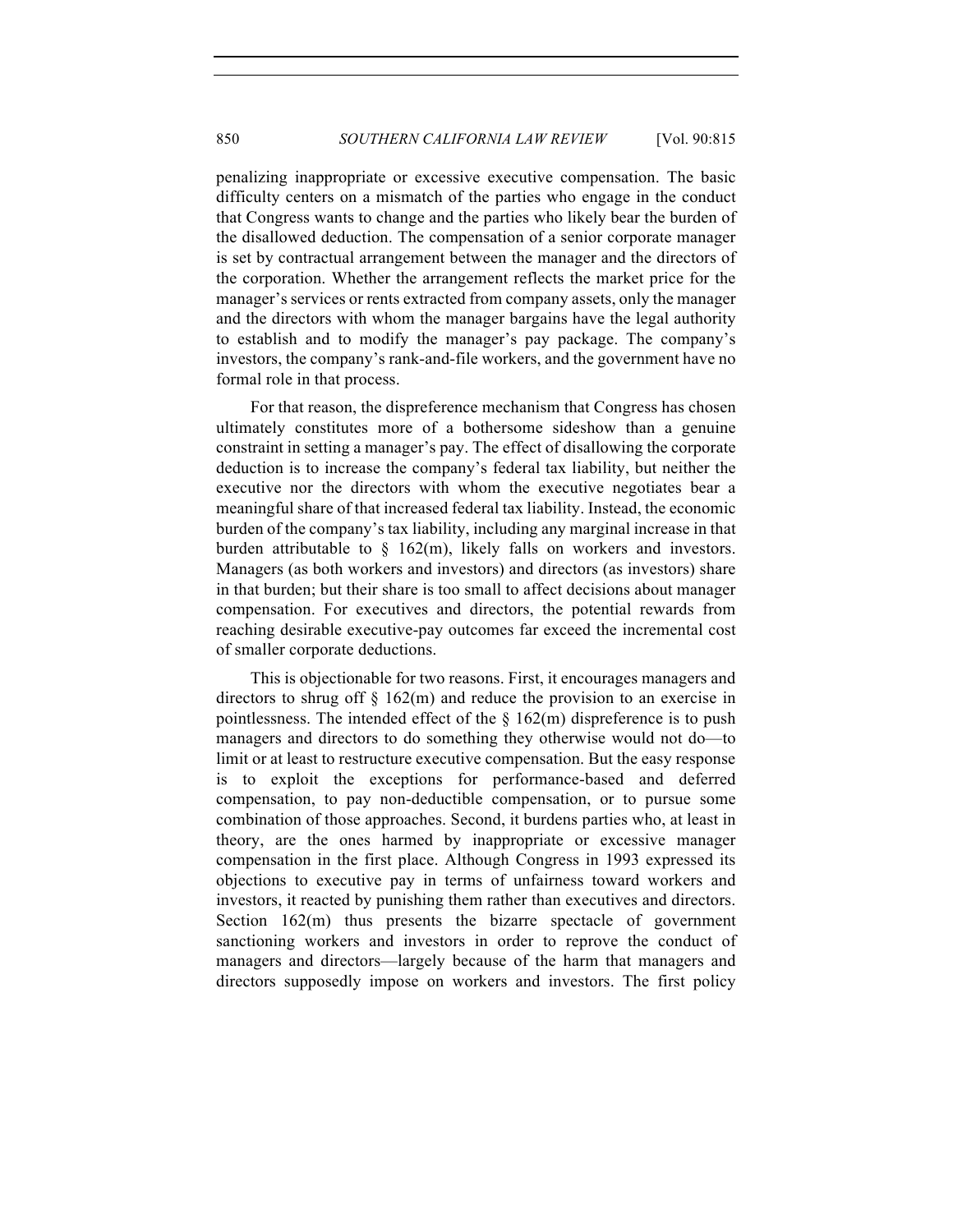penalizing inappropriate or excessive executive compensation. The basic difficulty centers on a mismatch of the parties who engage in the conduct that Congress wants to change and the parties who likely bear the burden of the disallowed deduction. The compensation of a senior corporate manager is set by contractual arrangement between the manager and the directors of the corporation. Whether the arrangement reflects the market price for the manager's services or rents extracted from company assets, only the manager and the directors with whom the manager bargains have the legal authority to establish and to modify the manager's pay package. The company's investors, the company's rank-and-file workers, and the government have no formal role in that process.

For that reason, the dispreference mechanism that Congress has chosen ultimately constitutes more of a bothersome sideshow than a genuine constraint in setting a manager's pay. The effect of disallowing the corporate deduction is to increase the company's federal tax liability, but neither the executive nor the directors with whom the executive negotiates bear a meaningful share of that increased federal tax liability. Instead, the economic burden of the company's tax liability, including any marginal increase in that burden attributable to § 162(m), likely falls on workers and investors. Managers (as both workers and investors) and directors (as investors) share in that burden; but their share is too small to affect decisions about manager compensation. For executives and directors, the potential rewards from reaching desirable executive-pay outcomes far exceed the incremental cost of smaller corporate deductions.

This is objectionable for two reasons. First, it encourages managers and directors to shrug off § 162(m) and reduce the provision to an exercise in pointlessness. The intended effect of the § 162(m) dispreference is to push managers and directors to do something they otherwise would not do—to limit or at least to restructure executive compensation. But the easy response is to exploit the exceptions for performance-based and deferred compensation, to pay non-deductible compensation, or to pursue some combination of those approaches. Second, it burdens parties who, at least in theory, are the ones harmed by inappropriate or excessive manager compensation in the first place. Although Congress in 1993 expressed its objections to executive pay in terms of unfairness toward workers and investors, it reacted by punishing them rather than executives and directors. Section 162(m) thus presents the bizarre spectacle of government sanctioning workers and investors in order to reprove the conduct of managers and directors—largely because of the harm that managers and directors supposedly impose on workers and investors. The first policy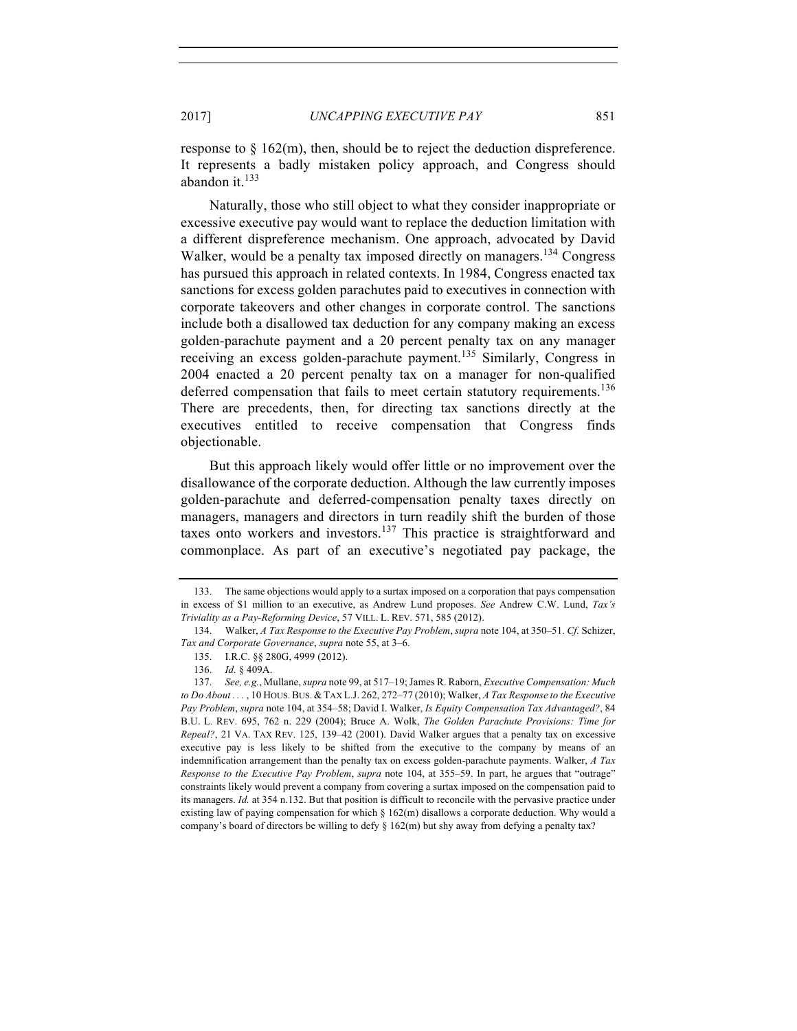response to § 162(m), then, should be to reject the deduction dispreference. It represents a badly mistaken policy approach, and Congress should abandon it.[133]

Naturally, those who still object to what they consider inappropriate or excessive executive pay would want to replace the deduction limitation with a different dispreference mechanism. One approach, advocated by David Walker, would be a penalty tax imposed directly on managers.[134] Congress has pursued this approach in related contexts. In 1984, Congress enacted tax sanctions for excess golden parachutes paid to executives in connection with corporate takeovers and other changes in corporate control. The sanctions include both a disallowed tax deduction for any company making an excess golden-parachute payment and a 20 percent penalty tax on any manager receiving an excess golden-parachute payment.[135] Similarly, Congress in 2004 enacted a 20 percent penalty tax on a manager for non-qualified deferred compensation that fails to meet certain statutory requirements.[136] There are precedents, then, for directing tax sanctions directly at the executives entitled to receive compensation that Congress finds objectionable.

But this approach likely would offer little or no improvement over the disallowance of the corporate deduction. Although the law currently imposes golden-parachute and deferred-compensation penalty taxes directly on managers, managers and directors in turn readily shift the burden of those taxes onto workers and investors.[137] This practice is straightforward and commonplace. As part of an executive's negotiated pay package, the

---

133. The same objections would apply to a surtax imposed on a corporation that pays compensation in excess of $1 million to an executive, as Andrew Lund proposes. *See* Andrew C.W. Lund, *Tax's Triviality as a Pay-Reforming Device*, 57 VILL. L. REV. 571, 585 (2012).

134. Walker, *A Tax Response to the Executive Pay Problem*, *supra* note 104, at 350–51. *Cf.* Schizer, *Tax and Corporate Governance*, *supra* note 55, at 3–6.

135. I.R.C. §§ 280G, 4999 (2012).

136. *Id.* § 409A.

137. *See, e.g.*, Mullane, *supra* note 99, at 517–19; James R. Raborn, *Executive Compensation: Much to Do About . . .* , 10 HOUS. BUS. & TAX L.J. 262, 272–77 (2010); Walker, *A Tax Response to the Executive Pay Problem*, *supra* note 104, at 354–58; David I. Walker, *Is Equity Compensation Tax Advantaged?*, 84 B.U. L. REV. 695, 762 n. 229 (2004); Bruce A. Wolk, *The Golden Parachute Provisions: Time for Repeal?*, 21 VA. TAX REV. 125, 139–42 (2001). David Walker argues that a penalty tax on excessive executive pay is less likely to be shifted from the executive to the company by means of an indemnification arrangement than the penalty tax on excess golden-parachute payments. Walker, *A Tax Response to the Executive Pay Problem*, *supra* note 104, at 355–59. In part, he argues that "outrage" constraints likely would prevent a company from covering a surtax imposed on the compensation paid to its managers. *Id.* at 354 n.132. But that position is difficult to reconcile with the pervasive practice under existing law of paying compensation for which § 162(m) disallows a corporate deduction. Why would a company's board of directors be willing to defy § 162(m) but shy away from defying a penalty tax?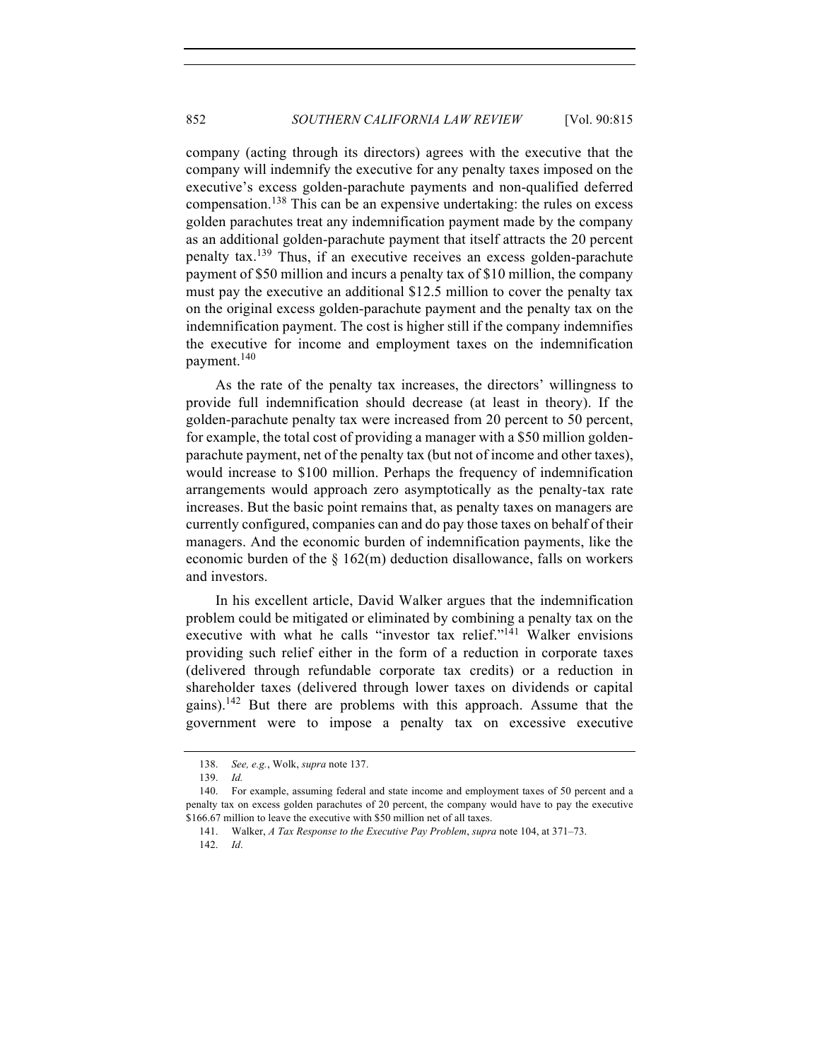company (acting through its directors) agrees with the executive that the company will indemnify the executive for any penalty taxes imposed on the executive's excess golden-parachute payments and non-qualified deferred compensation.[138] This can be an expensive undertaking: the rules on excess golden parachutes treat any indemnification payment made by the company as an additional golden-parachute payment that itself attracts the 20 percent penalty tax.[139] Thus, if an executive receives an excess golden-parachute payment of $50 million and incurs a penalty tax of $10 million, the company must pay the executive an additional $12.5 million to cover the penalty tax on the original excess golden-parachute payment and the penalty tax on the indemnification payment. The cost is higher still if the company indemnifies the executive for income and employment taxes on the indemnification payment.[140]

As the rate of the penalty tax increases, the directors' willingness to provide full indemnification should decrease (at least in theory). If the golden-parachute penalty tax were increased from 20 percent to 50 percent, for example, the total cost of providing a manager with a $50 million golden-parachute payment, net of the penalty tax (but not of income and other taxes), would increase to $100 million. Perhaps the frequency of indemnification arrangements would approach zero asymptotically as the penalty-tax rate increases. But the basic point remains that, as penalty taxes on managers are currently configured, companies can and do pay those taxes on behalf of their managers. And the economic burden of indemnification payments, like the economic burden of the § 162(m) deduction disallowance, falls on workers and investors.

In his excellent article, David Walker argues that the indemnification problem could be mitigated or eliminated by combining a penalty tax on the executive with what he calls "investor tax relief."[141] Walker envisions providing such relief either in the form of a reduction in corporate taxes (delivered through refundable corporate tax credits) or a reduction in shareholder taxes (delivered through lower taxes on dividends or capital gains).[142] But there are problems with this approach. Assume that the government were to impose a penalty tax on excessive executive

138. *See, e.g.*, Wolk, *supra* note 137.

139. *Id.*

140. For example, assuming federal and state income and employment taxes of 50 percent and a penalty tax on excess golden parachutes of 20 percent, the company would have to pay the executive $166.67 million to leave the executive with $50 million net of all taxes.

141. Walker, *A Tax Response to the Executive Pay Problem*, *supra* note 104, at 371–73.

142. *Id*.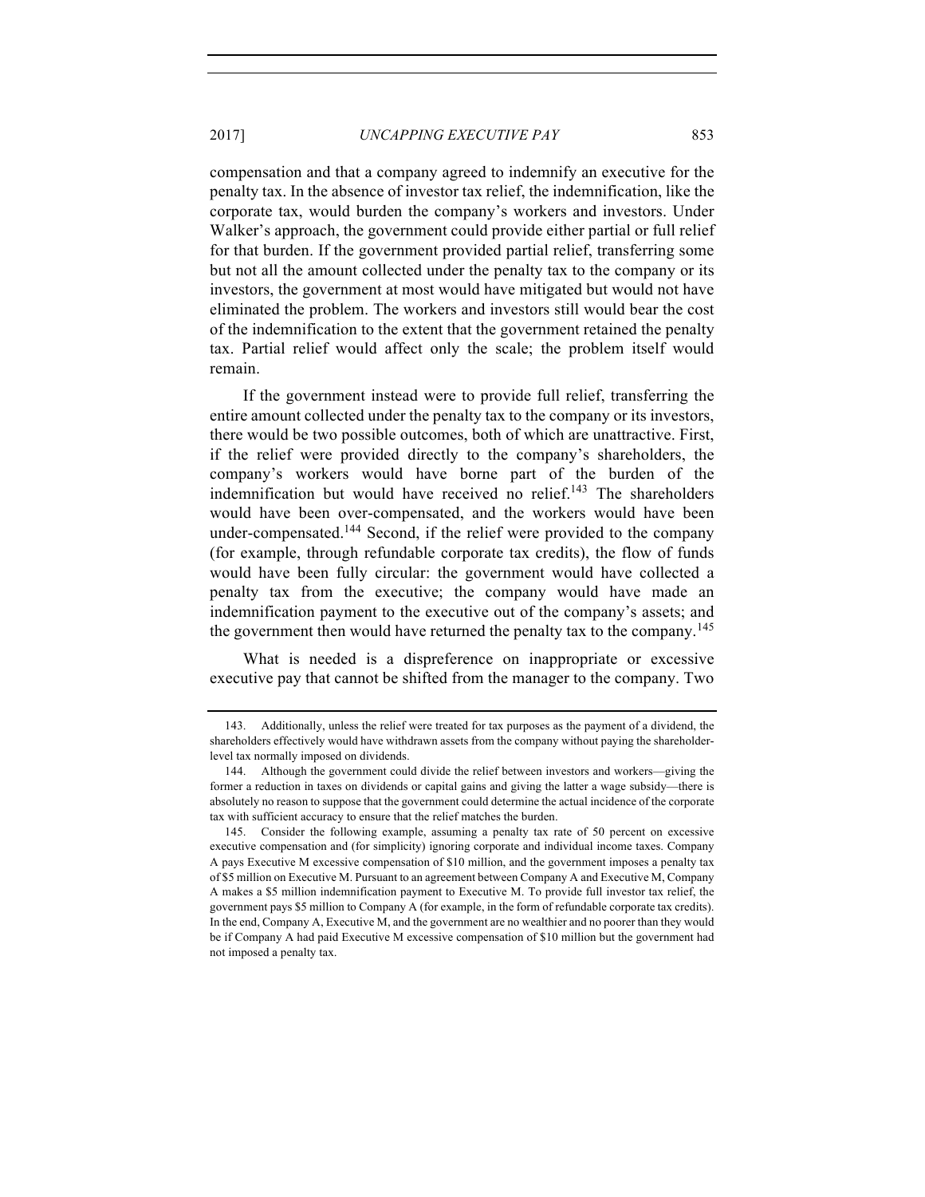compensation and that a company agreed to indemnify an executive for the penalty tax. In the absence of investor tax relief, the indemnification, like the corporate tax, would burden the company's workers and investors. Under Walker's approach, the government could provide either partial or full relief for that burden. If the government provided partial relief, transferring some but not all the amount collected under the penalty tax to the company or its investors, the government at most would have mitigated but would not have eliminated the problem. The workers and investors still would bear the cost of the indemnification to the extent that the government retained the penalty tax. Partial relief would affect only the scale; the problem itself would remain.

If the government instead were to provide full relief, transferring the entire amount collected under the penalty tax to the company or its investors, there would be two possible outcomes, both of which are unattractive. First, if the relief were provided directly to the company's shareholders, the company's workers would have borne part of the burden of the indemnification but would have received no relief.[143] The shareholders would have been over-compensated, and the workers would have been under-compensated.[144] Second, if the relief were provided to the company (for example, through refundable corporate tax credits), the flow of funds would have been fully circular: the government would have collected a penalty tax from the executive; the company would have made an indemnification payment to the executive out of the company's assets; and the government then would have returned the penalty tax to the company.[145]

What is needed is a dispreference on inappropriate or excessive executive pay that cannot be shifted from the manager to the company. Two

---

143. Additionally, unless the relief were treated for tax purposes as the payment of a dividend, the shareholders effectively would have withdrawn assets from the company without paying the shareholder-level tax normally imposed on dividends.

144. Although the government could divide the relief between investors and workers—giving the former a reduction in taxes on dividends or capital gains and giving the latter a wage subsidy—there is absolutely no reason to suppose that the government could determine the actual incidence of the corporate tax with sufficient accuracy to ensure that the relief matches the burden.

145. Consider the following example, assuming a penalty tax rate of 50 percent on excessive executive compensation and (for simplicity) ignoring corporate and individual income taxes. Company A pays Executive M excessive compensation of $10 million, and the government imposes a penalty tax of $5 million on Executive M. Pursuant to an agreement between Company A and Executive M, Company A makes a $5 million indemnification payment to Executive M. To provide full investor tax relief, the government pays $5 million to Company A (for example, in the form of refundable corporate tax credits). In the end, Company A, Executive M, and the government are no wealthier and no poorer than they would be if Company A had paid Executive M excessive compensation of $10 million but the government had not imposed a penalty tax.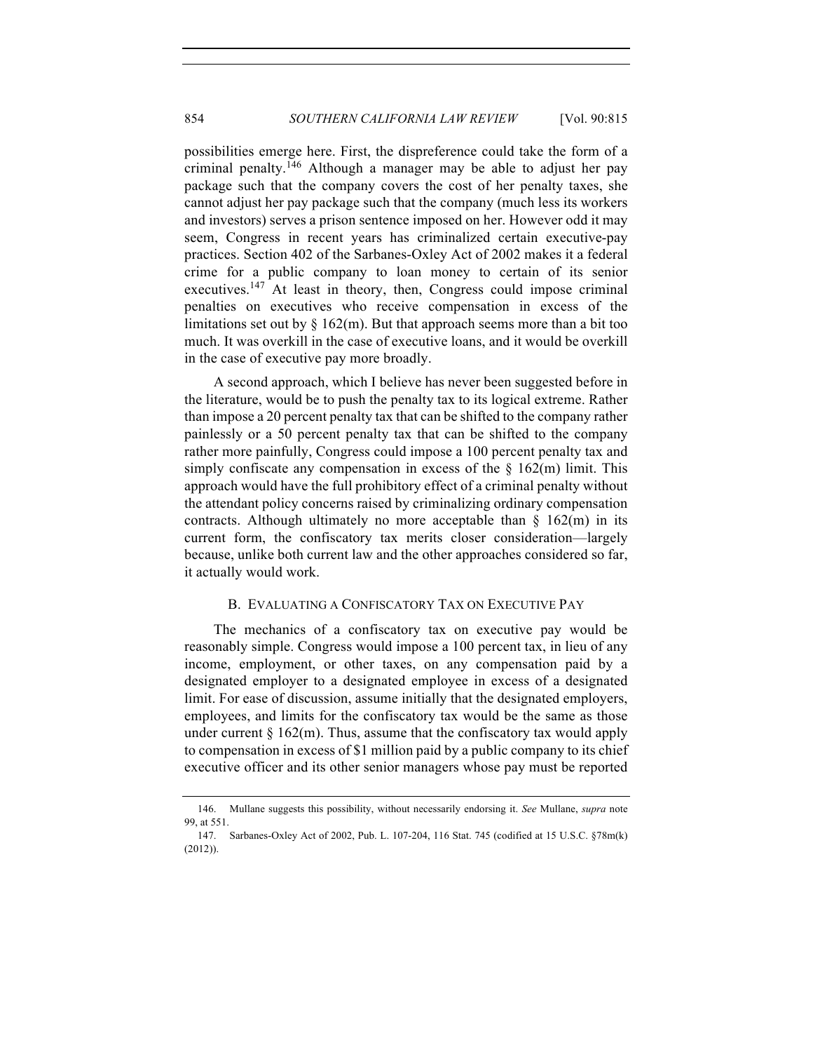possibilities emerge here. First, the dispreference could take the form of a criminal penalty.[146] Although a manager may be able to adjust her pay package such that the company covers the cost of her penalty taxes, she cannot adjust her pay package such that the company (much less its workers and investors) serves a prison sentence imposed on her. However odd it may seem, Congress in recent years has criminalized certain executive-pay practices. Section 402 of the Sarbanes-Oxley Act of 2002 makes it a federal crime for a public company to loan money to certain of its senior executives.[147] At least in theory, then, Congress could impose criminal penalties on executives who receive compensation in excess of the limitations set out by § 162(m). But that approach seems more than a bit too much. It was overkill in the case of executive loans, and it would be overkill in the case of executive pay more broadly.

A second approach, which I believe has never been suggested before in the literature, would be to push the penalty tax to its logical extreme. Rather than impose a 20 percent penalty tax that can be shifted to the company rather painlessly or a 50 percent penalty tax that can be shifted to the company rather more painfully, Congress could impose a 100 percent penalty tax and simply confiscate any compensation in excess of the § 162(m) limit. This approach would have the full prohibitory effect of a criminal penalty without the attendant policy concerns raised by criminalizing ordinary compensation contracts. Although ultimately no more acceptable than § 162(m) in its current form, the confiscatory tax merits closer consideration—largely because, unlike both current law and the other approaches considered so far, it actually would work.

### B. EVALUATING A CONFISCATORY TAX ON EXECUTIVE PAY

The mechanics of a confiscatory tax on executive pay would be reasonably simple. Congress would impose a 100 percent tax, in lieu of any income, employment, or other taxes, on any compensation paid by a designated employer to a designated employee in excess of a designated limit. For ease of discussion, assume initially that the designated employers, employees, and limits for the confiscatory tax would be the same as those under current § 162(m). Thus, assume that the confiscatory tax would apply to compensation in excess of $1 million paid by a public company to its chief executive officer and its other senior managers whose pay must be reported

---

146. Mullane suggests this possibility, without necessarily endorsing it. *See* Mullane, *supra* note 99, at 551.

147. Sarbanes-Oxley Act of 2002, Pub. L. 107-204, 116 Stat. 745 (codified at 15 U.S.C. §78m(k) (2012)).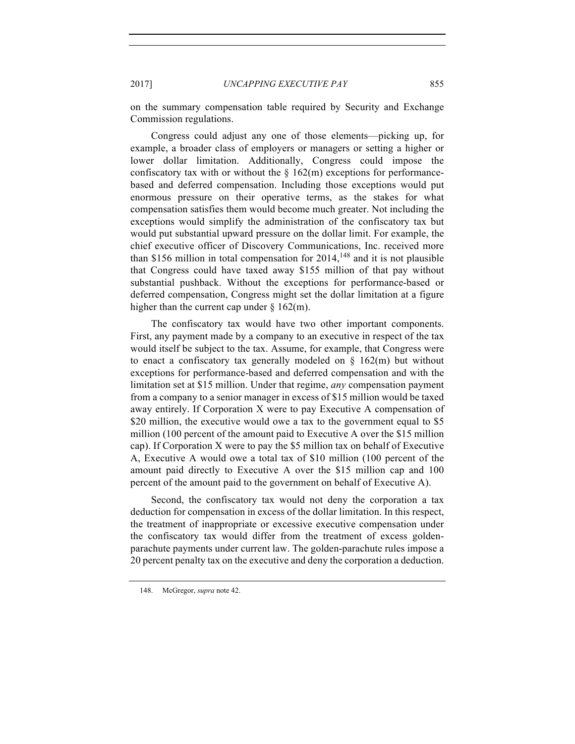on the summary compensation table required by Security and Exchange Commission regulations.

Congress could adjust any one of those elements—picking up, for example, a broader class of employers or managers or setting a higher or lower dollar limitation. Additionally, Congress could impose the confiscatory tax with or without the § 162(m) exceptions for performance-based and deferred compensation. Including those exceptions would put enormous pressure on their operative terms, as the stakes for what compensation satisfies them would become much greater. Not including the exceptions would simplify the administration of the confiscatory tax but would put substantial upward pressure on the dollar limit. For example, the chief executive officer of Discovery Communications, Inc. received more than $156 million in total compensation for 2014,[148] and it is not plausible that Congress could have taxed away $155 million of that pay without substantial pushback. Without the exceptions for performance-based or deferred compensation, Congress might set the dollar limitation at a figure higher than the current cap under § 162(m).

The confiscatory tax would have two other important components. First, any payment made by a company to an executive in respect of the tax would itself be subject to the tax. Assume, for example, that Congress were to enact a confiscatory tax generally modeled on § 162(m) but without exceptions for performance-based and deferred compensation and with the limitation set at $15 million. Under that regime, *any* compensation payment from a company to a senior manager in excess of $15 million would be taxed away entirely. If Corporation X were to pay Executive A compensation of $20 million, the executive would owe a tax to the government equal to $5 million (100 percent of the amount paid to Executive A over the $15 million cap). If Corporation X were to pay the $5 million tax on behalf of Executive A, Executive A would owe a total tax of $10 million (100 percent of the amount paid directly to Executive A over the $15 million cap and 100 percent of the amount paid to the government on behalf of Executive A).

Second, the confiscatory tax would not deny the corporation a tax deduction for compensation in excess of the dollar limitation. In this respect, the treatment of inappropriate or excessive executive compensation under the confiscatory tax would differ from the treatment of excess golden-parachute payments under current law. The golden-parachute rules impose a 20 percent penalty tax on the executive and deny the corporation a deduction.

148. McGregor, *supra* note 42.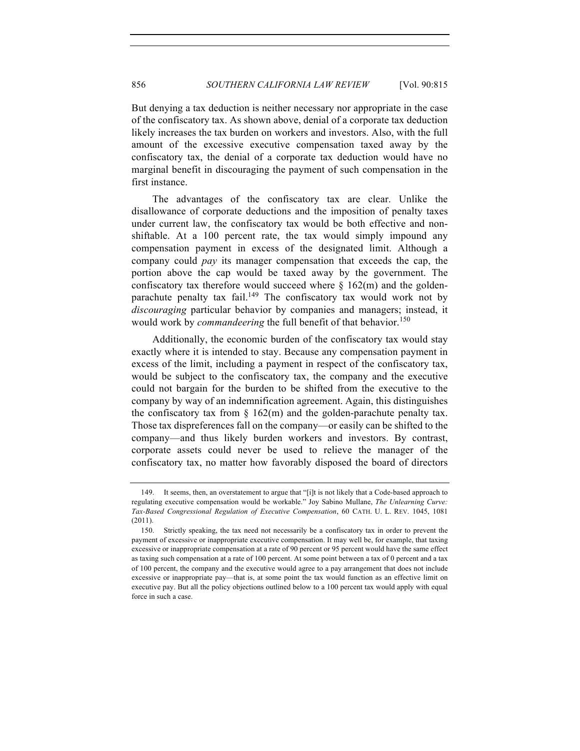But denying a tax deduction is neither necessary nor appropriate in the case of the confiscatory tax. As shown above, denial of a corporate tax deduction likely increases the tax burden on workers and investors. Also, with the full amount of the excessive executive compensation taxed away by the confiscatory tax, the denial of a corporate tax deduction would have no marginal benefit in discouraging the payment of such compensation in the first instance.

The advantages of the confiscatory tax are clear. Unlike the disallowance of corporate deductions and the imposition of penalty taxes under current law, the confiscatory tax would be both effective and non-shiftable. At a 100 percent rate, the tax would simply impound any compensation payment in excess of the designated limit. Although a company could *pay* its manager compensation that exceeds the cap, the portion above the cap would be taxed away by the government. The confiscatory tax therefore would succeed where § 162(m) and the golden-parachute penalty tax fail.[149] The confiscatory tax would work not by *discouraging* particular behavior by companies and managers; instead, it would work by *commandeering* the full benefit of that behavior.[150]

Additionally, the economic burden of the confiscatory tax would stay exactly where it is intended to stay. Because any compensation payment in excess of the limit, including a payment in respect of the confiscatory tax, would be subject to the confiscatory tax, the company and the executive could not bargain for the burden to be shifted from the executive to the company by way of an indemnification agreement. Again, this distinguishes the confiscatory tax from § 162(m) and the golden-parachute penalty tax. Those tax dispreferences fall on the company—or easily can be shifted to the company—and thus likely burden workers and investors. By contrast, corporate assets could never be used to relieve the manager of the confiscatory tax, no matter how favorably disposed the board of directors

149. It seems, then, an overstatement to argue that "[i]t is not likely that a Code-based approach to regulating executive compensation would be workable." Joy Sabino Mullane, *The Unlearning Curve: Tax-Based Congressional Regulation of Executive Compensation*, 60 CATH. U. L. REV. 1045, 1081 (2011).

150. Strictly speaking, the tax need not necessarily be a confiscatory tax in order to prevent the payment of excessive or inappropriate executive compensation. It may well be, for example, that taxing excessive or inappropriate compensation at a rate of 90 percent or 95 percent would have the same effect as taxing such compensation at a rate of 100 percent. At some point between a tax of 0 percent and a tax of 100 percent, the company and the executive would agree to a pay arrangement that does not include excessive or inappropriate pay—that is, at some point the tax would function as an effective limit on executive pay. But all the policy objections outlined below to a 100 percent tax would apply with equal force in such a case.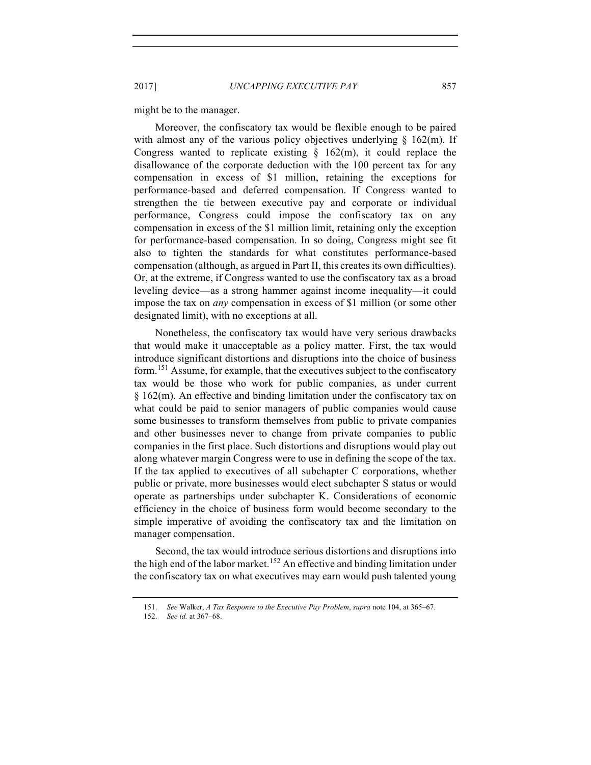might be to the manager.

Moreover, the confiscatory tax would be flexible enough to be paired with almost any of the various policy objectives underlying § 162(m). If Congress wanted to replicate existing § 162(m), it could replace the disallowance of the corporate deduction with the 100 percent tax for any compensation in excess of $1 million, retaining the exceptions for performance-based and deferred compensation. If Congress wanted to strengthen the tie between executive pay and corporate or individual performance, Congress could impose the confiscatory tax on any compensation in excess of the $1 million limit, retaining only the exception for performance-based compensation. In so doing, Congress might see fit also to tighten the standards for what constitutes performance-based compensation (although, as argued in Part II, this creates its own difficulties). Or, at the extreme, if Congress wanted to use the confiscatory tax as a broad leveling device—as a strong hammer against income inequality—it could impose the tax on *any* compensation in excess of $1 million (or some other designated limit), with no exceptions at all.

Nonetheless, the confiscatory tax would have very serious drawbacks that would make it unacceptable as a policy matter. First, the tax would introduce significant distortions and disruptions into the choice of business form.[151] Assume, for example, that the executives subject to the confiscatory tax would be those who work for public companies, as under current § 162(m). An effective and binding limitation under the confiscatory tax on what could be paid to senior managers of public companies would cause some businesses to transform themselves from public to private companies and other businesses never to change from private companies to public companies in the first place. Such distortions and disruptions would play out along whatever margin Congress were to use in defining the scope of the tax. If the tax applied to executives of all subchapter C corporations, whether public or private, more businesses would elect subchapter S status or would operate as partnerships under subchapter K. Considerations of economic efficiency in the choice of business form would become secondary to the simple imperative of avoiding the confiscatory tax and the limitation on manager compensation.

Second, the tax would introduce serious distortions and disruptions into the high end of the labor market.[152] An effective and binding limitation under the confiscatory tax on what executives may earn would push talented young

151. *See* Walker, *A Tax Response to the Executive Pay Problem*, *supra* note 104, at 365–67.

152. *See id.* at 367–68.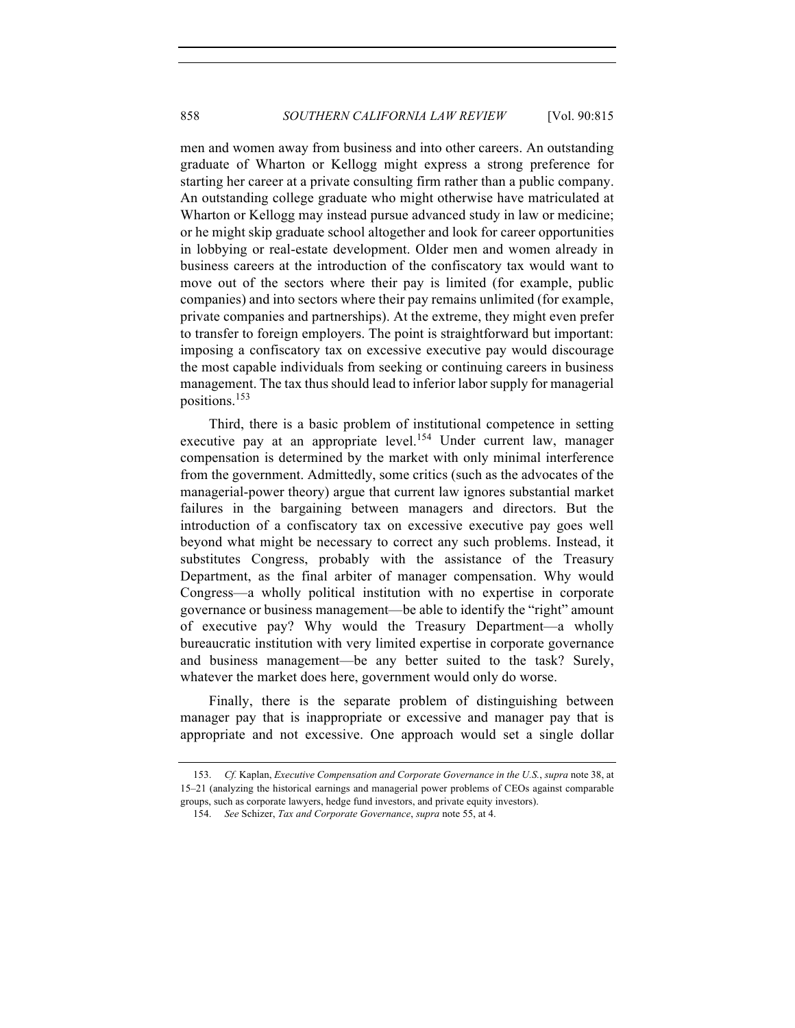men and women away from business and into other careers. An outstanding graduate of Wharton or Kellogg might express a strong preference for starting her career at a private consulting firm rather than a public company. An outstanding college graduate who might otherwise have matriculated at Wharton or Kellogg may instead pursue advanced study in law or medicine; or he might skip graduate school altogether and look for career opportunities in lobbying or real-estate development. Older men and women already in business careers at the introduction of the confiscatory tax would want to move out of the sectors where their pay is limited (for example, public companies) and into sectors where their pay remains unlimited (for example, private companies and partnerships). At the extreme, they might even prefer to transfer to foreign employers. The point is straightforward but important: imposing a confiscatory tax on excessive executive pay would discourage the most capable individuals from seeking or continuing careers in business management. The tax thus should lead to inferior labor supply for managerial positions.[153]

Third, there is a basic problem of institutional competence in setting executive pay at an appropriate level.[154] Under current law, manager compensation is determined by the market with only minimal interference from the government. Admittedly, some critics (such as the advocates of the managerial-power theory) argue that current law ignores substantial market failures in the bargaining between managers and directors. But the introduction of a confiscatory tax on excessive executive pay goes well beyond what might be necessary to correct any such problems. Instead, it substitutes Congress, probably with the assistance of the Treasury Department, as the final arbiter of manager compensation. Why would Congress—a wholly political institution with no expertise in corporate governance or business management—be able to identify the "right" amount of executive pay? Why would the Treasury Department—a wholly bureaucratic institution with very limited expertise in corporate governance and business management—be any better suited to the task? Surely, whatever the market does here, government would only do worse.

Finally, there is the separate problem of distinguishing between manager pay that is inappropriate or excessive and manager pay that is appropriate and not excessive. One approach would set a single dollar

153. *Cf.* Kaplan, *Executive Compensation and Corporate Governance in the U.S.*, *supra* note 38, at 15–21 (analyzing the historical earnings and managerial power problems of CEOs against comparable groups, such as corporate lawyers, hedge fund investors, and private equity investors).

154. *See* Schizer, *Tax and Corporate Governance*, *supra* note 55, at 4.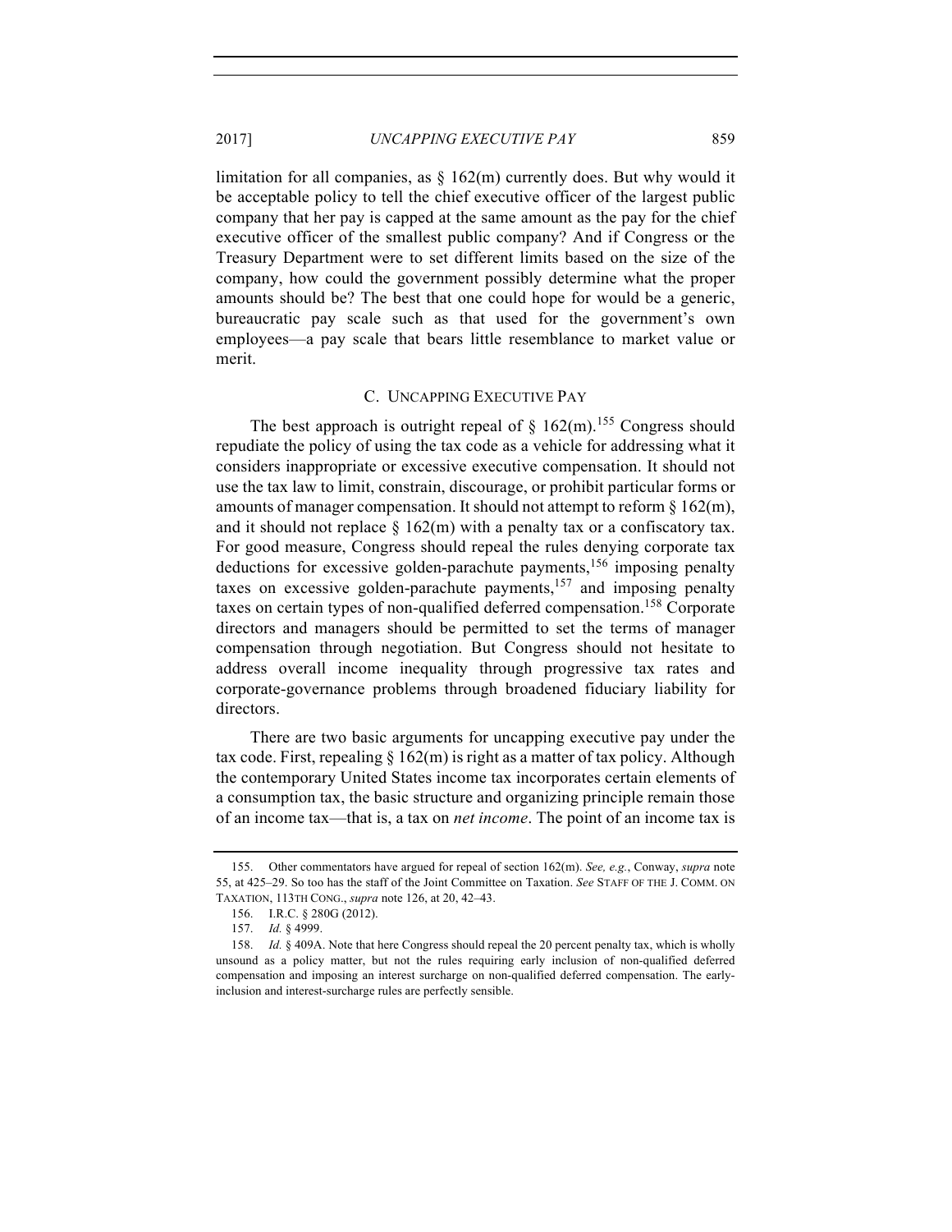limitation for all companies, as § 162(m) currently does. But why would it be acceptable policy to tell the chief executive officer of the largest public company that her pay is capped at the same amount as the pay for the chief executive officer of the smallest public company? And if Congress or the Treasury Department were to set different limits based on the size of the company, how could the government possibly determine what the proper amounts should be? The best that one could hope for would be a generic, bureaucratic pay scale such as that used for the government's own employees—a pay scale that bears little resemblance to market value or merit.

### C. Uncapping Executive Pay

The best approach is outright repeal of § 162(m).[155] Congress should repudiate the policy of using the tax code as a vehicle for addressing what it considers inappropriate or excessive executive compensation. It should not use the tax law to limit, constrain, discourage, or prohibit particular forms or amounts of manager compensation. It should not attempt to reform § 162(m), and it should not replace § 162(m) with a penalty tax or a confiscatory tax. For good measure, Congress should repeal the rules denying corporate tax deductions for excessive golden-parachute payments,[156] imposing penalty taxes on excessive golden-parachute payments,[157] and imposing penalty taxes on certain types of non-qualified deferred compensation.[158] Corporate directors and managers should be permitted to set the terms of manager compensation through negotiation. But Congress should not hesitate to address overall income inequality through progressive tax rates and corporate-governance problems through broadened fiduciary liability for directors.

There are two basic arguments for uncapping executive pay under the tax code. First, repealing § 162(m) is right as a matter of tax policy. Although the contemporary United States income tax incorporates certain elements of a consumption tax, the basic structure and organizing principle remain those of an income tax—that is, a tax on *net income*. The point of an income tax is

---

155. Other commentators have argued for repeal of section 162(m). *See, e.g.*, Conway, *supra* note 55, at 425–29. So too has the staff of the Joint Committee on Taxation. *See* Staff of the J. Comm. on Taxation, 113th Cong., *supra* note 126, at 20, 42–43.

156. I.R.C. § 280G (2012).

157. *Id.* § 4999.

158. *Id.* § 409A. Note that here Congress should repeal the 20 percent penalty tax, which is wholly unsound as a policy matter, but not the rules requiring early inclusion of non-qualified deferred compensation and imposing an interest surcharge on non-qualified deferred compensation. The early-inclusion and interest-surcharge rules are perfectly sensible.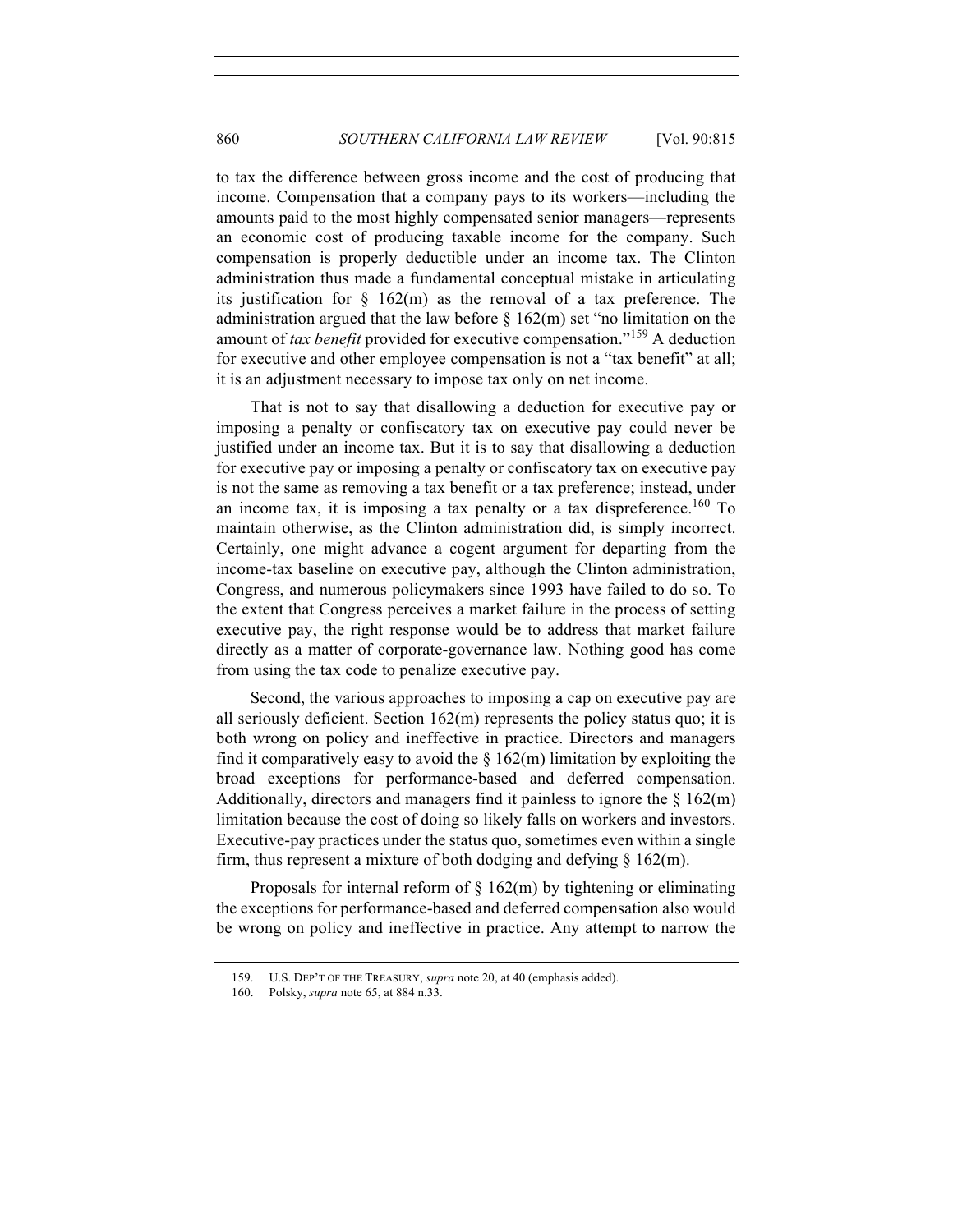to tax the difference between gross income and the cost of producing that income. Compensation that a company pays to its workers—including the amounts paid to the most highly compensated senior managers—represents an economic cost of producing taxable income for the company. Such compensation is properly deductible under an income tax. The Clinton administration thus made a fundamental conceptual mistake in articulating its justification for § 162(m) as the removal of a tax preference. The administration argued that the law before § 162(m) set "no limitation on the amount of *tax benefit* provided for executive compensation."[159] A deduction for executive and other employee compensation is not a "tax benefit" at all; it is an adjustment necessary to impose tax only on net income.

That is not to say that disallowing a deduction for executive pay or imposing a penalty or confiscatory tax on executive pay could never be justified under an income tax. But it is to say that disallowing a deduction for executive pay or imposing a penalty or confiscatory tax on executive pay is not the same as removing a tax benefit or a tax preference; instead, under an income tax, it is imposing a tax penalty or a tax dispreference.[160] To maintain otherwise, as the Clinton administration did, is simply incorrect. Certainly, one might advance a cogent argument for departing from the income-tax baseline on executive pay, although the Clinton administration, Congress, and numerous policymakers since 1993 have failed to do so. To the extent that Congress perceives a market failure in the process of setting executive pay, the right response would be to address that market failure directly as a matter of corporate-governance law. Nothing good has come from using the tax code to penalize executive pay.

Second, the various approaches to imposing a cap on executive pay are all seriously deficient. Section 162(m) represents the policy status quo; it is both wrong on policy and ineffective in practice. Directors and managers find it comparatively easy to avoid the § 162(m) limitation by exploiting the broad exceptions for performance-based and deferred compensation. Additionally, directors and managers find it painless to ignore the § 162(m) limitation because the cost of doing so likely falls on workers and investors. Executive-pay practices under the status quo, sometimes even within a single firm, thus represent a mixture of both dodging and defying § 162(m).

Proposals for internal reform of § 162(m) by tightening or eliminating the exceptions for performance-based and deferred compensation also would be wrong on policy and ineffective in practice. Any attempt to narrow the

159. U.S. DEP'T OF THE TREASURY, *supra* note 20, at 40 (emphasis added).

160. Polsky, *supra* note 65, at 884 n.33.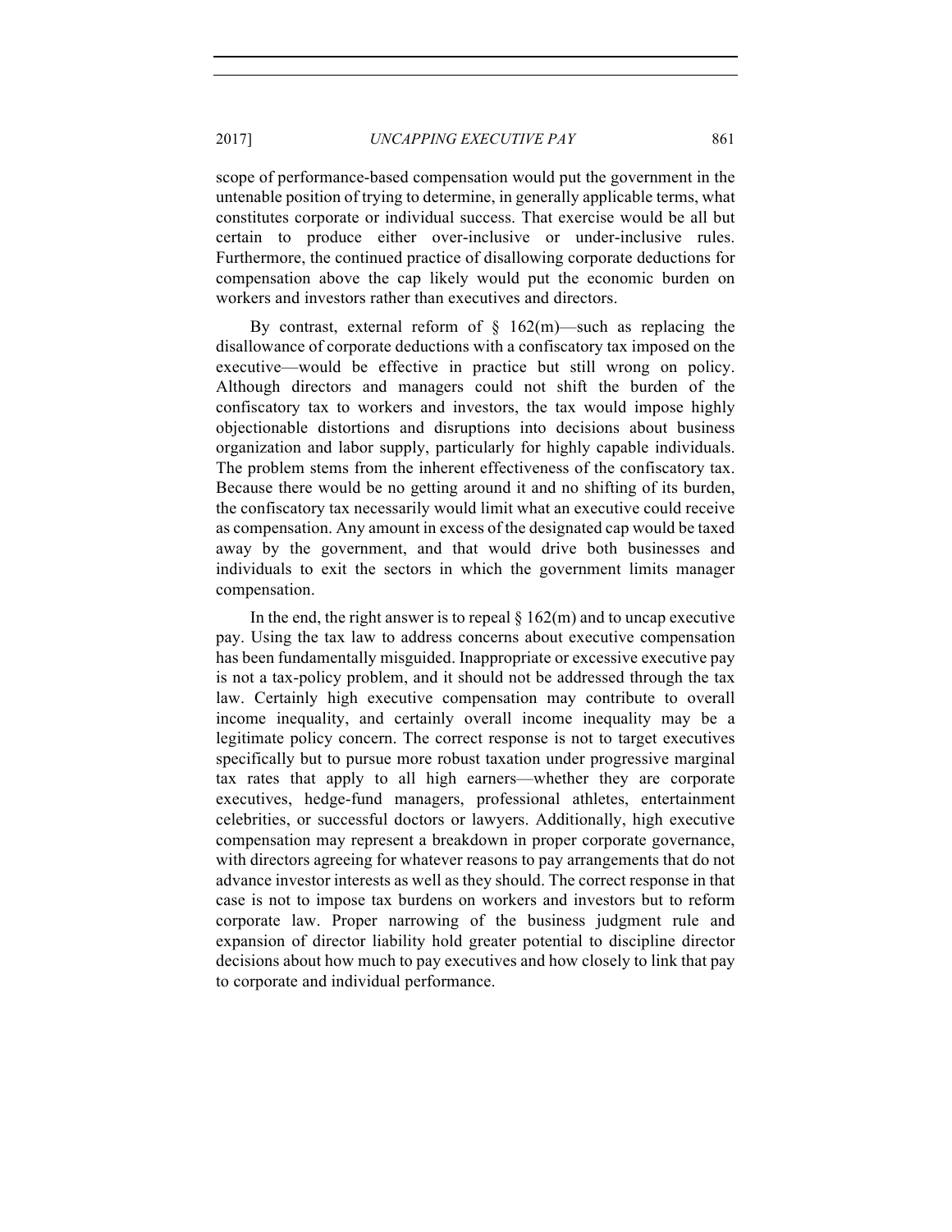scope of performance-based compensation would put the government in the untenable position of trying to determine, in generally applicable terms, what constitutes corporate or individual success. That exercise would be all but certain to produce either over-inclusive or under-inclusive rules. Furthermore, the continued practice of disallowing corporate deductions for compensation above the cap likely would put the economic burden on workers and investors rather than executives and directors.

By contrast, external reform of § 162(m)—such as replacing the disallowance of corporate deductions with a confiscatory tax imposed on the executive—would be effective in practice but still wrong on policy. Although directors and managers could not shift the burden of the confiscatory tax to workers and investors, the tax would impose highly objectionable distortions and disruptions into decisions about business organization and labor supply, particularly for highly capable individuals. The problem stems from the inherent effectiveness of the confiscatory tax. Because there would be no getting around it and no shifting of its burden, the confiscatory tax necessarily would limit what an executive could receive as compensation. Any amount in excess of the designated cap would be taxed away by the government, and that would drive both businesses and individuals to exit the sectors in which the government limits manager compensation.

In the end, the right answer is to repeal § 162(m) and to uncap executive pay. Using the tax law to address concerns about executive compensation has been fundamentally misguided. Inappropriate or excessive executive pay is not a tax-policy problem, and it should not be addressed through the tax law. Certainly high executive compensation may contribute to overall income inequality, and certainly overall income inequality may be a legitimate policy concern. The correct response is not to target executives specifically but to pursue more robust taxation under progressive marginal tax rates that apply to all high earners—whether they are corporate executives, hedge-fund managers, professional athletes, entertainment celebrities, or successful doctors or lawyers. Additionally, high executive compensation may represent a breakdown in proper corporate governance, with directors agreeing for whatever reasons to pay arrangements that do not advance investor interests as well as they should. The correct response in that case is not to impose tax burdens on workers and investors but to reform corporate law. Proper narrowing of the business judgment rule and expansion of director liability hold greater potential to discipline director decisions about how much to pay executives and how closely to link that pay to corporate and individual performance.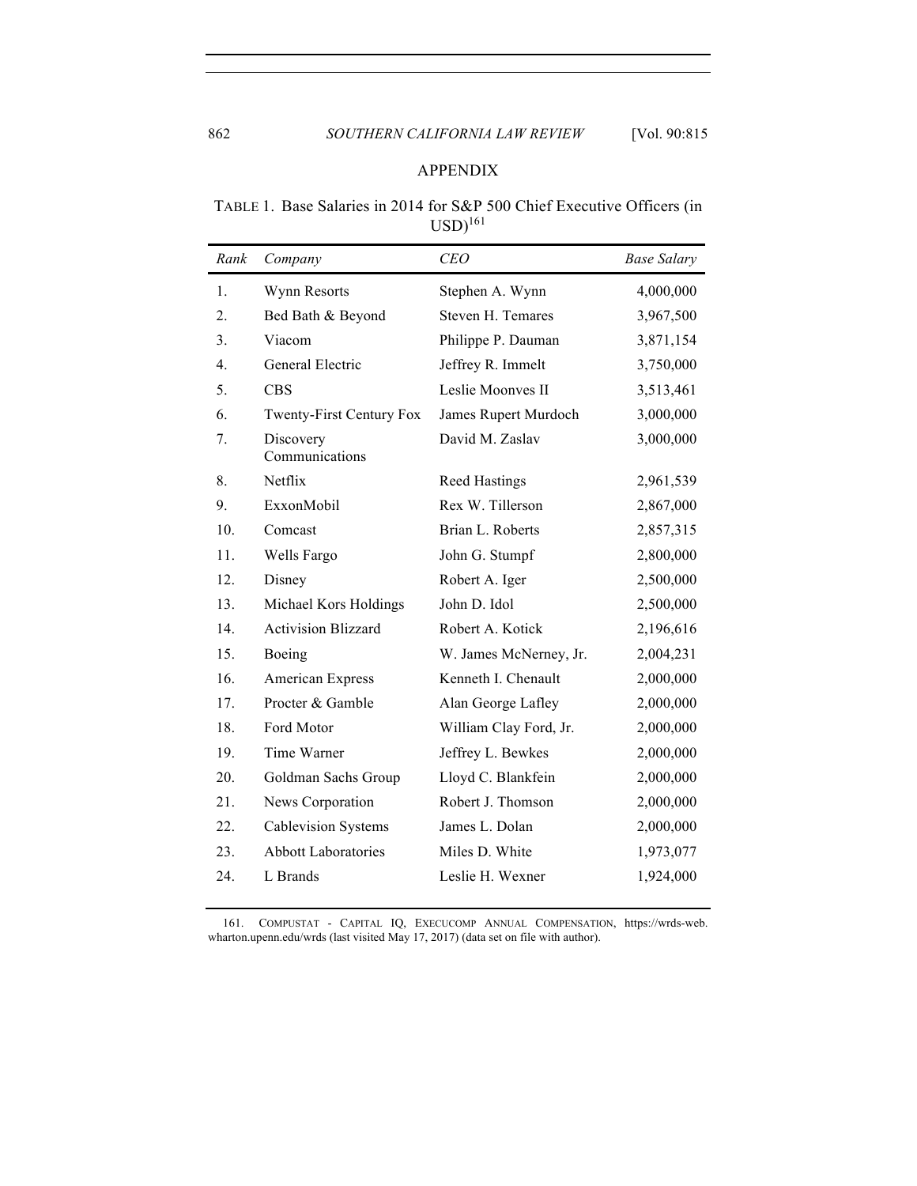## APPENDIX

TABLE 1. Base Salaries in 2014 for S&P 500 Chief Executive Officers (in USD)[161]

| *Rank* | *Company* | *CEO* | *Base Salary* |
|---|---|---|---|
| 1. | Wynn Resorts | Stephen A. Wynn | 4,000,000 |
| 2. | Bed Bath & Beyond | Steven H. Temares | 3,967,500 |
| 3. | Viacom | Philippe P. Dauman | 3,871,154 |
| 4. | General Electric | Jeffrey R. Immelt | 3,750,000 |
| 5. | CBS | Leslie Moonves II | 3,513,461 |
| 6. | Twenty-First Century Fox | James Rupert Murdoch | 3,000,000 |
| 7. | Discovery Communications | David M. Zaslav | 3,000,000 |
| 8. | Netflix | Reed Hastings | 2,961,539 |
| 9. | ExxonMobil | Rex W. Tillerson | 2,867,000 |
| 10. | Comcast | Brian L. Roberts | 2,857,315 |
| 11. | Wells Fargo | John G. Stumpf | 2,800,000 |
| 12. | Disney | Robert A. Iger | 2,500,000 |
| 13. | Michael Kors Holdings | John D. Idol | 2,500,000 |
| 14. | Activision Blizzard | Robert A. Kotick | 2,196,616 |
| 15. | Boeing | W. James McNerney, Jr. | 2,004,231 |
| 16. | American Express | Kenneth I. Chenault | 2,000,000 |
| 17. | Procter & Gamble | Alan George Lafley | 2,000,000 |
| 18. | Ford Motor | William Clay Ford, Jr. | 2,000,000 |
| 19. | Time Warner | Jeffrey L. Bewkes | 2,000,000 |
| 20. | Goldman Sachs Group | Lloyd C. Blankfein | 2,000,000 |
| 21. | News Corporation | Robert J. Thomson | 2,000,000 |
| 22. | Cablevision Systems | James L. Dolan | 2,000,000 |
| 23. | Abbott Laboratories | Miles D. White | 1,973,077 |
| 24. | L Brands | Leslie H. Wexner | 1,924,000 |

161. COMPUSTAT - CAPITAL IQ, EXECUCOMP ANNUAL COMPENSATION, https://wrds-web.wharton.upenn.edu/wrds (last visited May 17, 2017) (data set on file with author).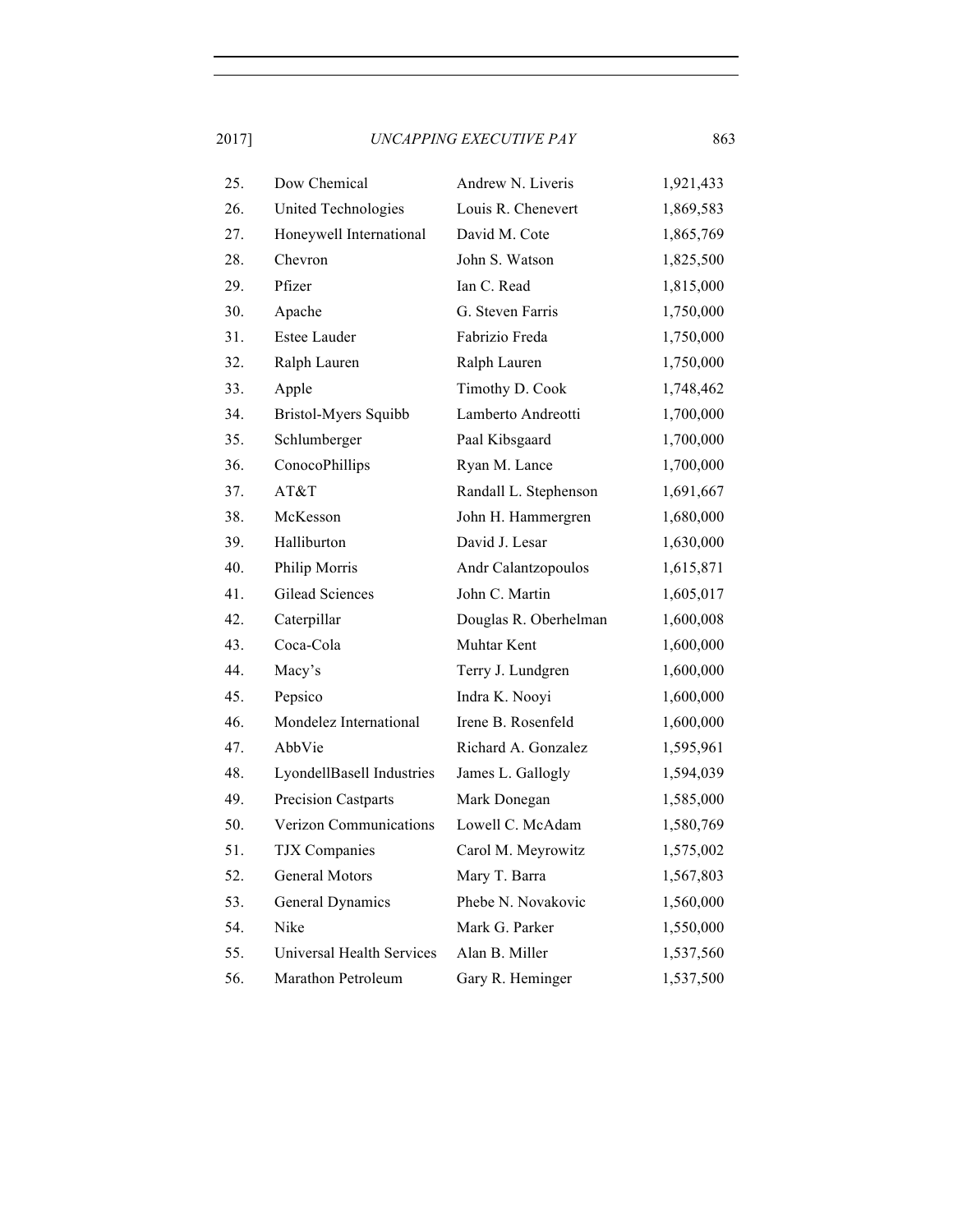| | | | |
|---|---|---|---|
| 25. | Dow Chemical | Andrew N. Liveris | 1,921,433 |
| 26. | United Technologies | Louis R. Chenevert | 1,869,583 |
| 27. | Honeywell International | David M. Cote | 1,865,769 |
| 28. | Chevron | John S. Watson | 1,825,500 |
| 29. | Pfizer | Ian C. Read | 1,815,000 |
| 30. | Apache | G. Steven Farris | 1,750,000 |
| 31. | Estee Lauder | Fabrizio Freda | 1,750,000 |
| 32. | Ralph Lauren | Ralph Lauren | 1,750,000 |
| 33. | Apple | Timothy D. Cook | 1,748,462 |
| 34. | Bristol-Myers Squibb | Lamberto Andreotti | 1,700,000 |
| 35. | Schlumberger | Paal Kibsgaard | 1,700,000 |
| 36. | ConocoPhillips | Ryan M. Lance | 1,700,000 |
| 37. | AT&T | Randall L. Stephenson | 1,691,667 |
| 38. | McKesson | John H. Hammergren | 1,680,000 |
| 39. | Halliburton | David J. Lesar | 1,630,000 |
| 40. | Philip Morris | Andr Calantzopoulos | 1,615,871 |
| 41. | Gilead Sciences | John C. Martin | 1,605,017 |
| 42. | Caterpillar | Douglas R. Oberhelman | 1,600,008 |
| 43. | Coca-Cola | Muhtar Kent | 1,600,000 |
| 44. | Macy's | Terry J. Lundgren | 1,600,000 |
| 45. | Pepsico | Indra K. Nooyi | 1,600,000 |
| 46. | Mondelez International | Irene B. Rosenfeld | 1,600,000 |
| 47. | AbbVie | Richard A. Gonzalez | 1,595,961 |
| 48. | LyondellBasell Industries | James L. Gallogly | 1,594,039 |
| 49. | Precision Castparts | Mark Donegan | 1,585,000 |
| 50. | Verizon Communications | Lowell C. McAdam | 1,580,769 |
| 51. | TJX Companies | Carol M. Meyrowitz | 1,575,002 |
| 52. | General Motors | Mary T. Barra | 1,567,803 |
| 53. | General Dynamics | Phebe N. Novakovic | 1,560,000 |
| 54. | Nike | Mark G. Parker | 1,550,000 |
| 55. | Universal Health Services | Alan B. Miller | 1,537,560 |
| 56. | Marathon Petroleum | Gary R. Heminger | 1,537,500 |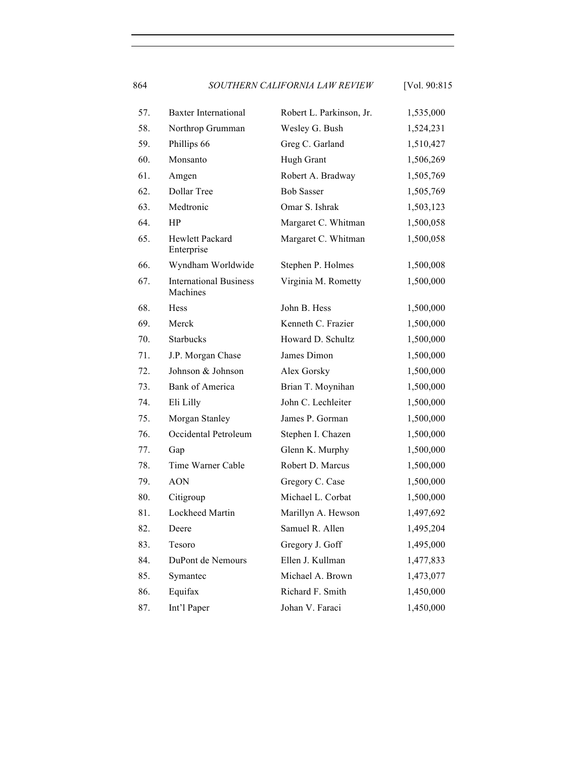| | | | |
|---|---|---|---|
| 57. | Baxter International | Robert L. Parkinson, Jr. | 1,535,000 |
| 58. | Northrop Grumman | Wesley G. Bush | 1,524,231 |
| 59. | Phillips 66 | Greg C. Garland | 1,510,427 |
| 60. | Monsanto | Hugh Grant | 1,506,269 |
| 61. | Amgen | Robert A. Bradway | 1,505,769 |
| 62. | Dollar Tree | Bob Sasser | 1,505,769 |
| 63. | Medtronic | Omar S. Ishrak | 1,503,123 |
| 64. | HP | Margaret C. Whitman | 1,500,058 |
| 65. | Hewlett Packard Enterprise | Margaret C. Whitman | 1,500,058 |
| 66. | Wyndham Worldwide | Stephen P. Holmes | 1,500,008 |
| 67. | International Business Machines | Virginia M. Rometty | 1,500,000 |
| 68. | Hess | John B. Hess | 1,500,000 |
| 69. | Merck | Kenneth C. Frazier | 1,500,000 |
| 70. | Starbucks | Howard D. Schultz | 1,500,000 |
| 71. | J.P. Morgan Chase | James Dimon | 1,500,000 |
| 72. | Johnson & Johnson | Alex Gorsky | 1,500,000 |
| 73. | Bank of America | Brian T. Moynihan | 1,500,000 |
| 74. | Eli Lilly | John C. Lechleiter | 1,500,000 |
| 75. | Morgan Stanley | James P. Gorman | 1,500,000 |
| 76. | Occidental Petroleum | Stephen I. Chazen | 1,500,000 |
| 77. | Gap | Glenn K. Murphy | 1,500,000 |
| 78. | Time Warner Cable | Robert D. Marcus | 1,500,000 |
| 79. | AON | Gregory C. Case | 1,500,000 |
| 80. | Citigroup | Michael L. Corbat | 1,500,000 |
| 81. | Lockheed Martin | Marillyn A. Hewson | 1,497,692 |
| 82. | Deere | Samuel R. Allen | 1,495,204 |
| 83. | Tesoro | Gregory J. Goff | 1,495,000 |
| 84. | DuPont de Nemours | Ellen J. Kullman | 1,477,833 |
| 85. | Symantec | Michael A. Brown | 1,473,077 |
| 86. | Equifax | Richard F. Smith | 1,450,000 |
| 87. | Int'l Paper | Johan V. Faraci | 1,450,000 |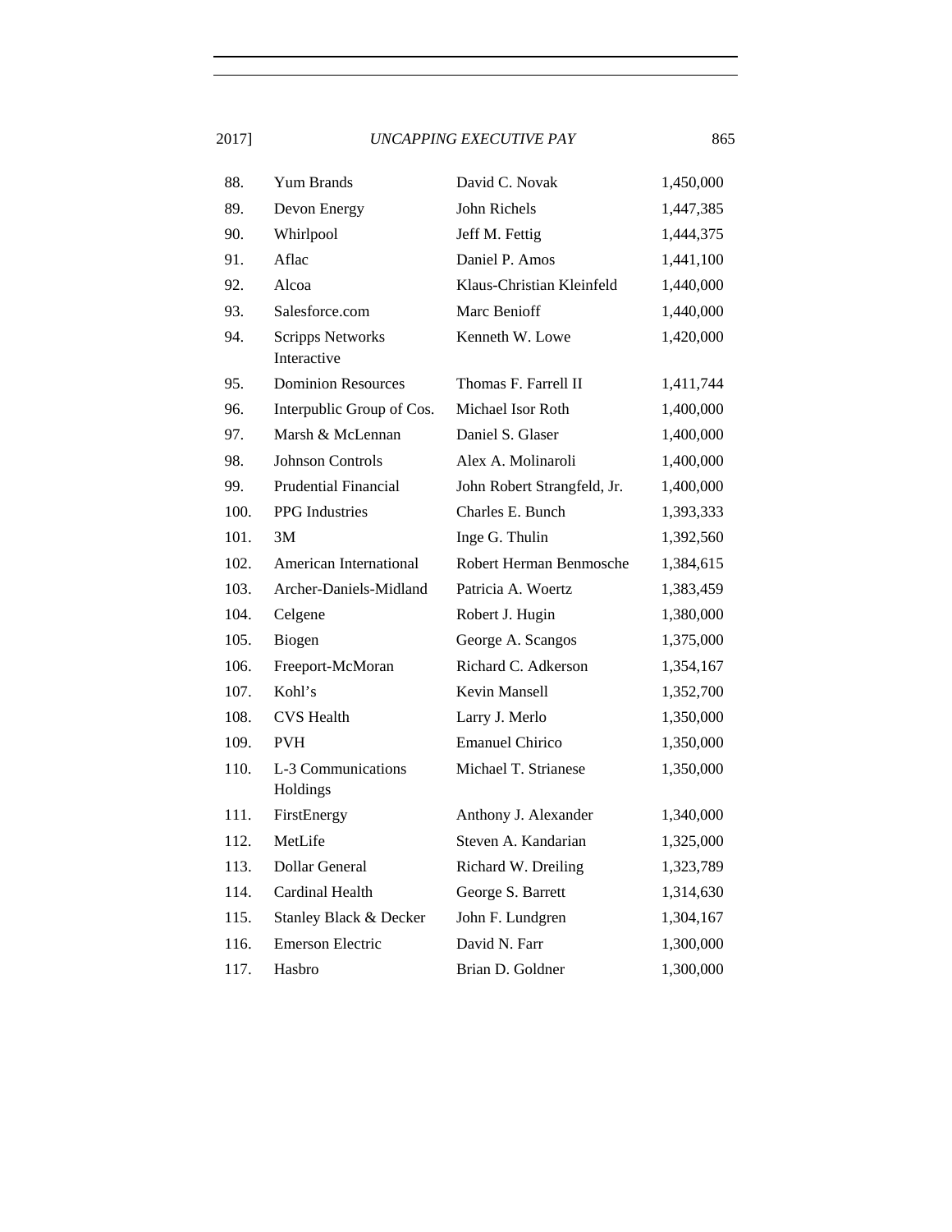| | | | |
|---|---|---|---|
| 88. | Yum Brands | David C. Novak | 1,450,000 |
| 89. | Devon Energy | John Richels | 1,447,385 |
| 90. | Whirlpool | Jeff M. Fettig | 1,444,375 |
| 91. | Aflac | Daniel P. Amos | 1,441,100 |
| 92. | Alcoa | Klaus-Christian Kleinfeld | 1,440,000 |
| 93. | Salesforce.com | Marc Benioff | 1,440,000 |
| 94. | Scripps Networks Interactive | Kenneth W. Lowe | 1,420,000 |
| 95. | Dominion Resources | Thomas F. Farrell II | 1,411,744 |
| 96. | Interpublic Group of Cos. | Michael Isor Roth | 1,400,000 |
| 97. | Marsh & McLennan | Daniel S. Glaser | 1,400,000 |
| 98. | Johnson Controls | Alex A. Molinaroli | 1,400,000 |
| 99. | Prudential Financial | John Robert Strangfeld, Jr. | 1,400,000 |
| 100. | PPG Industries | Charles E. Bunch | 1,393,333 |
| 101. | 3M | Inge G. Thulin | 1,392,560 |
| 102. | American International | Robert Herman Benmosche | 1,384,615 |
| 103. | Archer-Daniels-Midland | Patricia A. Woertz | 1,383,459 |
| 104. | Celgene | Robert J. Hugin | 1,380,000 |
| 105. | Biogen | George A. Scangos | 1,375,000 |
| 106. | Freeport-McMoran | Richard C. Adkerson | 1,354,167 |
| 107. | Kohl's | Kevin Mansell | 1,352,700 |
| 108. | CVS Health | Larry J. Merlo | 1,350,000 |
| 109. | PVH | Emanuel Chirico | 1,350,000 |
| 110. | L-3 Communications Holdings | Michael T. Strianese | 1,350,000 |
| 111. | FirstEnergy | Anthony J. Alexander | 1,340,000 |
| 112. | MetLife | Steven A. Kandarian | 1,325,000 |
| 113. | Dollar General | Richard W. Dreiling | 1,323,789 |
| 114. | Cardinal Health | George S. Barrett | 1,314,630 |
| 115. | Stanley Black & Decker | John F. Lundgren | 1,304,167 |
| 116. | Emerson Electric | David N. Farr | 1,300,000 |
| 117. | Hasbro | Brian D. Goldner | 1,300,000 |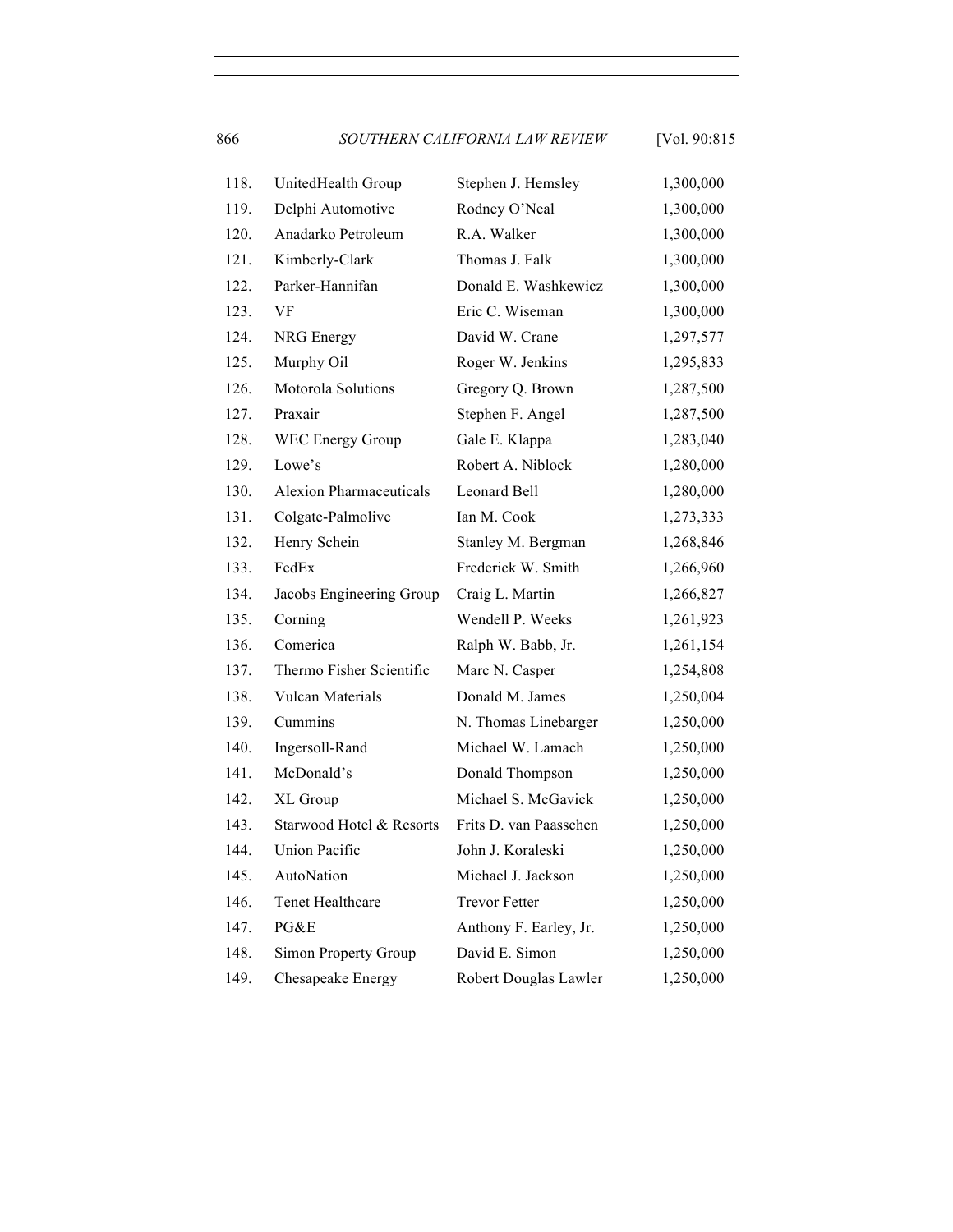| | | | |
|---|---|---|---|
| 118. | UnitedHealth Group | Stephen J. Hemsley | 1,300,000 |
| 119. | Delphi Automotive | Rodney O'Neal | 1,300,000 |
| 120. | Anadarko Petroleum | R.A. Walker | 1,300,000 |
| 121. | Kimberly-Clark | Thomas J. Falk | 1,300,000 |
| 122. | Parker-Hannifan | Donald E. Washkewicz | 1,300,000 |
| 123. | VF | Eric C. Wiseman | 1,300,000 |
| 124. | NRG Energy | David W. Crane | 1,297,577 |
| 125. | Murphy Oil | Roger W. Jenkins | 1,295,833 |
| 126. | Motorola Solutions | Gregory Q. Brown | 1,287,500 |
| 127. | Praxair | Stephen F. Angel | 1,287,500 |
| 128. | WEC Energy Group | Gale E. Klappa | 1,283,040 |
| 129. | Lowe's | Robert A. Niblock | 1,280,000 |
| 130. | Alexion Pharmaceuticals | Leonard Bell | 1,280,000 |
| 131. | Colgate-Palmolive | Ian M. Cook | 1,273,333 |
| 132. | Henry Schein | Stanley M. Bergman | 1,268,846 |
| 133. | FedEx | Frederick W. Smith | 1,266,960 |
| 134. | Jacobs Engineering Group | Craig L. Martin | 1,266,827 |
| 135. | Corning | Wendell P. Weeks | 1,261,923 |
| 136. | Comerica | Ralph W. Babb, Jr. | 1,261,154 |
| 137. | Thermo Fisher Scientific | Marc N. Casper | 1,254,808 |
| 138. | Vulcan Materials | Donald M. James | 1,250,004 |
| 139. | Cummins | N. Thomas Linebarger | 1,250,000 |
| 140. | Ingersoll-Rand | Michael W. Lamach | 1,250,000 |
| 141. | McDonald's | Donald Thompson | 1,250,000 |
| 142. | XL Group | Michael S. McGavick | 1,250,000 |
| 143. | Starwood Hotel & Resorts | Frits D. van Paasschen | 1,250,000 |
| 144. | Union Pacific | John J. Koraleski | 1,250,000 |
| 145. | AutoNation | Michael J. Jackson | 1,250,000 |
| 146. | Tenet Healthcare | Trevor Fetter | 1,250,000 |
| 147. | PG&E | Anthony F. Earley, Jr. | 1,250,000 |
| 148. | Simon Property Group | David E. Simon | 1,250,000 |
| 149. | Chesapeake Energy | Robert Douglas Lawler | 1,250,000 |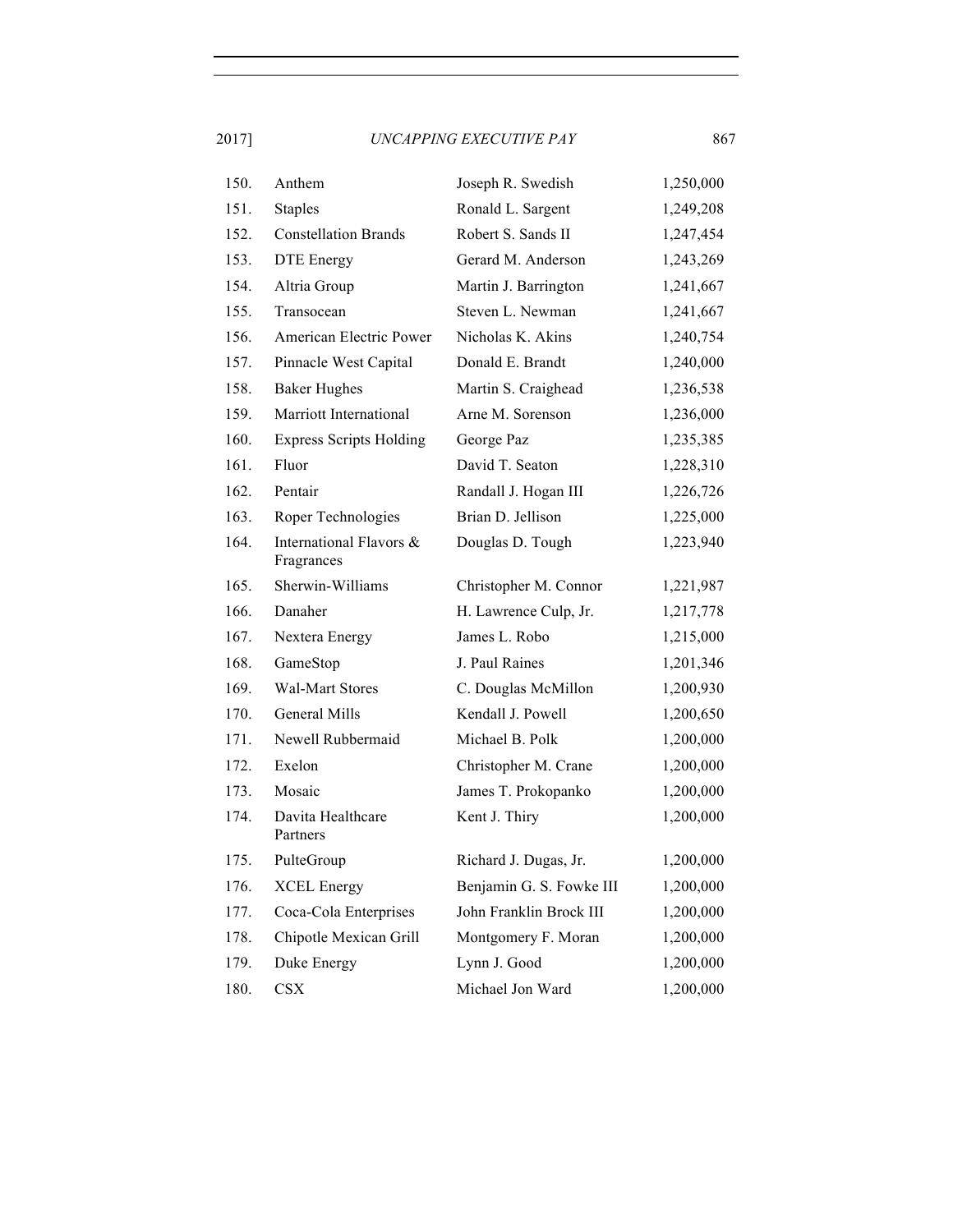| | | | |
|---|---|---|---|
| 150. | Anthem | Joseph R. Swedish | 1,250,000 |
| 151. | Staples | Ronald L. Sargent | 1,249,208 |
| 152. | Constellation Brands | Robert S. Sands II | 1,247,454 |
| 153. | DTE Energy | Gerard M. Anderson | 1,243,269 |
| 154. | Altria Group | Martin J. Barrington | 1,241,667 |
| 155. | Transocean | Steven L. Newman | 1,241,667 |
| 156. | American Electric Power | Nicholas K. Akins | 1,240,754 |
| 157. | Pinnacle West Capital | Donald E. Brandt | 1,240,000 |
| 158. | Baker Hughes | Martin S. Craighead | 1,236,538 |
| 159. | Marriott International | Arne M. Sorenson | 1,236,000 |
| 160. | Express Scripts Holding | George Paz | 1,235,385 |
| 161. | Fluor | David T. Seaton | 1,228,310 |
| 162. | Pentair | Randall J. Hogan III | 1,226,726 |
| 163. | Roper Technologies | Brian D. Jellison | 1,225,000 |
| 164. | International Flavors & Fragrances | Douglas D. Tough | 1,223,940 |
| 165. | Sherwin-Williams | Christopher M. Connor | 1,221,987 |
| 166. | Danaher | H. Lawrence Culp, Jr. | 1,217,778 |
| 167. | Nextera Energy | James L. Robo | 1,215,000 |
| 168. | GameStop | J. Paul Raines | 1,201,346 |
| 169. | Wal-Mart Stores | C. Douglas McMillon | 1,200,930 |
| 170. | General Mills | Kendall J. Powell | 1,200,650 |
| 171. | Newell Rubbermaid | Michael B. Polk | 1,200,000 |
| 172. | Exelon | Christopher M. Crane | 1,200,000 |
| 173. | Mosaic | James T. Prokopanko | 1,200,000 |
| 174. | Davita Healthcare Partners | Kent J. Thiry | 1,200,000 |
| 175. | PulteGroup | Richard J. Dugas, Jr. | 1,200,000 |
| 176. | XCEL Energy | Benjamin G. S. Fowke III | 1,200,000 |
| 177. | Coca-Cola Enterprises | John Franklin Brock III | 1,200,000 |
| 178. | Chipotle Mexican Grill | Montgomery F. Moran | 1,200,000 |
| 179. | Duke Energy | Lynn J. Good | 1,200,000 |
| 180. | CSX | Michael Jon Ward | 1,200,000 |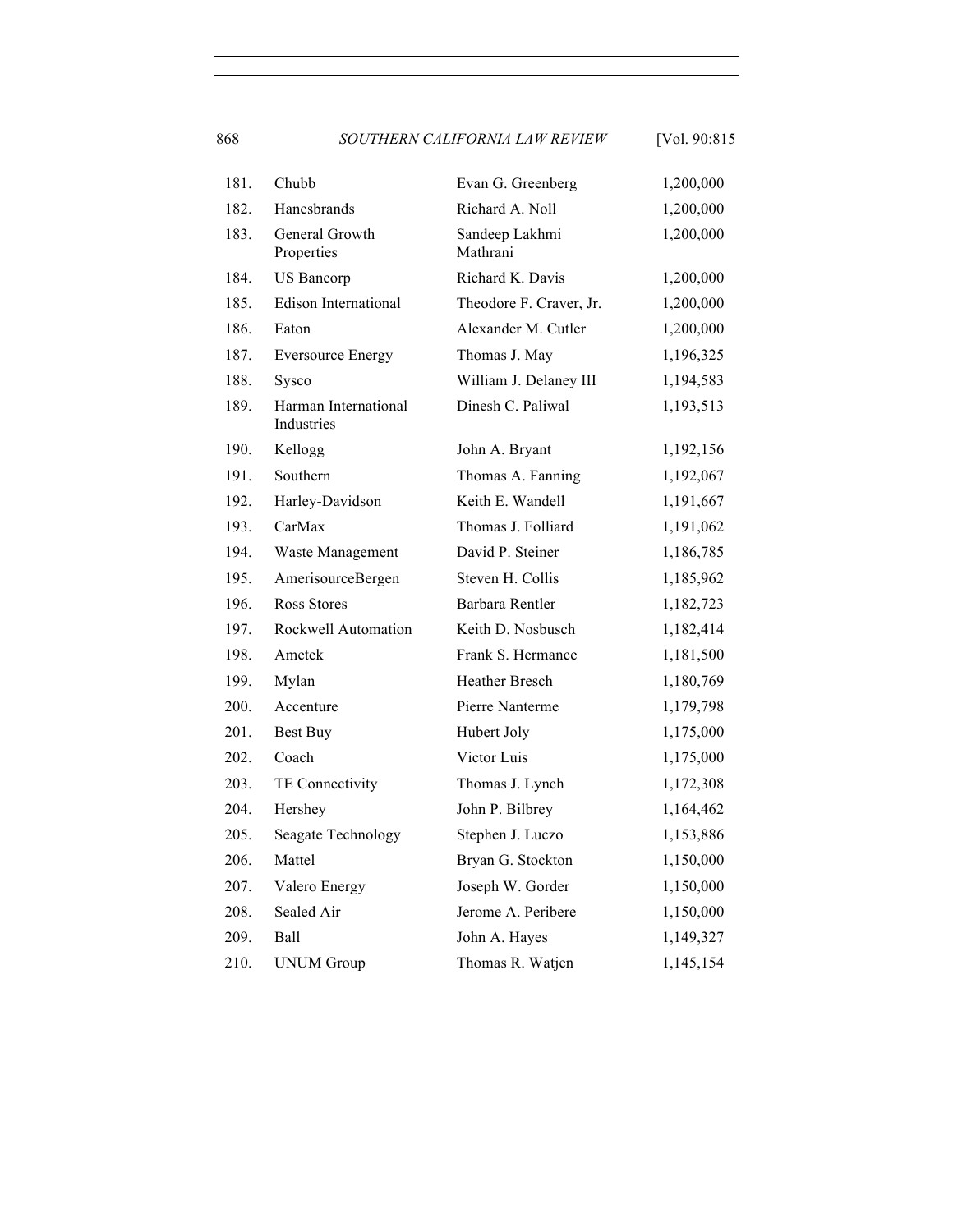| | | | |
|---|---|---|---|
| 181. | Chubb | Evan G. Greenberg | 1,200,000 |
| 182. | Hanesbrands | Richard A. Noll | 1,200,000 |
| 183. | General Growth Properties | Sandeep Lakhmi Mathrani | 1,200,000 |
| 184. | US Bancorp | Richard K. Davis | 1,200,000 |
| 185. | Edison International | Theodore F. Craver, Jr. | 1,200,000 |
| 186. | Eaton | Alexander M. Cutler | 1,200,000 |
| 187. | Eversource Energy | Thomas J. May | 1,196,325 |
| 188. | Sysco | William J. Delaney III | 1,194,583 |
| 189. | Harman International Industries | Dinesh C. Paliwal | 1,193,513 |
| 190. | Kellogg | John A. Bryant | 1,192,156 |
| 191. | Southern | Thomas A. Fanning | 1,192,067 |
| 192. | Harley-Davidson | Keith E. Wandell | 1,191,667 |
| 193. | CarMax | Thomas J. Folliard | 1,191,062 |
| 194. | Waste Management | David P. Steiner | 1,186,785 |
| 195. | AmerisourceBergen | Steven H. Collis | 1,185,962 |
| 196. | Ross Stores | Barbara Rentler | 1,182,723 |
| 197. | Rockwell Automation | Keith D. Nosbusch | 1,182,414 |
| 198. | Ametek | Frank S. Hermance | 1,181,500 |
| 199. | Mylan | Heather Bresch | 1,180,769 |
| 200. | Accenture | Pierre Nanterme | 1,179,798 |
| 201. | Best Buy | Hubert Joly | 1,175,000 |
| 202. | Coach | Victor Luis | 1,175,000 |
| 203. | TE Connectivity | Thomas J. Lynch | 1,172,308 |
| 204. | Hershey | John P. Bilbrey | 1,164,462 |
| 205. | Seagate Technology | Stephen J. Luczo | 1,153,886 |
| 206. | Mattel | Bryan G. Stockton | 1,150,000 |
| 207. | Valero Energy | Joseph W. Gorder | 1,150,000 |
| 208. | Sealed Air | Jerome A. Peribere | 1,150,000 |
| 209. | Ball | John A. Hayes | 1,149,327 |
| 210. | UNUM Group | Thomas R. Watjen | 1,145,154 |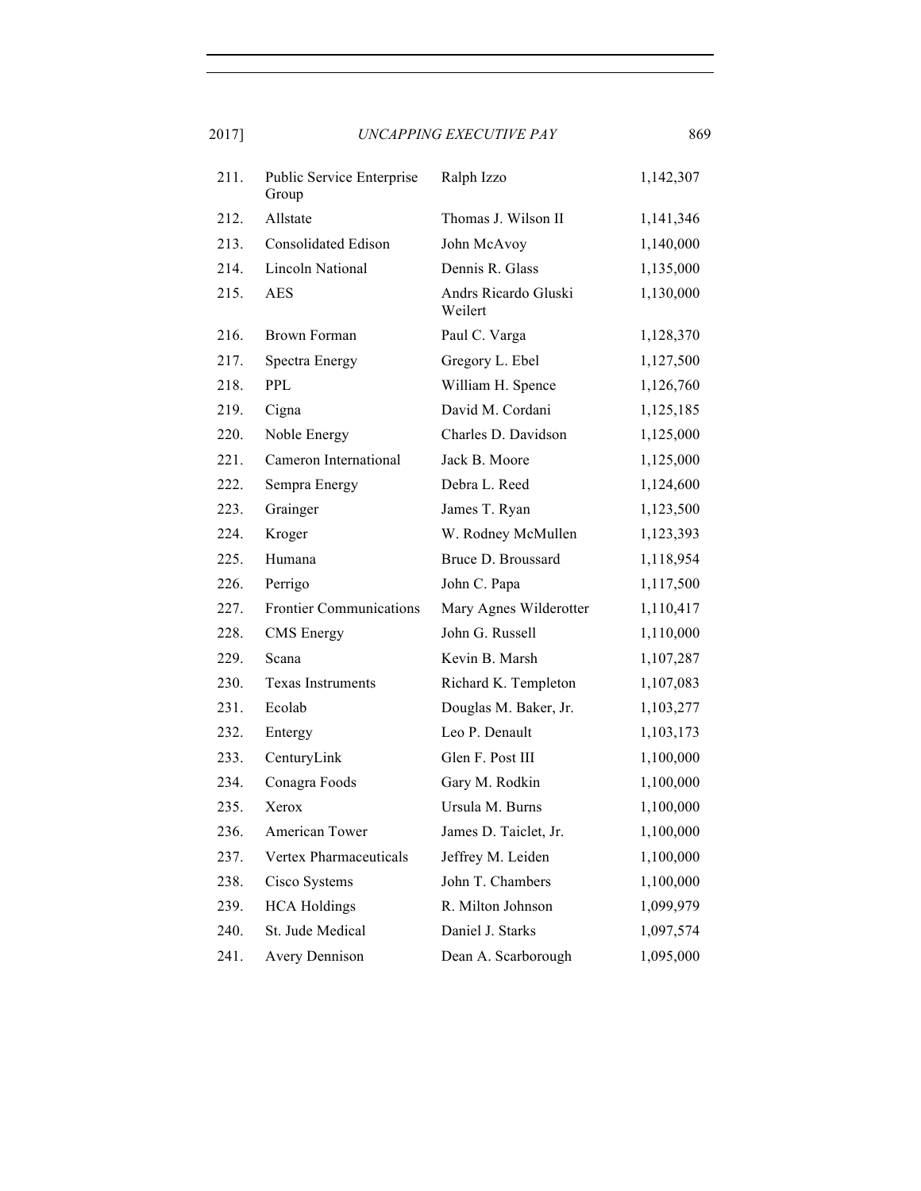| | | | |
|---|---|---|---|
| 211. | Public Service Enterprise Group | Ralph Izzo | 1,142,307 |
| 212. | Allstate | Thomas J. Wilson II | 1,141,346 |
| 213. | Consolidated Edison | John McAvoy | 1,140,000 |
| 214. | Lincoln National | Dennis R. Glass | 1,135,000 |
| 215. | AES | Andrs Ricardo Gluski Weilert | 1,130,000 |
| 216. | Brown Forman | Paul C. Varga | 1,128,370 |
| 217. | Spectra Energy | Gregory L. Ebel | 1,127,500 |
| 218. | PPL | William H. Spence | 1,126,760 |
| 219. | Cigna | David M. Cordani | 1,125,185 |
| 220. | Noble Energy | Charles D. Davidson | 1,125,000 |
| 221. | Cameron International | Jack B. Moore | 1,125,000 |
| 222. | Sempra Energy | Debra L. Reed | 1,124,600 |
| 223. | Grainger | James T. Ryan | 1,123,500 |
| 224. | Kroger | W. Rodney McMullen | 1,123,393 |
| 225. | Humana | Bruce D. Broussard | 1,118,954 |
| 226. | Perrigo | John C. Papa | 1,117,500 |
| 227. | Frontier Communications | Mary Agnes Wilderotter | 1,110,417 |
| 228. | CMS Energy | John G. Russell | 1,110,000 |
| 229. | Scana | Kevin B. Marsh | 1,107,287 |
| 230. | Texas Instruments | Richard K. Templeton | 1,107,083 |
| 231. | Ecolab | Douglas M. Baker, Jr. | 1,103,277 |
| 232. | Entergy | Leo P. Denault | 1,103,173 |
| 233. | CenturyLink | Glen F. Post III | 1,100,000 |
| 234. | Conagra Foods | Gary M. Rodkin | 1,100,000 |
| 235. | Xerox | Ursula M. Burns | 1,100,000 |
| 236. | American Tower | James D. Taiclet, Jr. | 1,100,000 |
| 237. | Vertex Pharmaceuticals | Jeffrey M. Leiden | 1,100,000 |
| 238. | Cisco Systems | John T. Chambers | 1,100,000 |
| 239. | HCA Holdings | R. Milton Johnson | 1,099,979 |
| 240. | St. Jude Medical | Daniel J. Starks | 1,097,574 |
| 241. | Avery Dennison | Dean A. Scarborough | 1,095,000 |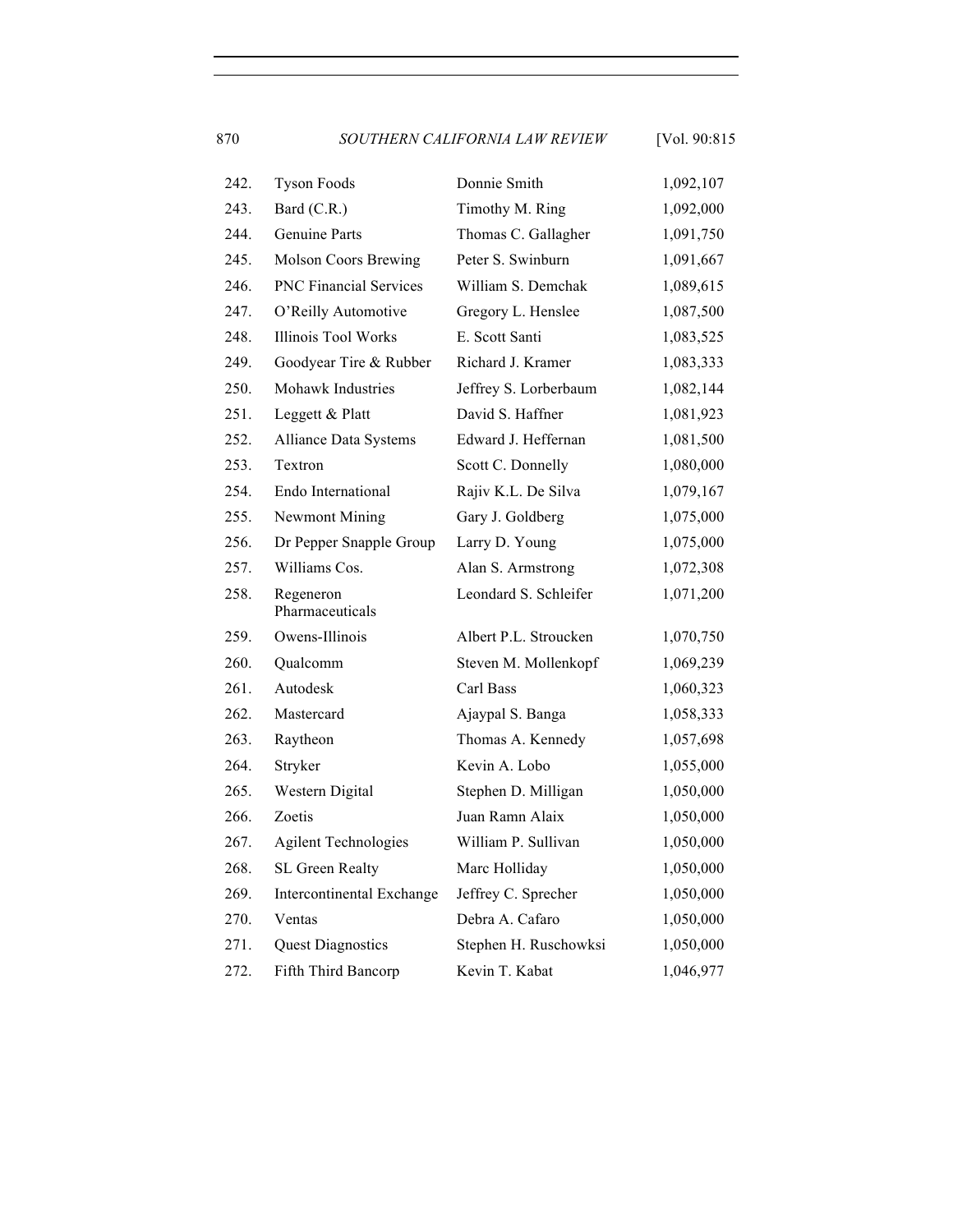| | | | |
|---|---|---|---|
| 242. | Tyson Foods | Donnie Smith | 1,092,107 |
| 243. | Bard (C.R.) | Timothy M. Ring | 1,092,000 |
| 244. | Genuine Parts | Thomas C. Gallagher | 1,091,750 |
| 245. | Molson Coors Brewing | Peter S. Swinburn | 1,091,667 |
| 246. | PNC Financial Services | William S. Demchak | 1,089,615 |
| 247. | O'Reilly Automotive | Gregory L. Henslee | 1,087,500 |
| 248. | Illinois Tool Works | E. Scott Santi | 1,083,525 |
| 249. | Goodyear Tire & Rubber | Richard J. Kramer | 1,083,333 |
| 250. | Mohawk Industries | Jeffrey S. Lorberbaum | 1,082,144 |
| 251. | Leggett & Platt | David S. Haffner | 1,081,923 |
| 252. | Alliance Data Systems | Edward J. Heffernan | 1,081,500 |
| 253. | Textron | Scott C. Donnelly | 1,080,000 |
| 254. | Endo International | Rajiv K.L. De Silva | 1,079,167 |
| 255. | Newmont Mining | Gary J. Goldberg | 1,075,000 |
| 256. | Dr Pepper Snapple Group | Larry D. Young | 1,075,000 |
| 257. | Williams Cos. | Alan S. Armstrong | 1,072,308 |
| 258. | Regeneron Pharmaceuticals | Leondard S. Schleifer | 1,071,200 |
| 259. | Owens-Illinois | Albert P.L. Stroucken | 1,070,750 |
| 260. | Qualcomm | Steven M. Mollenkopf | 1,069,239 |
| 261. | Autodesk | Carl Bass | 1,060,323 |
| 262. | Mastercard | Ajaypal S. Banga | 1,058,333 |
| 263. | Raytheon | Thomas A. Kennedy | 1,057,698 |
| 264. | Stryker | Kevin A. Lobo | 1,055,000 |
| 265. | Western Digital | Stephen D. Milligan | 1,050,000 |
| 266. | Zoetis | Juan Ramn Alaix | 1,050,000 |
| 267. | Agilent Technologies | William P. Sullivan | 1,050,000 |
| 268. | SL Green Realty | Marc Holliday | 1,050,000 |
| 269. | Intercontinental Exchange | Jeffrey C. Sprecher | 1,050,000 |
| 270. | Ventas | Debra A. Cafaro | 1,050,000 |
| 271. | Quest Diagnostics | Stephen H. Ruschowksi | 1,050,000 |
| 272. | Fifth Third Bancorp | Kevin T. Kabat | 1,046,977 |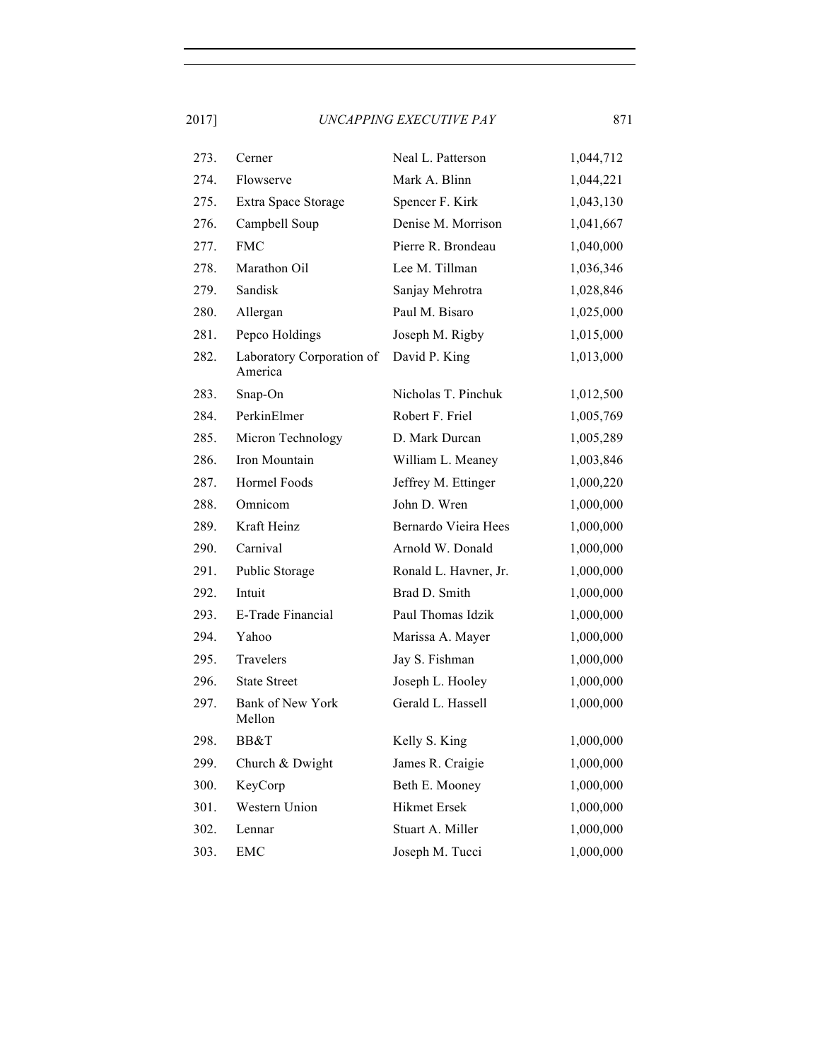| | | | |
|---|---|---|---|
| 273. | Cerner | Neal L. Patterson | 1,044,712 |
| 274. | Flowserve | Mark A. Blinn | 1,044,221 |
| 275. | Extra Space Storage | Spencer F. Kirk | 1,043,130 |
| 276. | Campbell Soup | Denise M. Morrison | 1,041,667 |
| 277. | FMC | Pierre R. Brondeau | 1,040,000 |
| 278. | Marathon Oil | Lee M. Tillman | 1,036,346 |
| 279. | Sandisk | Sanjay Mehrotra | 1,028,846 |
| 280. | Allergan | Paul M. Bisaro | 1,025,000 |
| 281. | Pepco Holdings | Joseph M. Rigby | 1,015,000 |
| 282. | Laboratory Corporation of America | David P. King | 1,013,000 |
| 283. | Snap-On | Nicholas T. Pinchuk | 1,012,500 |
| 284. | PerkinElmer | Robert F. Friel | 1,005,769 |
| 285. | Micron Technology | D. Mark Durcan | 1,005,289 |
| 286. | Iron Mountain | William L. Meaney | 1,003,846 |
| 287. | Hormel Foods | Jeffrey M. Ettinger | 1,000,220 |
| 288. | Omnicom | John D. Wren | 1,000,000 |
| 289. | Kraft Heinz | Bernardo Vieira Hees | 1,000,000 |
| 290. | Carnival | Arnold W. Donald | 1,000,000 |
| 291. | Public Storage | Ronald L. Havner, Jr. | 1,000,000 |
| 292. | Intuit | Brad D. Smith | 1,000,000 |
| 293. | E-Trade Financial | Paul Thomas Idzik | 1,000,000 |
| 294. | Yahoo | Marissa A. Mayer | 1,000,000 |
| 295. | Travelers | Jay S. Fishman | 1,000,000 |
| 296. | State Street | Joseph L. Hooley | 1,000,000 |
| 297. | Bank of New York Mellon | Gerald L. Hassell | 1,000,000 |
| 298. | BB&T | Kelly S. King | 1,000,000 |
| 299. | Church & Dwight | James R. Craigie | 1,000,000 |
| 300. | KeyCorp | Beth E. Mooney | 1,000,000 |
| 301. | Western Union | Hikmet Ersek | 1,000,000 |
| 302. | Lennar | Stuart A. Miller | 1,000,000 |
| 303. | EMC | Joseph M. Tucci | 1,000,000 |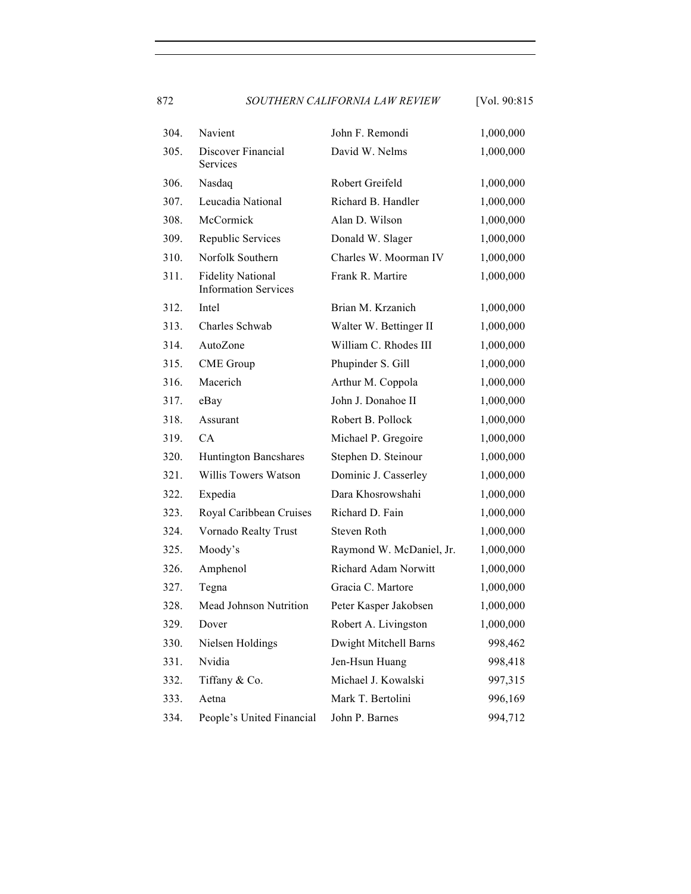| | | | |
|---|---|---|---|
| 304. | Navient | John F. Remondi | 1,000,000 |
| 305. | Discover Financial Services | David W. Nelms | 1,000,000 |
| 306. | Nasdaq | Robert Greifeld | 1,000,000 |
| 307. | Leucadia National | Richard B. Handler | 1,000,000 |
| 308. | McCormick | Alan D. Wilson | 1,000,000 |
| 309. | Republic Services | Donald W. Slager | 1,000,000 |
| 310. | Norfolk Southern | Charles W. Moorman IV | 1,000,000 |
| 311. | Fidelity National Information Services | Frank R. Martire | 1,000,000 |
| 312. | Intel | Brian M. Krzanich | 1,000,000 |
| 313. | Charles Schwab | Walter W. Bettinger II | 1,000,000 |
| 314. | AutoZone | William C. Rhodes III | 1,000,000 |
| 315. | CME Group | Phupinder S. Gill | 1,000,000 |
| 316. | Macerich | Arthur M. Coppola | 1,000,000 |
| 317. | eBay | John J. Donahoe II | 1,000,000 |
| 318. | Assurant | Robert B. Pollock | 1,000,000 |
| 319. | CA | Michael P. Gregoire | 1,000,000 |
| 320. | Huntington Bancshares | Stephen D. Steinour | 1,000,000 |
| 321. | Willis Towers Watson | Dominic J. Casserley | 1,000,000 |
| 322. | Expedia | Dara Khosrowshahi | 1,000,000 |
| 323. | Royal Caribbean Cruises | Richard D. Fain | 1,000,000 |
| 324. | Vornado Realty Trust | Steven Roth | 1,000,000 |
| 325. | Moody's | Raymond W. McDaniel, Jr. | 1,000,000 |
| 326. | Amphenol | Richard Adam Norwitt | 1,000,000 |
| 327. | Tegna | Gracia C. Martore | 1,000,000 |
| 328. | Mead Johnson Nutrition | Peter Kasper Jakobsen | 1,000,000 |
| 329. | Dover | Robert A. Livingston | 1,000,000 |
| 330. | Nielsen Holdings | Dwight Mitchell Barns | 998,462 |
| 331. | Nvidia | Jen-Hsun Huang | 998,418 |
| 332. | Tiffany & Co. | Michael J. Kowalski | 997,315 |
| 333. | Aetna | Mark T. Bertolini | 996,169 |
| 334. | People's United Financial | John P. Barnes | 994,712 |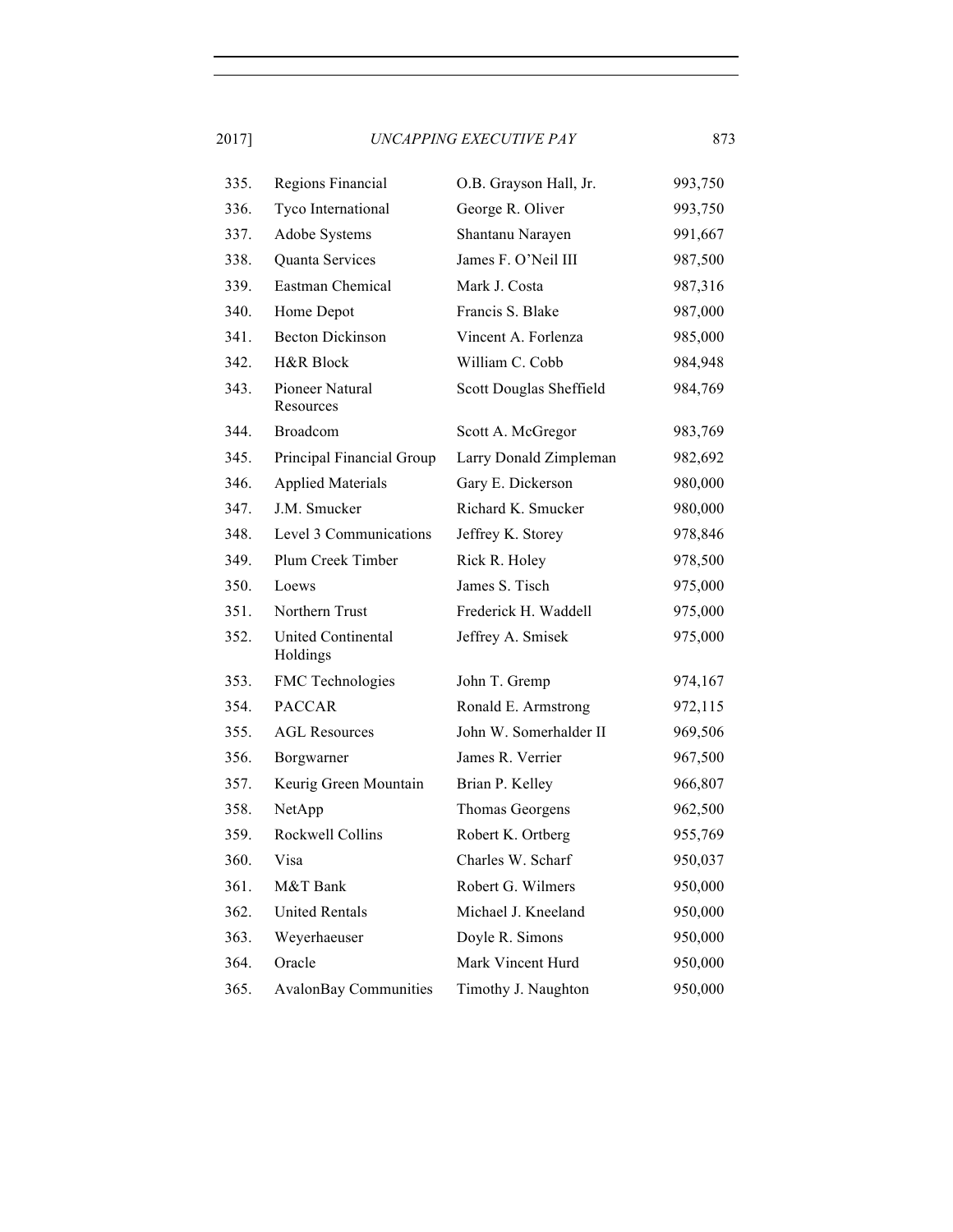| | | | |
|---|---|---|---|
| 335. | Regions Financial | O.B. Grayson Hall, Jr. | 993,750 |
| 336. | Tyco International | George R. Oliver | 993,750 |
| 337. | Adobe Systems | Shantanu Narayen | 991,667 |
| 338. | Quanta Services | James F. O'Neil III | 987,500 |
| 339. | Eastman Chemical | Mark J. Costa | 987,316 |
| 340. | Home Depot | Francis S. Blake | 987,000 |
| 341. | Becton Dickinson | Vincent A. Forlenza | 985,000 |
| 342. | H&R Block | William C. Cobb | 984,948 |
| 343. | Pioneer Natural Resources | Scott Douglas Sheffield | 984,769 |
| 344. | Broadcom | Scott A. McGregor | 983,769 |
| 345. | Principal Financial Group | Larry Donald Zimpleman | 982,692 |
| 346. | Applied Materials | Gary E. Dickerson | 980,000 |
| 347. | J.M. Smucker | Richard K. Smucker | 980,000 |
| 348. | Level 3 Communications | Jeffrey K. Storey | 978,846 |
| 349. | Plum Creek Timber | Rick R. Holey | 978,500 |
| 350. | Loews | James S. Tisch | 975,000 |
| 351. | Northern Trust | Frederick H. Waddell | 975,000 |
| 352. | United Continental Holdings | Jeffrey A. Smisek | 975,000 |
| 353. | FMC Technologies | John T. Gremp | 974,167 |
| 354. | PACCAR | Ronald E. Armstrong | 972,115 |
| 355. | AGL Resources | John W. Somerhalder II | 969,506 |
| 356. | Borgwarner | James R. Verrier | 967,500 |
| 357. | Keurig Green Mountain | Brian P. Kelley | 966,807 |
| 358. | NetApp | Thomas Georgens | 962,500 |
| 359. | Rockwell Collins | Robert K. Ortberg | 955,769 |
| 360. | Visa | Charles W. Scharf | 950,037 |
| 361. | M&T Bank | Robert G. Wilmers | 950,000 |
| 362. | United Rentals | Michael J. Kneeland | 950,000 |
| 363. | Weyerhaeuser | Doyle R. Simons | 950,000 |
| 364. | Oracle | Mark Vincent Hurd | 950,000 |
| 365. | AvalonBay Communities | Timothy J. Naughton | 950,000 |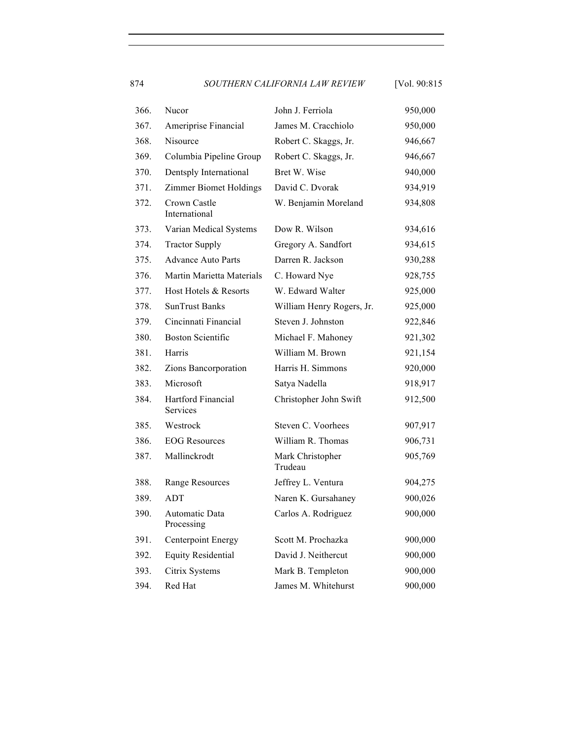| | | | |
|---|---|---|---|
| 366. | Nucor | John J. Ferriola | 950,000 |
| 367. | Ameriprise Financial | James M. Cracchiolo | 950,000 |
| 368. | Nisource | Robert C. Skaggs, Jr. | 946,667 |
| 369. | Columbia Pipeline Group | Robert C. Skaggs, Jr. | 946,667 |
| 370. | Dentsply International | Bret W. Wise | 940,000 |
| 371. | Zimmer Biomet Holdings | David C. Dvorak | 934,919 |
| 372. | Crown Castle International | W. Benjamin Moreland | 934,808 |
| 373. | Varian Medical Systems | Dow R. Wilson | 934,616 |
| 374. | Tractor Supply | Gregory A. Sandfort | 934,615 |
| 375. | Advance Auto Parts | Darren R. Jackson | 930,288 |
| 376. | Martin Marietta Materials | C. Howard Nye | 928,755 |
| 377. | Host Hotels & Resorts | W. Edward Walter | 925,000 |
| 378. | SunTrust Banks | William Henry Rogers, Jr. | 925,000 |
| 379. | Cincinnati Financial | Steven J. Johnston | 922,846 |
| 380. | Boston Scientific | Michael F. Mahoney | 921,302 |
| 381. | Harris | William M. Brown | 921,154 |
| 382. | Zions Bancorporation | Harris H. Simmons | 920,000 |
| 383. | Microsoft | Satya Nadella | 918,917 |
| 384. | Hartford Financial Services | Christopher John Swift | 912,500 |
| 385. | Westrock | Steven C. Voorhees | 907,917 |
| 386. | EOG Resources | William R. Thomas | 906,731 |
| 387. | Mallinckrodt | Mark Christopher Trudeau | 905,769 |
| 388. | Range Resources | Jeffrey L. Ventura | 904,275 |
| 389. | ADT | Naren K. Gursahaney | 900,026 |
| 390. | Automatic Data Processing | Carlos A. Rodriguez | 900,000 |
| 391. | Centerpoint Energy | Scott M. Prochazka | 900,000 |
| 392. | Equity Residential | David J. Neithercut | 900,000 |
| 393. | Citrix Systems | Mark B. Templeton | 900,000 |
| 394. | Red Hat | James M. Whitehurst | 900,000 |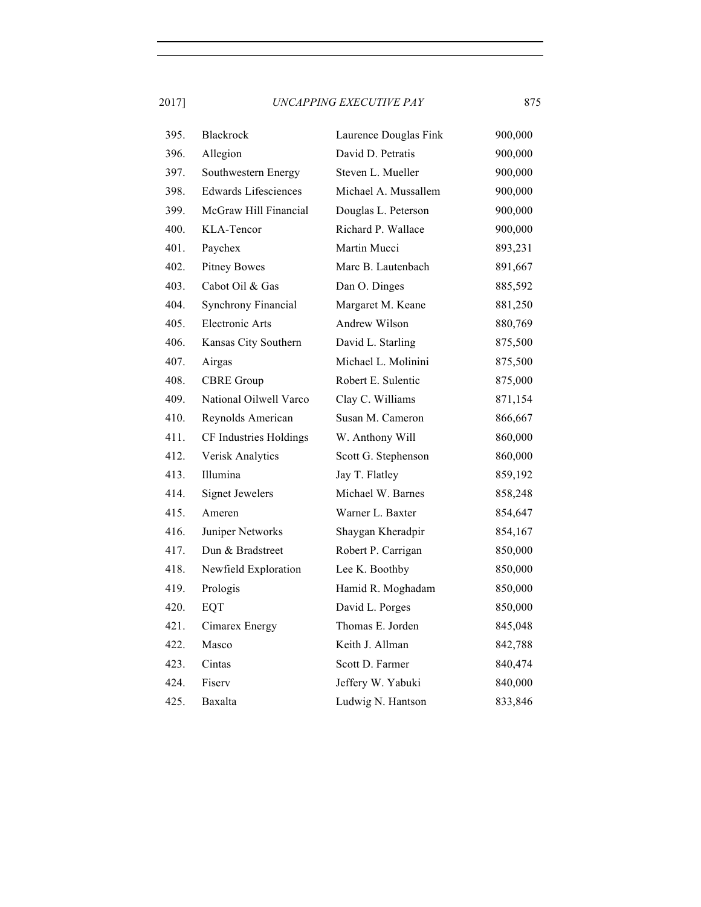| | | | |
|---|---|---|---|
| 395. | Blackrock | Laurence Douglas Fink | 900,000 |
| 396. | Allegion | David D. Petratis | 900,000 |
| 397. | Southwestern Energy | Steven L. Mueller | 900,000 |
| 398. | Edwards Lifesciences | Michael A. Mussallem | 900,000 |
| 399. | McGraw Hill Financial | Douglas L. Peterson | 900,000 |
| 400. | KLA-Tencor | Richard P. Wallace | 900,000 |
| 401. | Paychex | Martin Mucci | 893,231 |
| 402. | Pitney Bowes | Marc B. Lautenbach | 891,667 |
| 403. | Cabot Oil & Gas | Dan O. Dinges | 885,592 |
| 404. | Synchrony Financial | Margaret M. Keane | 881,250 |
| 405. | Electronic Arts | Andrew Wilson | 880,769 |
| 406. | Kansas City Southern | David L. Starling | 875,500 |
| 407. | Airgas | Michael L. Molinini | 875,500 |
| 408. | CBRE Group | Robert E. Sulentic | 875,000 |
| 409. | National Oilwell Varco | Clay C. Williams | 871,154 |
| 410. | Reynolds American | Susan M. Cameron | 866,667 |
| 411. | CF Industries Holdings | W. Anthony Will | 860,000 |
| 412. | Verisk Analytics | Scott G. Stephenson | 860,000 |
| 413. | Illumina | Jay T. Flatley | 859,192 |
| 414. | Signet Jewelers | Michael W. Barnes | 858,248 |
| 415. | Ameren | Warner L. Baxter | 854,647 |
| 416. | Juniper Networks | Shaygan Kheradpir | 854,167 |
| 417. | Dun & Bradstreet | Robert P. Carrigan | 850,000 |
| 418. | Newfield Exploration | Lee K. Boothby | 850,000 |
| 419. | Prologis | Hamid R. Moghadam | 850,000 |
| 420. | EQT | David L. Porges | 850,000 |
| 421. | Cimarex Energy | Thomas E. Jorden | 845,048 |
| 422. | Masco | Keith J. Allman | 842,788 |
| 423. | Cintas | Scott D. Farmer | 840,474 |
| 424. | Fiserv | Jeffery W. Yabuki | 840,000 |
| 425. | Baxalta | Ludwig N. Hantson | 833,846 |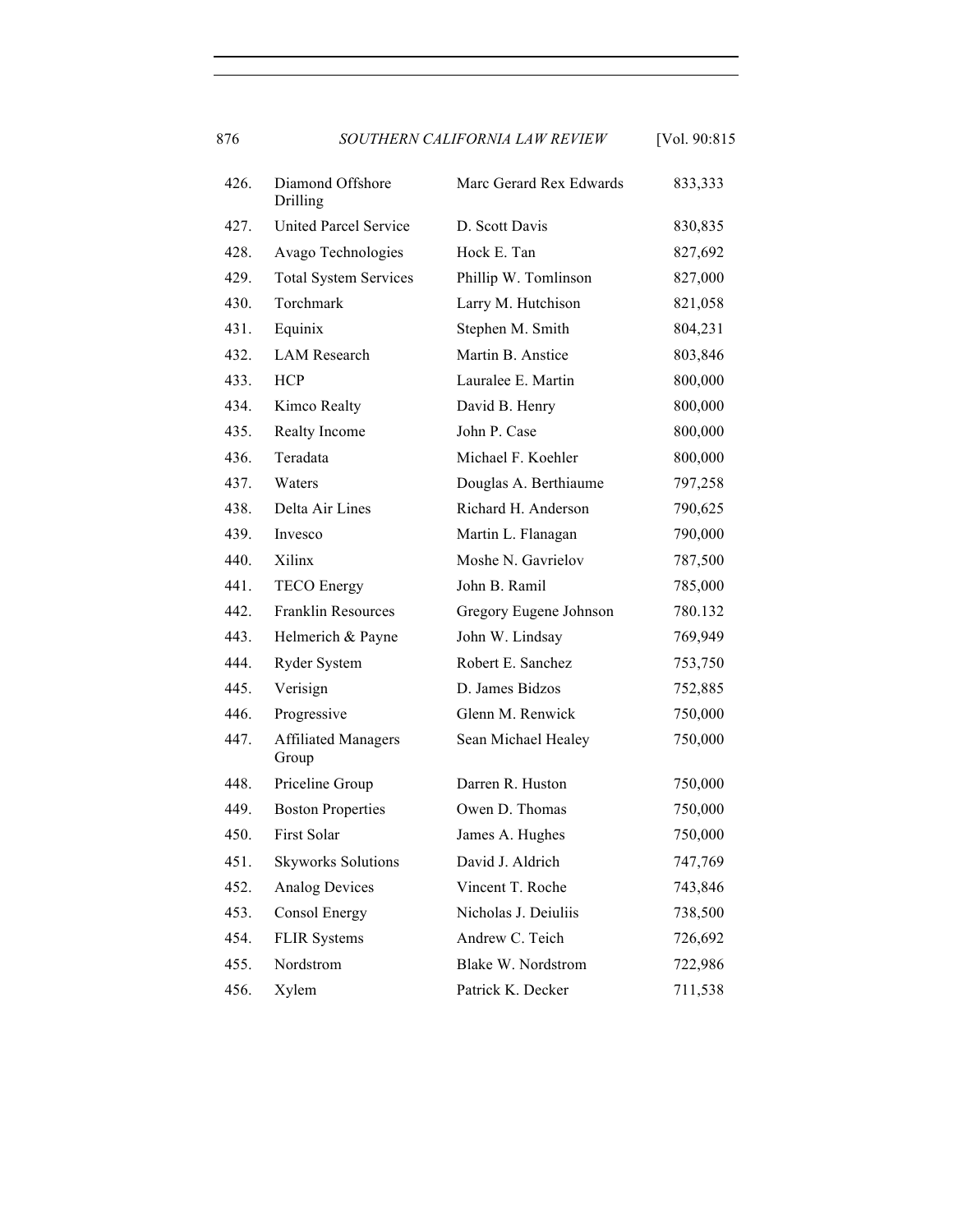| | | | |
|---|---|---|---|
| 426. | Diamond Offshore Drilling | Marc Gerard Rex Edwards | 833,333 |
| 427. | United Parcel Service | D. Scott Davis | 830,835 |
| 428. | Avago Technologies | Hock E. Tan | 827,692 |
| 429. | Total System Services | Phillip W. Tomlinson | 827,000 |
| 430. | Torchmark | Larry M. Hutchison | 821,058 |
| 431. | Equinix | Stephen M. Smith | 804,231 |
| 432. | LAM Research | Martin B. Anstice | 803,846 |
| 433. | HCP | Lauralee E. Martin | 800,000 |
| 434. | Kimco Realty | David B. Henry | 800,000 |
| 435. | Realty Income | John P. Case | 800,000 |
| 436. | Teradata | Michael F. Koehler | 800,000 |
| 437. | Waters | Douglas A. Berthiaume | 797,258 |
| 438. | Delta Air Lines | Richard H. Anderson | 790,625 |
| 439. | Invesco | Martin L. Flanagan | 790,000 |
| 440. | Xilinx | Moshe N. Gavrielov | 787,500 |
| 441. | TECO Energy | John B. Ramil | 785,000 |
| 442. | Franklin Resources | Gregory Eugene Johnson | 780.132 |
| 443. | Helmerich & Payne | John W. Lindsay | 769,949 |
| 444. | Ryder System | Robert E. Sanchez | 753,750 |
| 445. | Verisign | D. James Bidzos | 752,885 |
| 446. | Progressive | Glenn M. Renwick | 750,000 |
| 447. | Affiliated Managers Group | Sean Michael Healey | 750,000 |
| 448. | Priceline Group | Darren R. Huston | 750,000 |
| 449. | Boston Properties | Owen D. Thomas | 750,000 |
| 450. | First Solar | James A. Hughes | 750,000 |
| 451. | Skyworks Solutions | David J. Aldrich | 747,769 |
| 452. | Analog Devices | Vincent T. Roche | 743,846 |
| 453. | Consol Energy | Nicholas J. Deiuliis | 738,500 |
| 454. | FLIR Systems | Andrew C. Teich | 726,692 |
| 455. | Nordstrom | Blake W. Nordstrom | 722,986 |
| 456. | Xylem | Patrick K. Decker | 711,538 |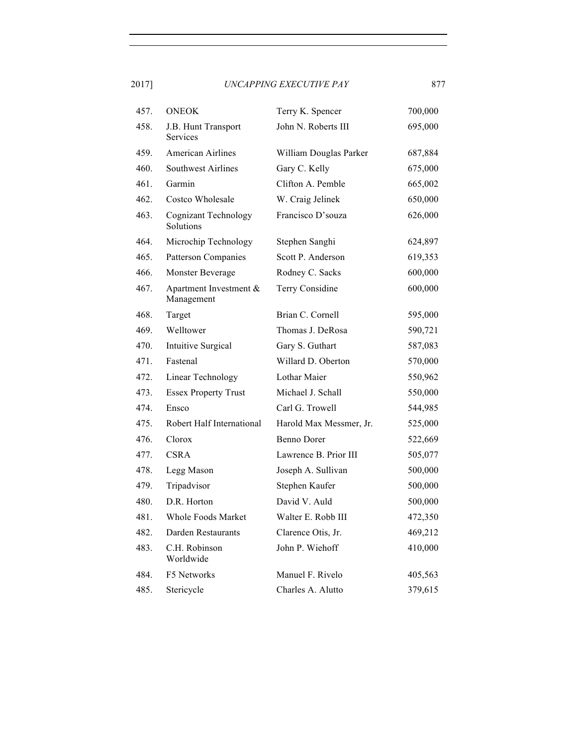| | | | |
|---|---|---|---|
| 457. | ONEOK | Terry K. Spencer | 700,000 |
| 458. | J.B. Hunt Transport Services | John N. Roberts III | 695,000 |
| 459. | American Airlines | William Douglas Parker | 687,884 |
| 460. | Southwest Airlines | Gary C. Kelly | 675,000 |
| 461. | Garmin | Clifton A. Pemble | 665,002 |
| 462. | Costco Wholesale | W. Craig Jelinek | 650,000 |
| 463. | Cognizant Technology Solutions | Francisco D'souza | 626,000 |
| 464. | Microchip Technology | Stephen Sanghi | 624,897 |
| 465. | Patterson Companies | Scott P. Anderson | 619,353 |
| 466. | Monster Beverage | Rodney C. Sacks | 600,000 |
| 467. | Apartment Investment & Management | Terry Considine | 600,000 |
| 468. | Target | Brian C. Cornell | 595,000 |
| 469. | Welltower | Thomas J. DeRosa | 590,721 |
| 470. | Intuitive Surgical | Gary S. Guthart | 587,083 |
| 471. | Fastenal | Willard D. Oberton | 570,000 |
| 472. | Linear Technology | Lothar Maier | 550,962 |
| 473. | Essex Property Trust | Michael J. Schall | 550,000 |
| 474. | Ensco | Carl G. Trowell | 544,985 |
| 475. | Robert Half International | Harold Max Messmer, Jr. | 525,000 |
| 476. | Clorox | Benno Dorer | 522,669 |
| 477. | CSRA | Lawrence B. Prior III | 505,077 |
| 478. | Legg Mason | Joseph A. Sullivan | 500,000 |
| 479. | Tripadvisor | Stephen Kaufer | 500,000 |
| 480. | D.R. Horton | David V. Auld | 500,000 |
| 481. | Whole Foods Market | Walter E. Robb III | 472,350 |
| 482. | Darden Restaurants | Clarence Otis, Jr. | 469,212 |
| 483. | C.H. Robinson Worldwide | John P. Wiehoff | 410,000 |
| 484. | F5 Networks | Manuel F. Rivelo | 405,563 |
| 485. | Stericycle | Charles A. Alutto | 379,615 |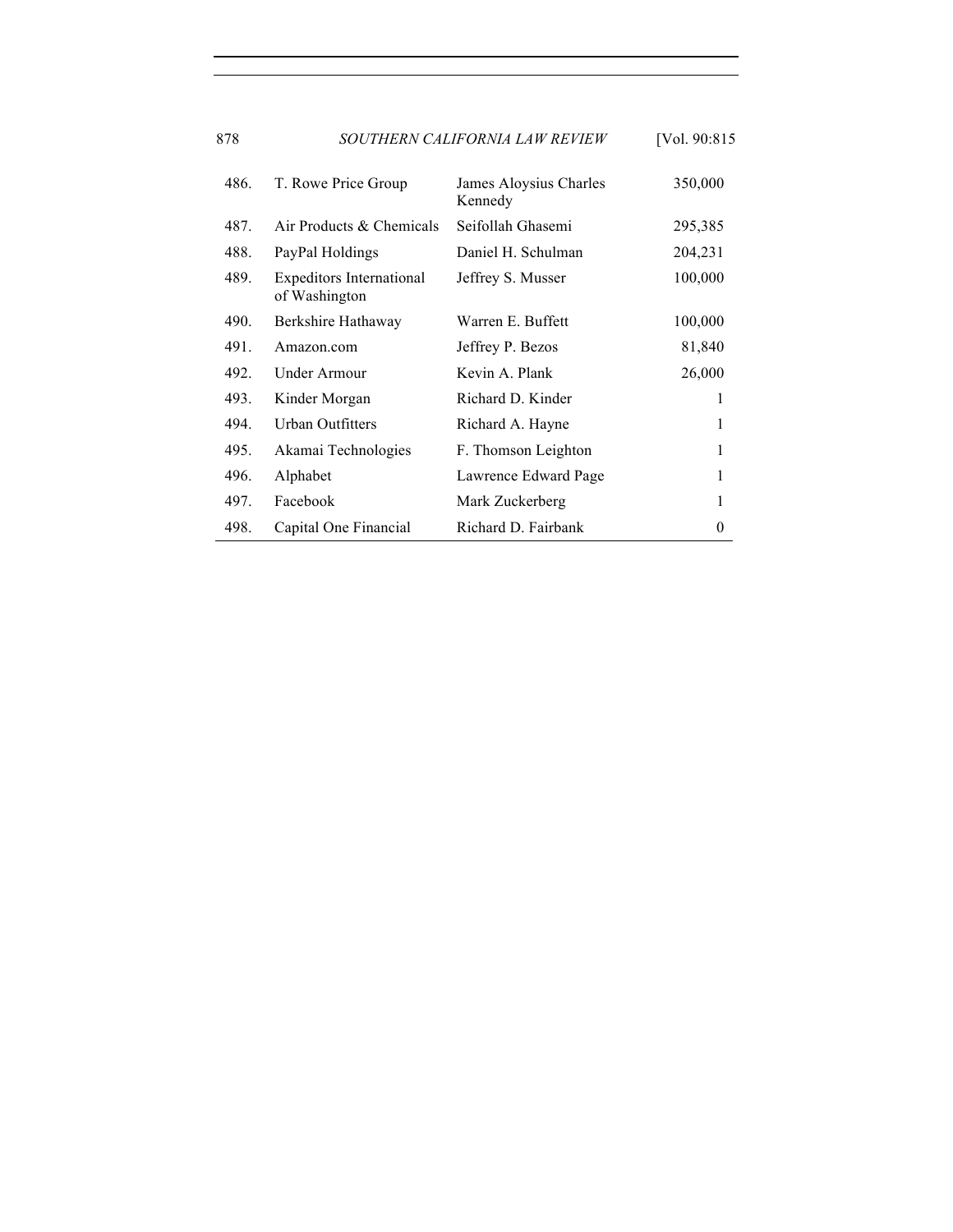| | | | |
|---|---|---|---|
| 486. | T. Rowe Price Group | James Aloysius Charles Kennedy | 350,000 |
| 487. | Air Products & Chemicals | Seifollah Ghasemi | 295,385 |
| 488. | PayPal Holdings | Daniel H. Schulman | 204,231 |
| 489. | Expeditors International of Washington | Jeffrey S. Musser | 100,000 |
| 490. | Berkshire Hathaway | Warren E. Buffett | 100,000 |
| 491. | Amazon.com | Jeffrey P. Bezos | 81,840 |
| 492. | Under Armour | Kevin A. Plank | 26,000 |
| 493. | Kinder Morgan | Richard D. Kinder | 1 |
| 494. | Urban Outfitters | Richard A. Hayne | 1 |
| 495. | Akamai Technologies | F. Thomson Leighton | 1 |
| 496. | Alphabet | Lawrence Edward Page | 1 |
| 497. | Facebook | Mark Zuckerberg | 1 |
| 498. | Capital One Financial | Richard D. Fairbank | 0 |